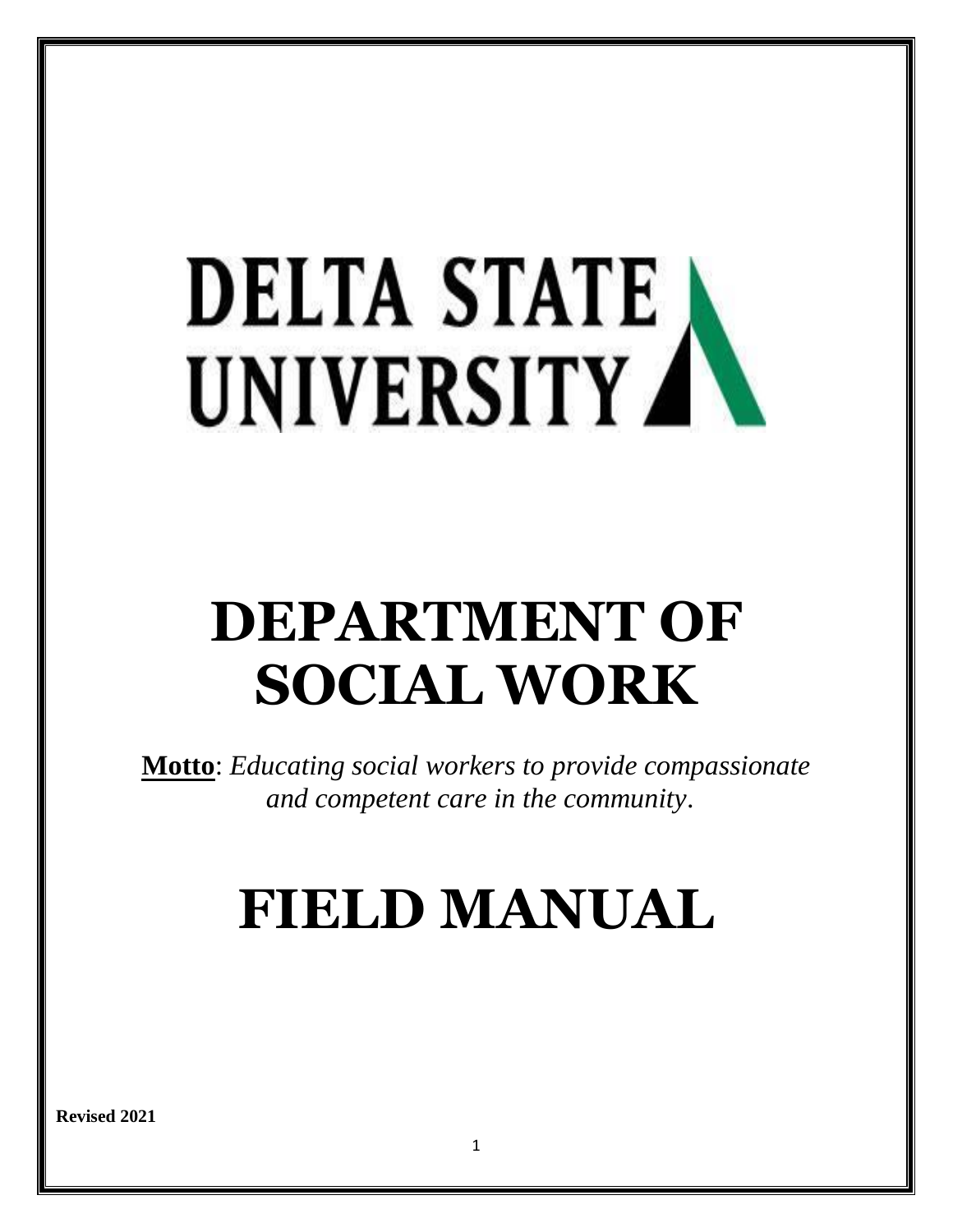# DELTA STATE UNIVERSITY

# DEPARTMENT OF SOCIAL WORK

**Motto**: *Educating social workers to provide compassionate and competent care in the community*.

# FIELD MANUAL

**Revised 2021**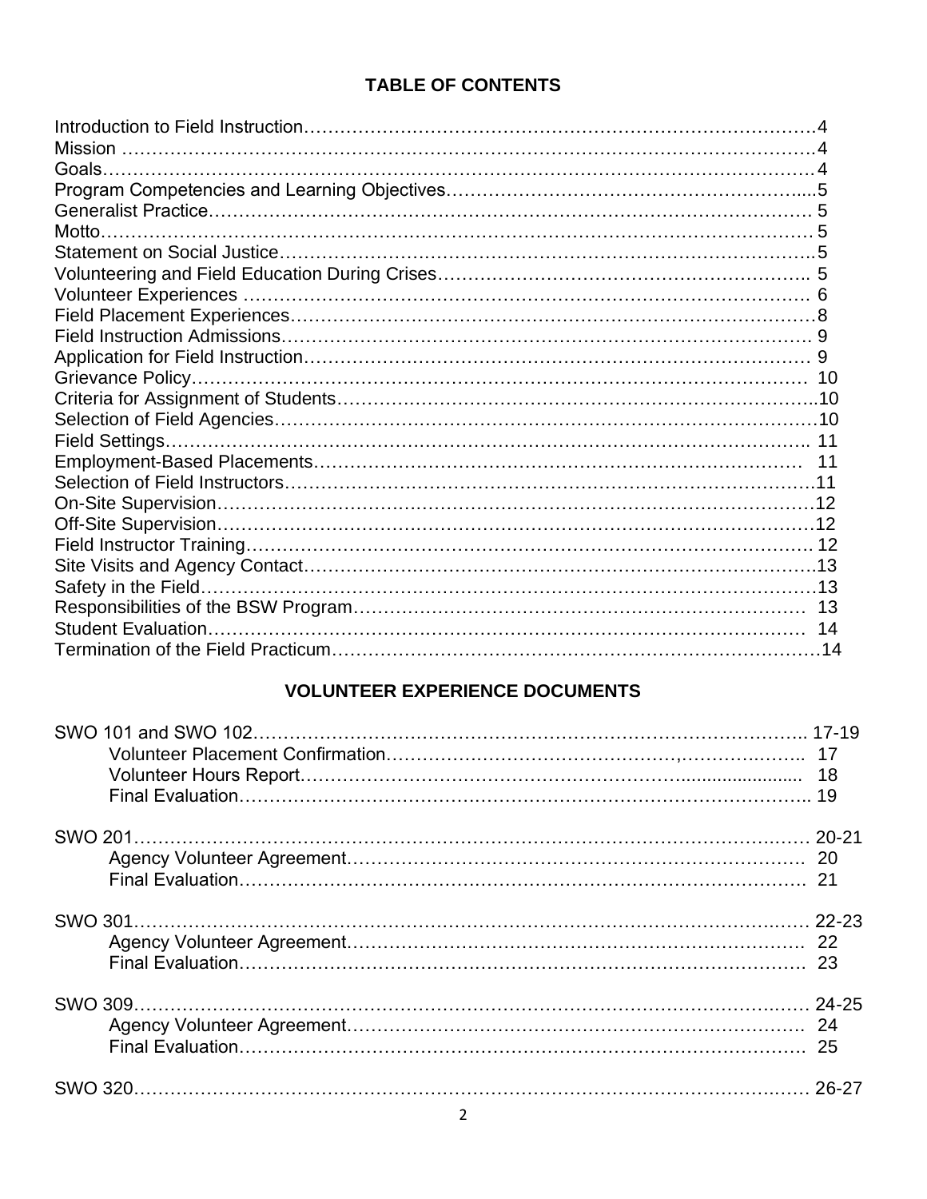## TABLE OF CONTENTS

Introduction to Field Instruction……………………………………………………………………4
Mission ……………………………………………………………………………………………4
Goals…………………………………………………………………………………………………4
Program Competencies and Learning Objectives……………………………………………....5
Generalist Practice………………………………………………………………………………… 5
Motto…………………………………………………………………………………………………. 5
Statement on Social Justice………………………………………………………………………..5
Volunteering and Field Education During Crises…………………………………………………….. 5
Volunteer Experiences ……………………………………………………………………………. 6
Field Placement Experiences………………………………………………………………………8
Field Instruction Admissions………………………………………………………………………. 9
Application for Field Instruction…………………………………………………………………… 9
Grievance Policy…………………………………………………………………………………… 10
Criteria for Assignment of Students……………………………………………………………...10
Selection of Field Agencies…………………………………………………………………………10
Field Settings………………………………………………………………………………………. 11
Employment-Based Placements…………………………………………………………………… 11
Selection of Field Instructors………………………………………………………………………11
On-Site Supervision…………………………………………………………………………………12
Off-Site Supervision…………………………………………………………………………………12
Field Instructor Training……………………………………………………………………………. 12
Site Visits and Agency Contact……………………………………………………………………13
Safety in the Field……………………………………………………………………………………13
Responsibilities of the BSW Program…………………………………………………………… 13
Student Evaluation…………………………………………………………………………………… 14
Termination of the Field Practicum…………………………………………………………………14

## VOLUNTEER EXPERIENCE DOCUMENTS

SWO 101 and SWO 102……………………………………………………………………………….. 17-19
- Volunteer Placement Confirmation……………………………………………………….. 17
- Volunteer Hours Report……………………………………………………........................ 18
- Final Evaluation……………………………………………………………………………….. 19

SWO 201…………………………………………………………………………………………… 20-21
- Agency Volunteer Agreement………………………………………………………………… 20
- Final Evaluation………………………………………………………………………………. 21

SWO 301…………………………………………………………………………………………… 22-23
- Agency Volunteer Agreement………………………………………………………………… 22
- Final Evaluation………………………………………………………………………………. 23

SWO 309…………………………………………………………………………………………… 24-25
- Agency Volunteer Agreement………………………………………………………………… 24
- Final Evaluation………………………………………………………………………………. 25

SWO 320…………………………………………………………………………………………… 26-27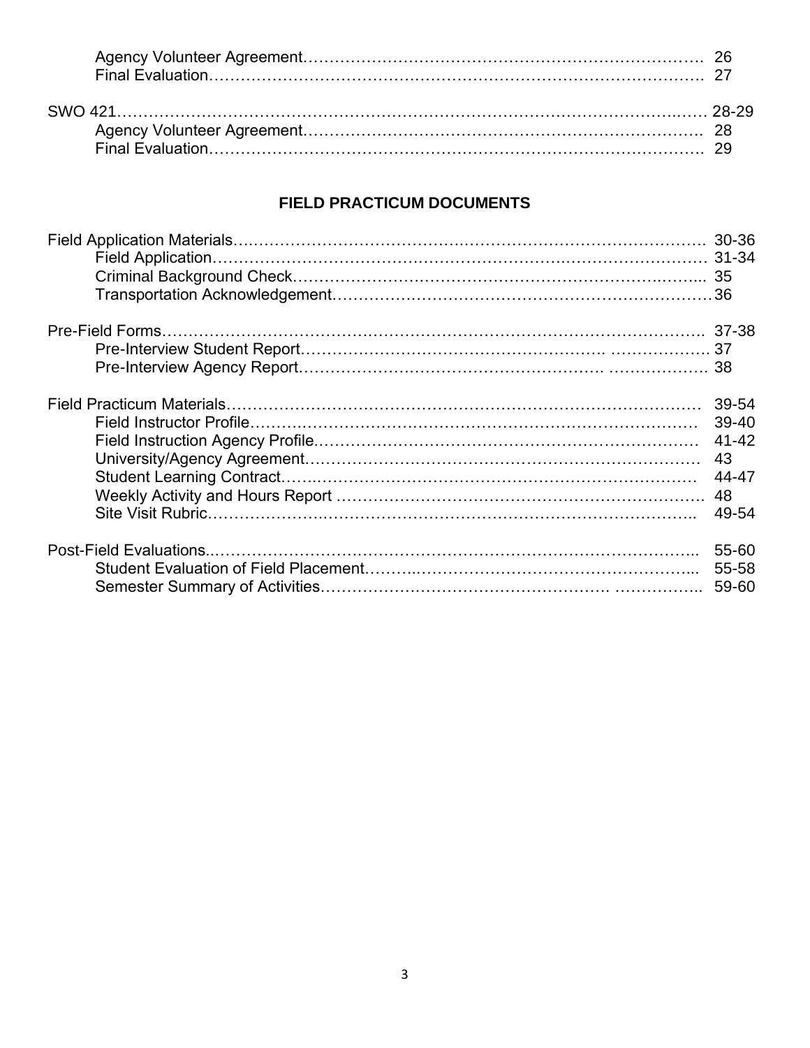Agency Volunteer Agreement………………………………………………………………. 26
Final Evaluation…………………………………………………………………………. 27

SWO 421………………………………………………………………………………………… 28-29
Agency Volunteer Agreement………………………………………………………………. 28
Final Evaluation…………………………………………………………………………. 29

## FIELD PRACTICUM DOCUMENTS

Field Application Materials……………………………………………………………………. 30-36
Field Application…………………………………………………………………………… 31-34
Criminal Background Check……………………………………………………………... 35
Transportation Acknowledgement…………………………………………………………36

Pre-Field Forms………………………………………………………………………………. 37-38
Pre-Interview Student Report……………………………………………………………. 37
Pre-Interview Agency Report……………………………………………………………. 38

Field Practicum Materials…………………………………………………………………… 39-54
Field Instructor Profile…………………………………………………………………… 39-40
Field Instruction Agency Profile………………………………………………………… 41-42
University/Agency Agreement…………………………………………………………… 43
Student Learning Contract……………………………………………………………… 44-47
Weekly Activity and Hours Report ……………………………………………………. 48
Site Visit Rubric…………………………………………………………………………... 49-54

Post-Field Evaluations………………………………………………………………………. 55-60
Student Evaluation of Field Placement………………………………………………... 55-58
Semester Summary of Activities………………………………………………………... 59-60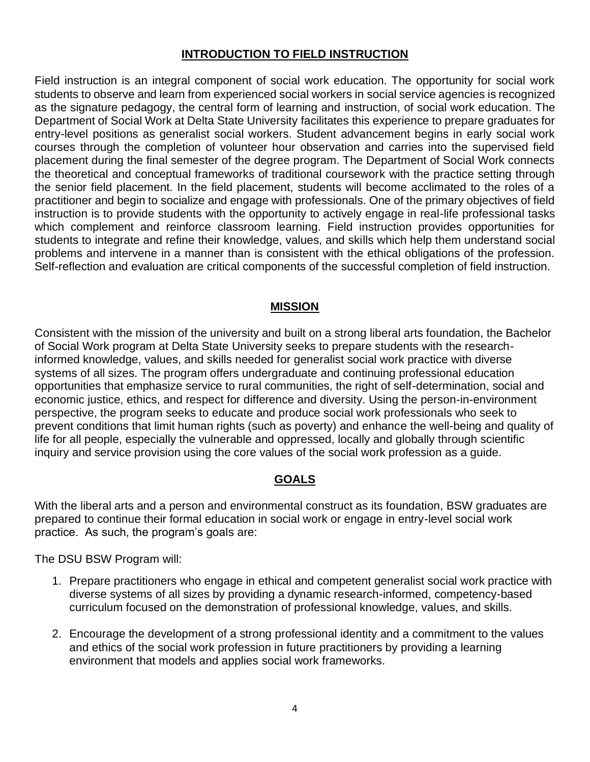## INTRODUCTION TO FIELD INSTRUCTION

Field instruction is an integral component of social work education. The opportunity for social work students to observe and learn from experienced social workers in social service agencies is recognized as the signature pedagogy, the central form of learning and instruction, of social work education. The Department of Social Work at Delta State University facilitates this experience to prepare graduates for entry-level positions as generalist social workers. Student advancement begins in early social work courses through the completion of volunteer hour observation and carries into the supervised field placement during the final semester of the degree program. The Department of Social Work connects the theoretical and conceptual frameworks of traditional coursework with the practice setting through the senior field placement. In the field placement, students will become acclimated to the roles of a practitioner and begin to socialize and engage with professionals. One of the primary objectives of field instruction is to provide students with the opportunity to actively engage in real-life professional tasks which complement and reinforce classroom learning. Field instruction provides opportunities for students to integrate and refine their knowledge, values, and skills which help them understand social problems and intervene in a manner than is consistent with the ethical obligations of the profession. Self-reflection and evaluation are critical components of the successful completion of field instruction.

## MISSION

Consistent with the mission of the university and built on a strong liberal arts foundation, the Bachelor of Social Work program at Delta State University seeks to prepare students with the research-informed knowledge, values, and skills needed for generalist social work practice with diverse systems of all sizes. The program offers undergraduate and continuing professional education opportunities that emphasize service to rural communities, the right of self-determination, social and economic justice, ethics, and respect for difference and diversity. Using the person-in-environment perspective, the program seeks to educate and produce social work professionals who seek to prevent conditions that limit human rights (such as poverty) and enhance the well-being and quality of life for all people, especially the vulnerable and oppressed, locally and globally through scientific inquiry and service provision using the core values of the social work profession as a guide.

## GOALS

With the liberal arts and a person and environmental construct as its foundation, BSW graduates are prepared to continue their formal education in social work or engage in entry-level social work practice. As such, the program's goals are:

The DSU BSW Program will:

1. Prepare practitioners who engage in ethical and competent generalist social work practice with diverse systems of all sizes by providing a dynamic research-informed, competency-based curriculum focused on the demonstration of professional knowledge, values, and skills.

2. Encourage the development of a strong professional identity and a commitment to the values and ethics of the social work profession in future practitioners by providing a learning environment that models and applies social work frameworks.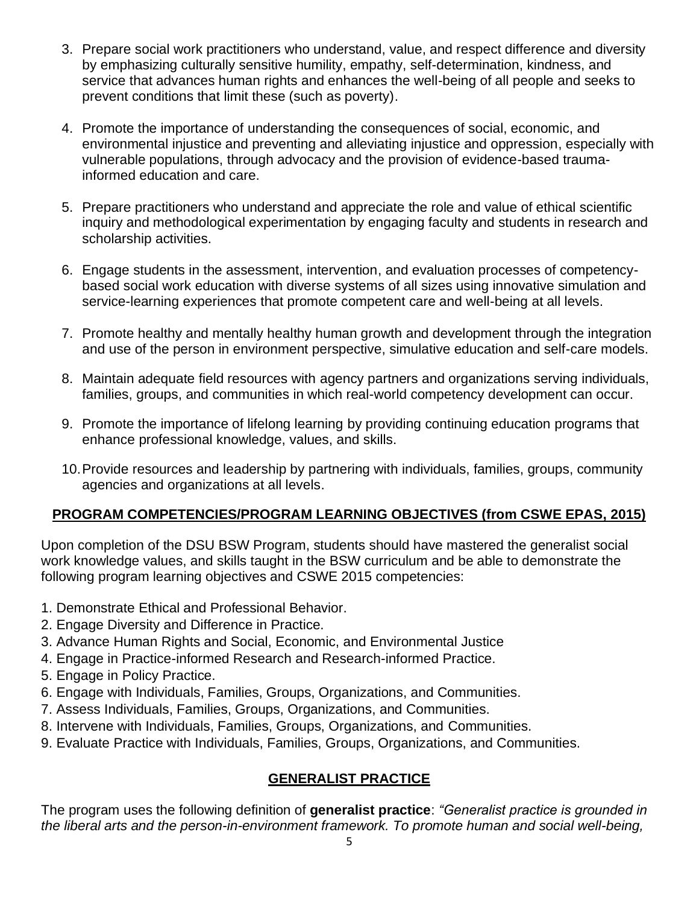3. Prepare social work practitioners who understand, value, and respect difference and diversity by emphasizing culturally sensitive humility, empathy, self-determination, kindness, and service that advances human rights and enhances the well-being of all people and seeks to prevent conditions that limit these (such as poverty).

4. Promote the importance of understanding the consequences of social, economic, and environmental injustice and preventing and alleviating injustice and oppression, especially with vulnerable populations, through advocacy and the provision of evidence-based trauma-informed education and care.

5. Prepare practitioners who understand and appreciate the role and value of ethical scientific inquiry and methodological experimentation by engaging faculty and students in research and scholarship activities.

6. Engage students in the assessment, intervention, and evaluation processes of competency-based social work education with diverse systems of all sizes using innovative simulation and service-learning experiences that promote competent care and well-being at all levels.

7. Promote healthy and mentally healthy human growth and development through the integration and use of the person in environment perspective, simulative education and self-care models.

8. Maintain adequate field resources with agency partners and organizations serving individuals, families, groups, and communities in which real-world competency development can occur.

9. Promote the importance of lifelong learning by providing continuing education programs that enhance professional knowledge, values, and skills.

10. Provide resources and leadership by partnering with individuals, families, groups, community agencies and organizations at all levels.

## PROGRAM COMPETENCIES/PROGRAM LEARNING OBJECTIVES (from CSWE EPAS, 2015)

Upon completion of the DSU BSW Program, students should have mastered the generalist social work knowledge values, and skills taught in the BSW curriculum and be able to demonstrate the following program learning objectives and CSWE 2015 competencies:

1. Demonstrate Ethical and Professional Behavior.
2. Engage Diversity and Difference in Practice.
3. Advance Human Rights and Social, Economic, and Environmental Justice
4. Engage in Practice-informed Research and Research-informed Practice.
5. Engage in Policy Practice.
6. Engage with Individuals, Families, Groups, Organizations, and Communities.
7. Assess Individuals, Families, Groups, Organizations, and Communities.
8. Intervene with Individuals, Families, Groups, Organizations, and Communities.
9. Evaluate Practice with Individuals, Families, Groups, Organizations, and Communities.

## GENERALIST PRACTICE

The program uses the following definition of **generalist practice**: *"Generalist practice is grounded in the liberal arts and the person-in-environment framework. To promote human and social well-being,*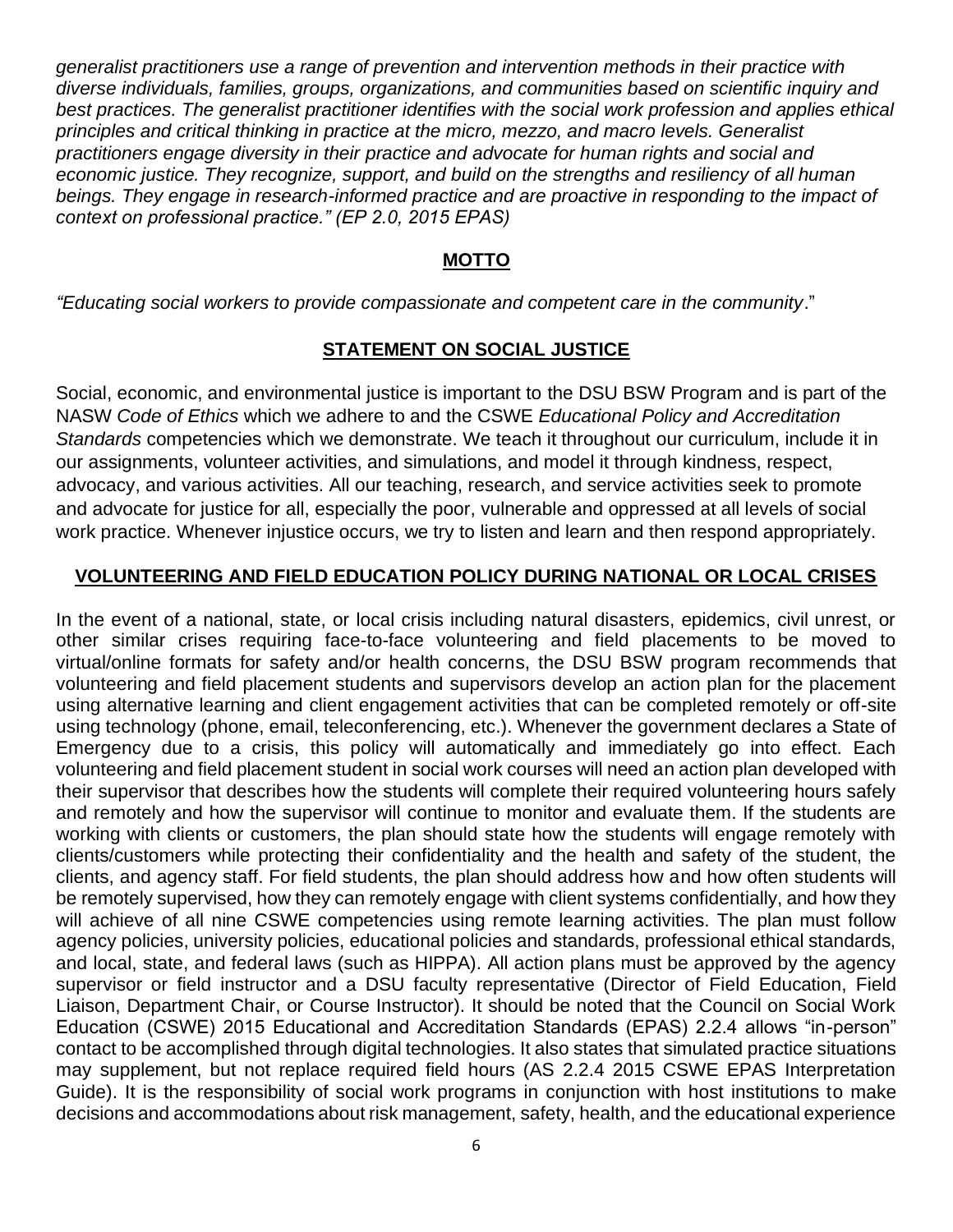*generalist practitioners use a range of prevention and intervention methods in their practice with diverse individuals, families, groups, organizations, and communities based on scientific inquiry and best practices. The generalist practitioner identifies with the social work profession and applies ethical principles and critical thinking in practice at the micro, mezzo, and macro levels. Generalist practitioners engage diversity in their practice and advocate for human rights and social and economic justice. They recognize, support, and build on the strengths and resiliency of all human beings. They engage in research-informed practice and are proactive in responding to the impact of context on professional practice." (EP 2.0, 2015 EPAS)*

## MOTTO

*"Educating social workers to provide compassionate and competent care in the community*."

## STATEMENT ON SOCIAL JUSTICE

Social, economic, and environmental justice is important to the DSU BSW Program and is part of the NASW *Code of Ethics* which we adhere to and the CSWE *Educational Policy and Accreditation Standards* competencies which we demonstrate. We teach it throughout our curriculum, include it in our assignments, volunteer activities, and simulations, and model it through kindness, respect, advocacy, and various activities. All our teaching, research, and service activities seek to promote and advocate for justice for all, especially the poor, vulnerable and oppressed at all levels of social work practice. Whenever injustice occurs, we try to listen and learn and then respond appropriately.

## VOLUNTEERING AND FIELD EDUCATION POLICY DURING NATIONAL OR LOCAL CRISES

In the event of a national, state, or local crisis including natural disasters, epidemics, civil unrest, or other similar crises requiring face-to-face volunteering and field placements to be moved to virtual/online formats for safety and/or health concerns, the DSU BSW program recommends that volunteering and field placement students and supervisors develop an action plan for the placement using alternative learning and client engagement activities that can be completed remotely or off-site using technology (phone, email, teleconferencing, etc.). Whenever the government declares a State of Emergency due to a crisis, this policy will automatically and immediately go into effect. Each volunteering and field placement student in social work courses will need an action plan developed with their supervisor that describes how the students will complete their required volunteering hours safely and remotely and how the supervisor will continue to monitor and evaluate them. If the students are working with clients or customers, the plan should state how the students will engage remotely with clients/customers while protecting their confidentiality and the health and safety of the student, the clients, and agency staff. For field students, the plan should address how and how often students will be remotely supervised, how they can remotely engage with client systems confidentially, and how they will achieve of all nine CSWE competencies using remote learning activities. The plan must follow agency policies, university policies, educational policies and standards, professional ethical standards, and local, state, and federal laws (such as HIPPA). All action plans must be approved by the agency supervisor or field instructor and a DSU faculty representative (Director of Field Education, Field Liaison, Department Chair, or Course Instructor). It should be noted that the Council on Social Work Education (CSWE) 2015 Educational and Accreditation Standards (EPAS) 2.2.4 allows "in-person" contact to be accomplished through digital technologies. It also states that simulated practice situations may supplement, but not replace required field hours (AS 2.2.4 2015 CSWE EPAS Interpretation Guide). It is the responsibility of social work programs in conjunction with host institutions to make decisions and accommodations about risk management, safety, health, and the educational experience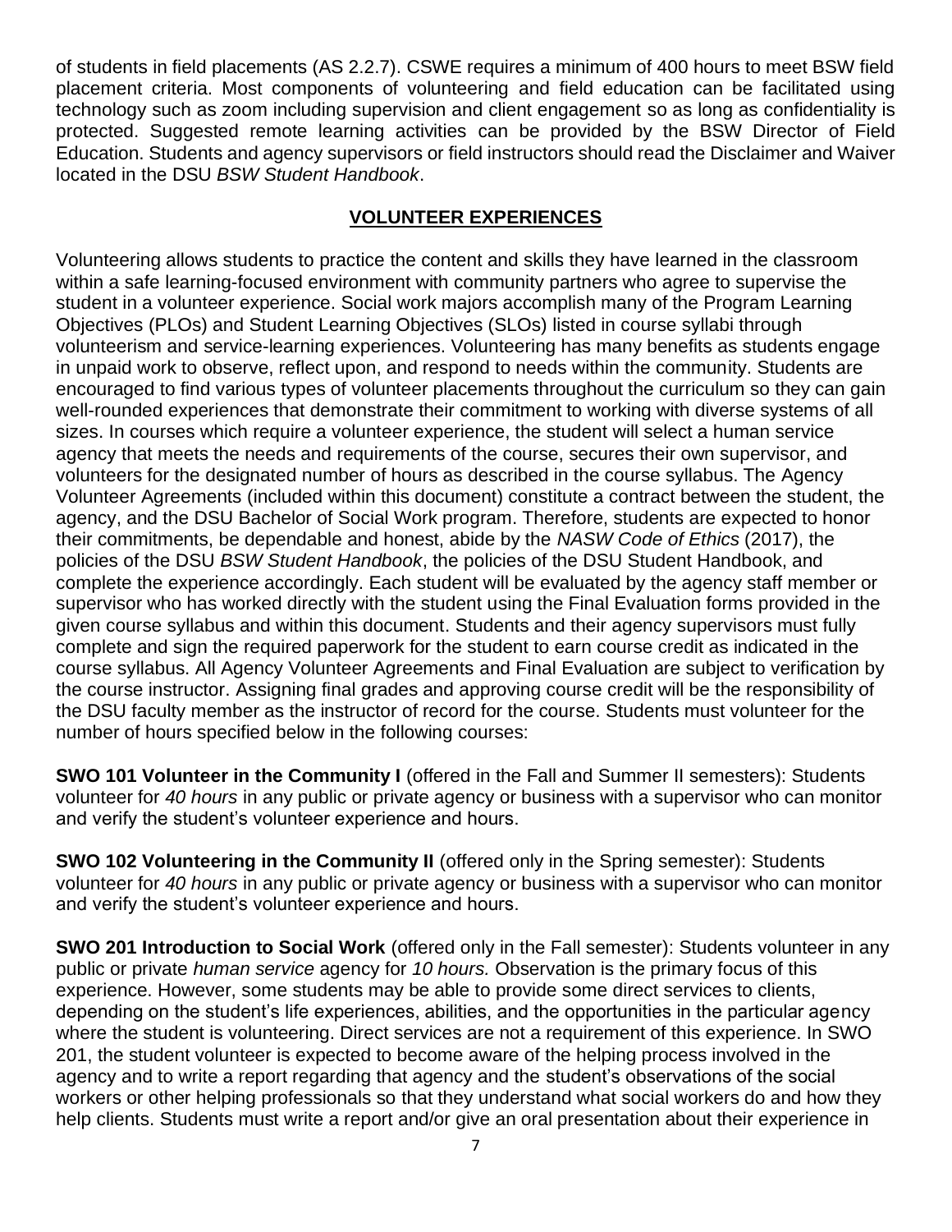of students in field placements (AS 2.2.7). CSWE requires a minimum of 400 hours to meet BSW field placement criteria. Most components of volunteering and field education can be facilitated using technology such as zoom including supervision and client engagement so as long as confidentiality is protected. Suggested remote learning activities can be provided by the BSW Director of Field Education. Students and agency supervisors or field instructors should read the Disclaimer and Waiver located in the DSU *BSW Student Handbook*.

## VOLUNTEER EXPERIENCES

Volunteering allows students to practice the content and skills they have learned in the classroom within a safe learning-focused environment with community partners who agree to supervise the student in a volunteer experience. Social work majors accomplish many of the Program Learning Objectives (PLOs) and Student Learning Objectives (SLOs) listed in course syllabi through volunteerism and service-learning experiences. Volunteering has many benefits as students engage in unpaid work to observe, reflect upon, and respond to needs within the community. Students are encouraged to find various types of volunteer placements throughout the curriculum so they can gain well-rounded experiences that demonstrate their commitment to working with diverse systems of all sizes. In courses which require a volunteer experience, the student will select a human service agency that meets the needs and requirements of the course, secures their own supervisor, and volunteers for the designated number of hours as described in the course syllabus. The Agency Volunteer Agreements (included within this document) constitute a contract between the student, the agency, and the DSU Bachelor of Social Work program. Therefore, students are expected to honor their commitments, be dependable and honest, abide by the *NASW Code of Ethics* (2017), the policies of the DSU *BSW Student Handbook*, the policies of the DSU Student Handbook, and complete the experience accordingly. Each student will be evaluated by the agency staff member or supervisor who has worked directly with the student using the Final Evaluation forms provided in the given course syllabus and within this document. Students and their agency supervisors must fully complete and sign the required paperwork for the student to earn course credit as indicated in the course syllabus. All Agency Volunteer Agreements and Final Evaluation are subject to verification by the course instructor. Assigning final grades and approving course credit will be the responsibility of the DSU faculty member as the instructor of record for the course. Students must volunteer for the number of hours specified below in the following courses:

**SWO 101 Volunteer in the Community I** (offered in the Fall and Summer II semesters): Students volunteer for *40 hours* in any public or private agency or business with a supervisor who can monitor and verify the student's volunteer experience and hours.

**SWO 102 Volunteering in the Community II** (offered only in the Spring semester): Students volunteer for *40 hours* in any public or private agency or business with a supervisor who can monitor and verify the student's volunteer experience and hours.

**SWO 201 Introduction to Social Work** (offered only in the Fall semester): Students volunteer in any public or private *human service* agency for *10 hours.* Observation is the primary focus of this experience. However, some students may be able to provide some direct services to clients, depending on the student's life experiences, abilities, and the opportunities in the particular agency where the student is volunteering. Direct services are not a requirement of this experience. In SWO 201, the student volunteer is expected to become aware of the helping process involved in the agency and to write a report regarding that agency and the student's observations of the social workers or other helping professionals so that they understand what social workers do and how they help clients. Students must write a report and/or give an oral presentation about their experience in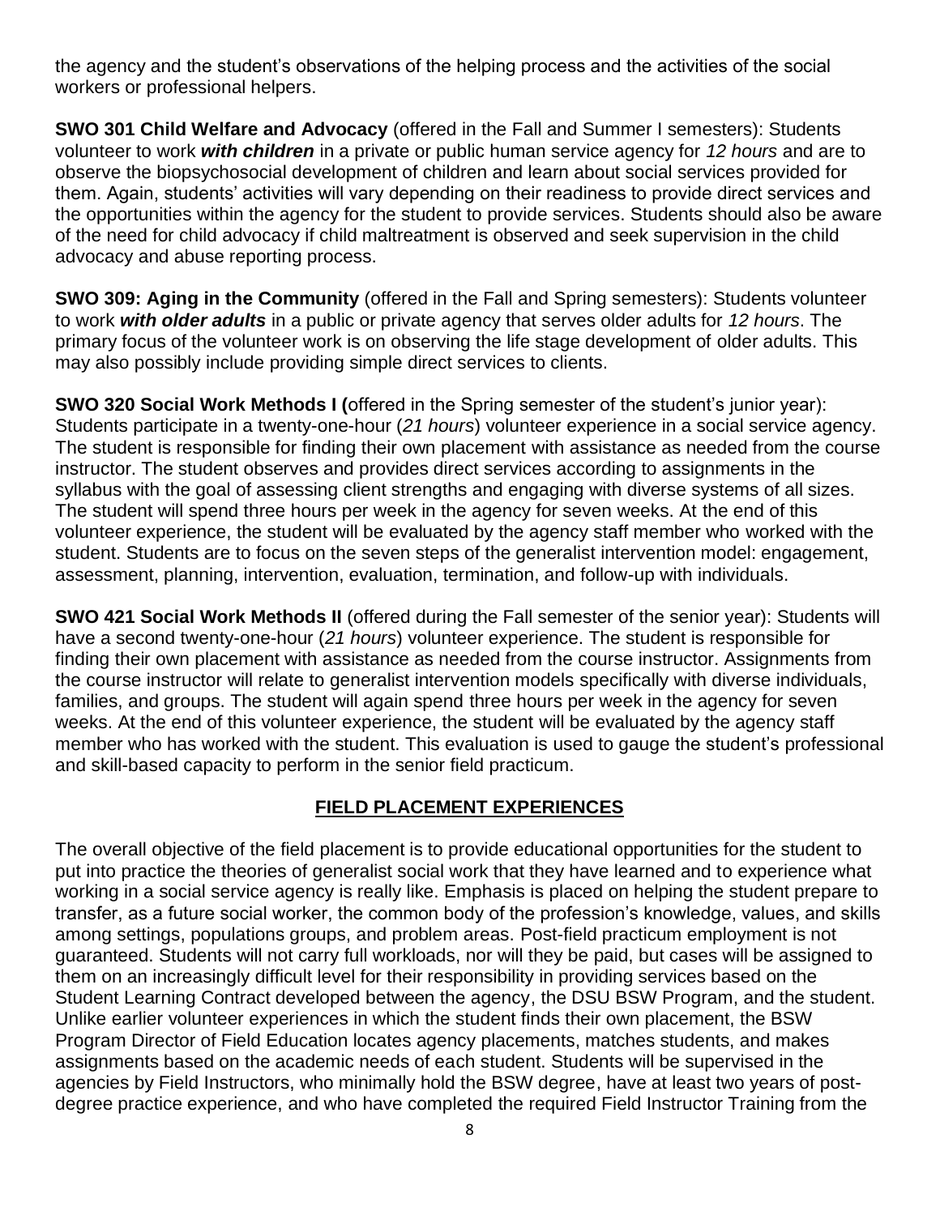the agency and the student's observations of the helping process and the activities of the social workers or professional helpers.

**SWO 301 Child Welfare and Advocacy** (offered in the Fall and Summer I semesters): Students volunteer to work ***with children*** in a private or public human service agency for *12 hours* and are to observe the biopsychosocial development of children and learn about social services provided for them. Again, students' activities will vary depending on their readiness to provide direct services and the opportunities within the agency for the student to provide services. Students should also be aware of the need for child advocacy if child maltreatment is observed and seek supervision in the child advocacy and abuse reporting process.

**SWO 309: Aging in the Community** (offered in the Fall and Spring semesters): Students volunteer to work ***with older adults*** in a public or private agency that serves older adults for *12 hours*. The primary focus of the volunteer work is on observing the life stage development of older adults. This may also possibly include providing simple direct services to clients.

**SWO 320 Social Work Methods I (**offered in the Spring semester of the student's junior year): Students participate in a twenty-one-hour (*21 hours*) volunteer experience in a social service agency. The student is responsible for finding their own placement with assistance as needed from the course instructor. The student observes and provides direct services according to assignments in the syllabus with the goal of assessing client strengths and engaging with diverse systems of all sizes. The student will spend three hours per week in the agency for seven weeks. At the end of this volunteer experience, the student will be evaluated by the agency staff member who worked with the student. Students are to focus on the seven steps of the generalist intervention model: engagement, assessment, planning, intervention, evaluation, termination, and follow-up with individuals.

**SWO 421 Social Work Methods II** (offered during the Fall semester of the senior year): Students will have a second twenty-one-hour (*21 hours*) volunteer experience. The student is responsible for finding their own placement with assistance as needed from the course instructor. Assignments from the course instructor will relate to generalist intervention models specifically with diverse individuals, families, and groups. The student will again spend three hours per week in the agency for seven weeks. At the end of this volunteer experience, the student will be evaluated by the agency staff member who has worked with the student. This evaluation is used to gauge the student's professional and skill-based capacity to perform in the senior field practicum.

## FIELD PLACEMENT EXPERIENCES

The overall objective of the field placement is to provide educational opportunities for the student to put into practice the theories of generalist social work that they have learned and to experience what working in a social service agency is really like. Emphasis is placed on helping the student prepare to transfer, as a future social worker, the common body of the profession's knowledge, values, and skills among settings, populations groups, and problem areas. Post-field practicum employment is not guaranteed. Students will not carry full workloads, nor will they be paid, but cases will be assigned to them on an increasingly difficult level for their responsibility in providing services based on the Student Learning Contract developed between the agency, the DSU BSW Program, and the student. Unlike earlier volunteer experiences in which the student finds their own placement, the BSW Program Director of Field Education locates agency placements, matches students, and makes assignments based on the academic needs of each student. Students will be supervised in the agencies by Field Instructors, who minimally hold the BSW degree, have at least two years of post-degree practice experience, and who have completed the required Field Instructor Training from the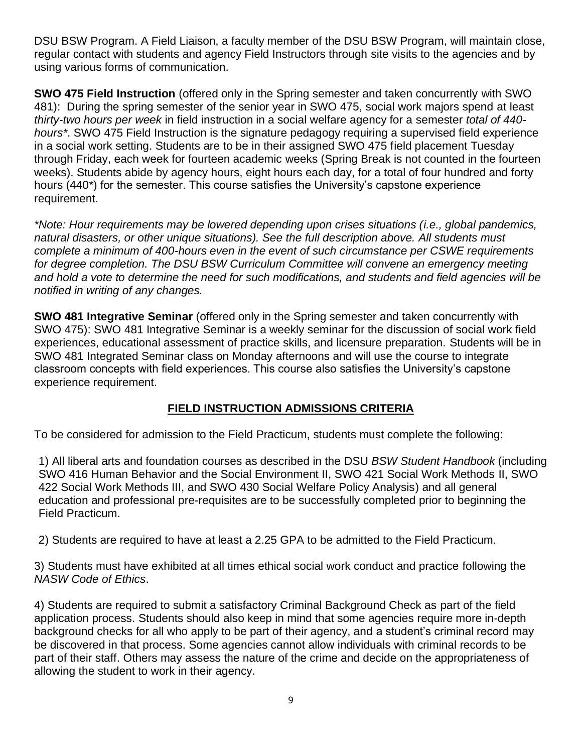DSU BSW Program. A Field Liaison, a faculty member of the DSU BSW Program, will maintain close, regular contact with students and agency Field Instructors through site visits to the agencies and by using various forms of communication.

**SWO 475 Field Instruction** (offered only in the Spring semester and taken concurrently with SWO 481): During the spring semester of the senior year in SWO 475, social work majors spend at least *thirty-two hours per week* in field instruction in a social welfare agency for a semester *total of 440-hours**. SWO 475 Field Instruction is the signature pedagogy requiring a supervised field experience in a social work setting. Students are to be in their assigned SWO 475 field placement Tuesday through Friday, each week for fourteen academic weeks (Spring Break is not counted in the fourteen weeks). Students abide by agency hours, eight hours each day, for a total of four hundred and forty hours (440*) for the semester. This course satisfies the University's capstone experience requirement.

**Note: Hour requirements may be lowered depending upon crises situations (i.e., global pandemics, natural disasters, or other unique situations). See the full description above. All students must complete a minimum of 400-hours even in the event of such circumstance per CSWE requirements for degree completion. The DSU BSW Curriculum Committee will convene an emergency meeting and hold a vote to determine the need for such modifications, and students and field agencies will be notified in writing of any changes.*

**SWO 481 Integrative Seminar** (offered only in the Spring semester and taken concurrently with SWO 475): SWO 481 Integrative Seminar is a weekly seminar for the discussion of social work field experiences, educational assessment of practice skills, and licensure preparation. Students will be in SWO 481 Integrated Seminar class on Monday afternoons and will use the course to integrate classroom concepts with field experiences. This course also satisfies the University's capstone experience requirement.

## FIELD INSTRUCTION ADMISSIONS CRITERIA

To be considered for admission to the Field Practicum, students must complete the following:

1) All liberal arts and foundation courses as described in the DSU *BSW Student Handbook* (including SWO 416 Human Behavior and the Social Environment II, SWO 421 Social Work Methods II, SWO 422 Social Work Methods III, and SWO 430 Social Welfare Policy Analysis) and all general education and professional pre-requisites are to be successfully completed prior to beginning the Field Practicum.

2) Students are required to have at least a 2.25 GPA to be admitted to the Field Practicum.

3) Students must have exhibited at all times ethical social work conduct and practice following the *NASW Code of Ethics*.

4) Students are required to submit a satisfactory Criminal Background Check as part of the field application process. Students should also keep in mind that some agencies require more in-depth background checks for all who apply to be part of their agency, and a student's criminal record may be discovered in that process. Some agencies cannot allow individuals with criminal records to be part of their staff. Others may assess the nature of the crime and decide on the appropriateness of allowing the student to work in their agency.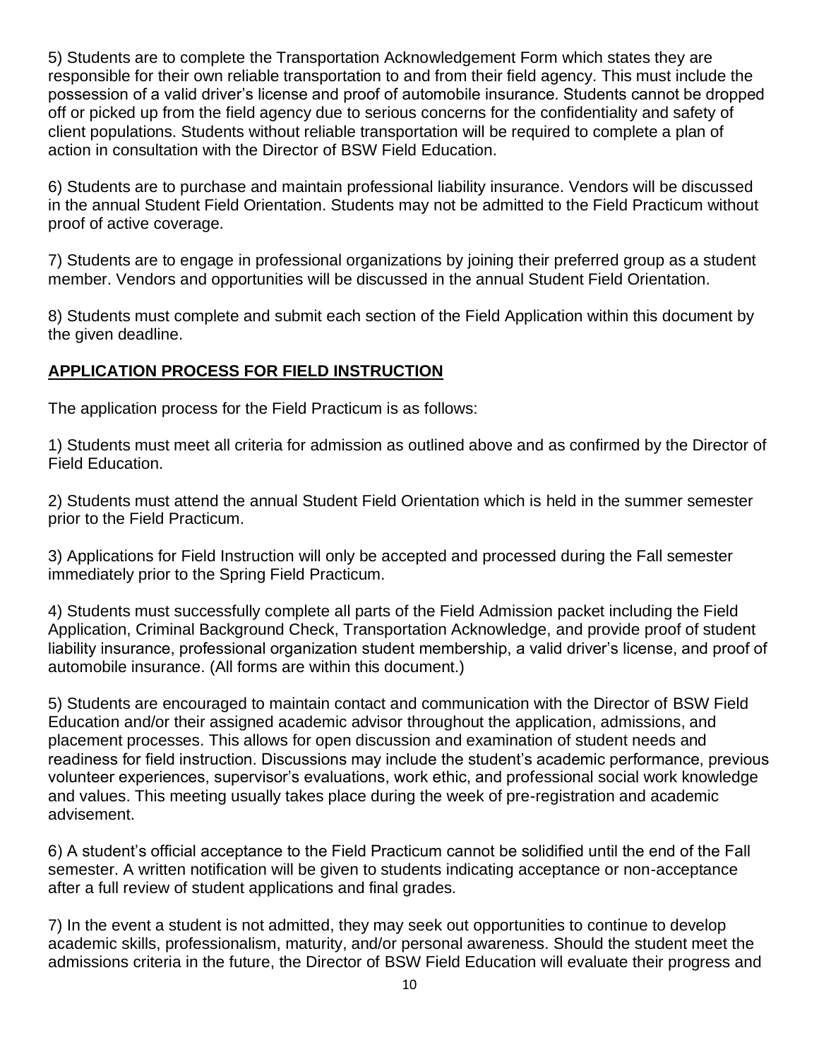5) Students are to complete the Transportation Acknowledgement Form which states they are responsible for their own reliable transportation to and from their field agency. This must include the possession of a valid driver's license and proof of automobile insurance. Students cannot be dropped off or picked up from the field agency due to serious concerns for the confidentiality and safety of client populations. Students without reliable transportation will be required to complete a plan of action in consultation with the Director of BSW Field Education.

6) Students are to purchase and maintain professional liability insurance. Vendors will be discussed in the annual Student Field Orientation. Students may not be admitted to the Field Practicum without proof of active coverage.

7) Students are to engage in professional organizations by joining their preferred group as a student member. Vendors and opportunities will be discussed in the annual Student Field Orientation.

8) Students must complete and submit each section of the Field Application within this document by the given deadline.

## APPLICATION PROCESS FOR FIELD INSTRUCTION

The application process for the Field Practicum is as follows:

1) Students must meet all criteria for admission as outlined above and as confirmed by the Director of Field Education.

2) Students must attend the annual Student Field Orientation which is held in the summer semester prior to the Field Practicum.

3) Applications for Field Instruction will only be accepted and processed during the Fall semester immediately prior to the Spring Field Practicum.

4) Students must successfully complete all parts of the Field Admission packet including the Field Application, Criminal Background Check, Transportation Acknowledge, and provide proof of student liability insurance, professional organization student membership, a valid driver's license, and proof of automobile insurance. (All forms are within this document.)

5) Students are encouraged to maintain contact and communication with the Director of BSW Field Education and/or their assigned academic advisor throughout the application, admissions, and placement processes. This allows for open discussion and examination of student needs and readiness for field instruction. Discussions may include the student's academic performance, previous volunteer experiences, supervisor's evaluations, work ethic, and professional social work knowledge and values. This meeting usually takes place during the week of pre-registration and academic advisement.

6) A student's official acceptance to the Field Practicum cannot be solidified until the end of the Fall semester. A written notification will be given to students indicating acceptance or non-acceptance after a full review of student applications and final grades.

7) In the event a student is not admitted, they may seek out opportunities to continue to develop academic skills, professionalism, maturity, and/or personal awareness. Should the student meet the admissions criteria in the future, the Director of BSW Field Education will evaluate their progress and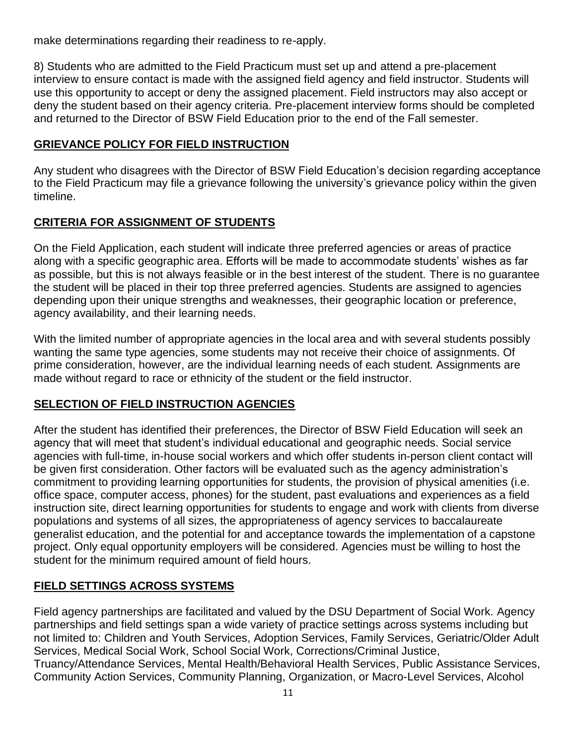make determinations regarding their readiness to re-apply.

8) Students who are admitted to the Field Practicum must set up and attend a pre-placement interview to ensure contact is made with the assigned field agency and field instructor. Students will use this opportunity to accept or deny the assigned placement. Field instructors may also accept or deny the student based on their agency criteria. Pre-placement interview forms should be completed and returned to the Director of BSW Field Education prior to the end of the Fall semester.

## GRIEVANCE POLICY FOR FIELD INSTRUCTION

Any student who disagrees with the Director of BSW Field Education's decision regarding acceptance to the Field Practicum may file a grievance following the university's grievance policy within the given timeline.

## CRITERIA FOR ASSIGNMENT OF STUDENTS

On the Field Application, each student will indicate three preferred agencies or areas of practice along with a specific geographic area. Efforts will be made to accommodate students' wishes as far as possible, but this is not always feasible or in the best interest of the student. There is no guarantee the student will be placed in their top three preferred agencies. Students are assigned to agencies depending upon their unique strengths and weaknesses, their geographic location or preference, agency availability, and their learning needs.

With the limited number of appropriate agencies in the local area and with several students possibly wanting the same type agencies, some students may not receive their choice of assignments. Of prime consideration, however, are the individual learning needs of each student. Assignments are made without regard to race or ethnicity of the student or the field instructor.

## SELECTION OF FIELD INSTRUCTION AGENCIES

After the student has identified their preferences, the Director of BSW Field Education will seek an agency that will meet that student's individual educational and geographic needs. Social service agencies with full-time, in-house social workers and which offer students in-person client contact will be given first consideration. Other factors will be evaluated such as the agency administration's commitment to providing learning opportunities for students, the provision of physical amenities (i.e. office space, computer access, phones) for the student, past evaluations and experiences as a field instruction site, direct learning opportunities for students to engage and work with clients from diverse populations and systems of all sizes, the appropriateness of agency services to baccalaureate generalist education, and the potential for and acceptance towards the implementation of a capstone project. Only equal opportunity employers will be considered. Agencies must be willing to host the student for the minimum required amount of field hours.

## FIELD SETTINGS ACROSS SYSTEMS

Field agency partnerships are facilitated and valued by the DSU Department of Social Work. Agency partnerships and field settings span a wide variety of practice settings across systems including but not limited to: Children and Youth Services, Adoption Services, Family Services, Geriatric/Older Adult Services, Medical Social Work, School Social Work, Corrections/Criminal Justice, Truancy/Attendance Services, Mental Health/Behavioral Health Services, Public Assistance Services, Community Action Services, Community Planning, Organization, or Macro-Level Services, Alcohol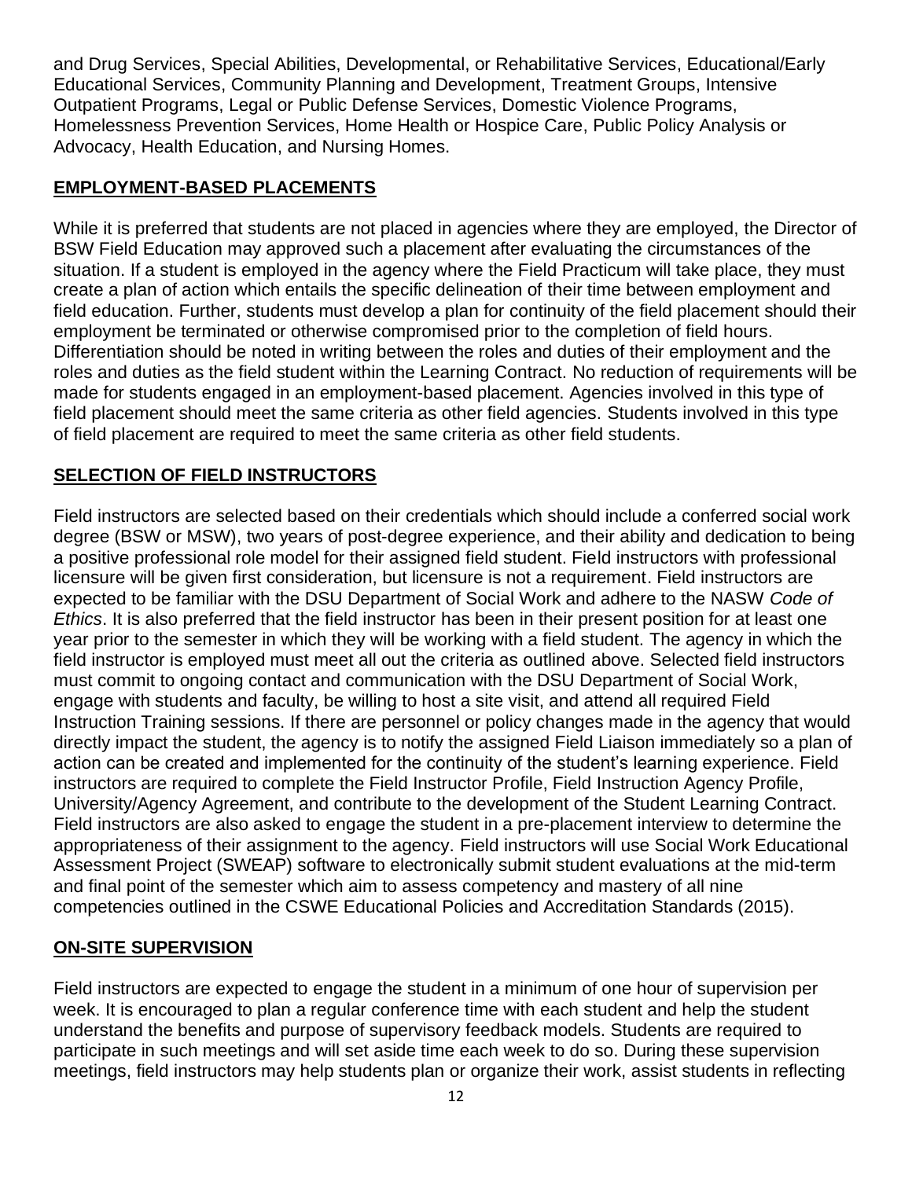and Drug Services, Special Abilities, Developmental, or Rehabilitative Services, Educational/Early Educational Services, Community Planning and Development, Treatment Groups, Intensive Outpatient Programs, Legal or Public Defense Services, Domestic Violence Programs, Homelessness Prevention Services, Home Health or Hospice Care, Public Policy Analysis or Advocacy, Health Education, and Nursing Homes.

## EMPLOYMENT-BASED PLACEMENTS

While it is preferred that students are not placed in agencies where they are employed, the Director of BSW Field Education may approved such a placement after evaluating the circumstances of the situation. If a student is employed in the agency where the Field Practicum will take place, they must create a plan of action which entails the specific delineation of their time between employment and field education. Further, students must develop a plan for continuity of the field placement should their employment be terminated or otherwise compromised prior to the completion of field hours. Differentiation should be noted in writing between the roles and duties of their employment and the roles and duties as the field student within the Learning Contract. No reduction of requirements will be made for students engaged in an employment-based placement. Agencies involved in this type of field placement should meet the same criteria as other field agencies. Students involved in this type of field placement are required to meet the same criteria as other field students.

## SELECTION OF FIELD INSTRUCTORS

Field instructors are selected based on their credentials which should include a conferred social work degree (BSW or MSW), two years of post-degree experience, and their ability and dedication to being a positive professional role model for their assigned field student. Field instructors with professional licensure will be given first consideration, but licensure is not a requirement. Field instructors are expected to be familiar with the DSU Department of Social Work and adhere to the NASW *Code of Ethics*. It is also preferred that the field instructor has been in their present position for at least one year prior to the semester in which they will be working with a field student. The agency in which the field instructor is employed must meet all out the criteria as outlined above. Selected field instructors must commit to ongoing contact and communication with the DSU Department of Social Work, engage with students and faculty, be willing to host a site visit, and attend all required Field Instruction Training sessions. If there are personnel or policy changes made in the agency that would directly impact the student, the agency is to notify the assigned Field Liaison immediately so a plan of action can be created and implemented for the continuity of the student's learning experience. Field instructors are required to complete the Field Instructor Profile, Field Instruction Agency Profile, University/Agency Agreement, and contribute to the development of the Student Learning Contract. Field instructors are also asked to engage the student in a pre-placement interview to determine the appropriateness of their assignment to the agency. Field instructors will use Social Work Educational Assessment Project (SWEAP) software to electronically submit student evaluations at the mid-term and final point of the semester which aim to assess competency and mastery of all nine competencies outlined in the CSWE Educational Policies and Accreditation Standards (2015).

## ON-SITE SUPERVISION

Field instructors are expected to engage the student in a minimum of one hour of supervision per week. It is encouraged to plan a regular conference time with each student and help the student understand the benefits and purpose of supervisory feedback models. Students are required to participate in such meetings and will set aside time each week to do so. During these supervision meetings, field instructors may help students plan or organize their work, assist students in reflecting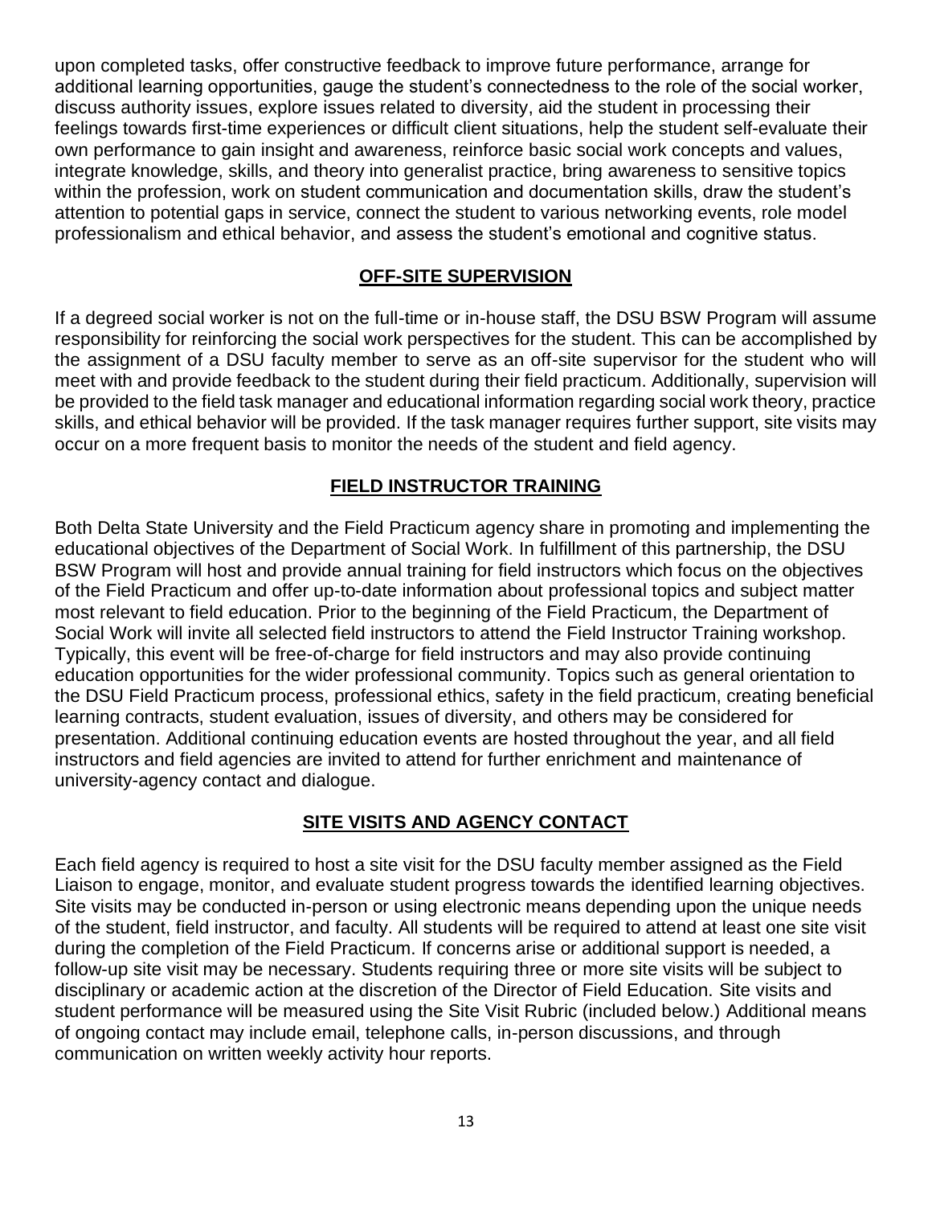upon completed tasks, offer constructive feedback to improve future performance, arrange for additional learning opportunities, gauge the student's connectedness to the role of the social worker, discuss authority issues, explore issues related to diversity, aid the student in processing their feelings towards first-time experiences or difficult client situations, help the student self-evaluate their own performance to gain insight and awareness, reinforce basic social work concepts and values, integrate knowledge, skills, and theory into generalist practice, bring awareness to sensitive topics within the profession, work on student communication and documentation skills, draw the student's attention to potential gaps in service, connect the student to various networking events, role model professionalism and ethical behavior, and assess the student's emotional and cognitive status.

## OFF-SITE SUPERVISION

If a degreed social worker is not on the full-time or in-house staff, the DSU BSW Program will assume responsibility for reinforcing the social work perspectives for the student. This can be accomplished by the assignment of a DSU faculty member to serve as an off-site supervisor for the student who will meet with and provide feedback to the student during their field practicum. Additionally, supervision will be provided to the field task manager and educational information regarding social work theory, practice skills, and ethical behavior will be provided. If the task manager requires further support, site visits may occur on a more frequent basis to monitor the needs of the student and field agency.

## FIELD INSTRUCTOR TRAINING

Both Delta State University and the Field Practicum agency share in promoting and implementing the educational objectives of the Department of Social Work. In fulfillment of this partnership, the DSU BSW Program will host and provide annual training for field instructors which focus on the objectives of the Field Practicum and offer up-to-date information about professional topics and subject matter most relevant to field education. Prior to the beginning of the Field Practicum, the Department of Social Work will invite all selected field instructors to attend the Field Instructor Training workshop. Typically, this event will be free-of-charge for field instructors and may also provide continuing education opportunities for the wider professional community. Topics such as general orientation to the DSU Field Practicum process, professional ethics, safety in the field practicum, creating beneficial learning contracts, student evaluation, issues of diversity, and others may be considered for presentation. Additional continuing education events are hosted throughout the year, and all field instructors and field agencies are invited to attend for further enrichment and maintenance of university-agency contact and dialogue.

## SITE VISITS AND AGENCY CONTACT

Each field agency is required to host a site visit for the DSU faculty member assigned as the Field Liaison to engage, monitor, and evaluate student progress towards the identified learning objectives. Site visits may be conducted in-person or using electronic means depending upon the unique needs of the student, field instructor, and faculty. All students will be required to attend at least one site visit during the completion of the Field Practicum. If concerns arise or additional support is needed, a follow-up site visit may be necessary. Students requiring three or more site visits will be subject to disciplinary or academic action at the discretion of the Director of Field Education. Site visits and student performance will be measured using the Site Visit Rubric (included below.) Additional means of ongoing contact may include email, telephone calls, in-person discussions, and through communication on written weekly activity hour reports.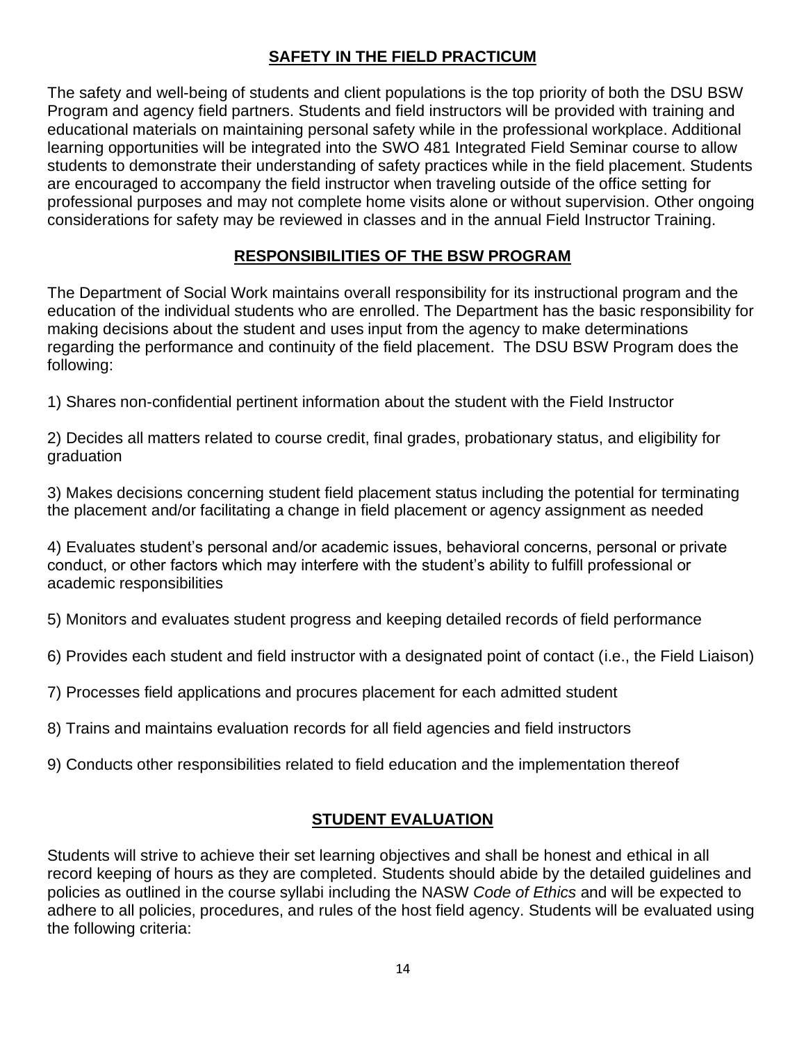## SAFETY IN THE FIELD PRACTICUM

The safety and well-being of students and client populations is the top priority of both the DSU BSW Program and agency field partners. Students and field instructors will be provided with training and educational materials on maintaining personal safety while in the professional workplace. Additional learning opportunities will be integrated into the SWO 481 Integrated Field Seminar course to allow students to demonstrate their understanding of safety practices while in the field placement. Students are encouraged to accompany the field instructor when traveling outside of the office setting for professional purposes and may not complete home visits alone or without supervision. Other ongoing considerations for safety may be reviewed in classes and in the annual Field Instructor Training.

## RESPONSIBILITIES OF THE BSW PROGRAM

The Department of Social Work maintains overall responsibility for its instructional program and the education of the individual students who are enrolled. The Department has the basic responsibility for making decisions about the student and uses input from the agency to make determinations regarding the performance and continuity of the field placement. The DSU BSW Program does the following:

1) Shares non-confidential pertinent information about the student with the Field Instructor

2) Decides all matters related to course credit, final grades, probationary status, and eligibility for graduation

3) Makes decisions concerning student field placement status including the potential for terminating the placement and/or facilitating a change in field placement or agency assignment as needed

4) Evaluates student's personal and/or academic issues, behavioral concerns, personal or private conduct, or other factors which may interfere with the student's ability to fulfill professional or academic responsibilities

5) Monitors and evaluates student progress and keeping detailed records of field performance

6) Provides each student and field instructor with a designated point of contact (i.e., the Field Liaison)

7) Processes field applications and procures placement for each admitted student

8) Trains and maintains evaluation records for all field agencies and field instructors

9) Conducts other responsibilities related to field education and the implementation thereof

## STUDENT EVALUATION

Students will strive to achieve their set learning objectives and shall be honest and ethical in all record keeping of hours as they are completed. Students should abide by the detailed guidelines and policies as outlined in the course syllabi including the NASW *Code of Ethics* and will be expected to adhere to all policies, procedures, and rules of the host field agency. Students will be evaluated using the following criteria: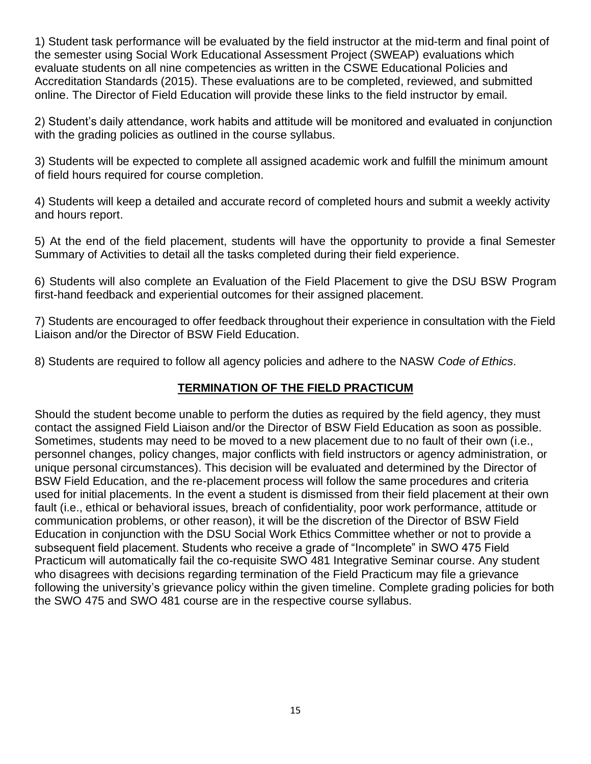1) Student task performance will be evaluated by the field instructor at the mid-term and final point of the semester using Social Work Educational Assessment Project (SWEAP) evaluations which evaluate students on all nine competencies as written in the CSWE Educational Policies and Accreditation Standards (2015). These evaluations are to be completed, reviewed, and submitted online. The Director of Field Education will provide these links to the field instructor by email.

2) Student's daily attendance, work habits and attitude will be monitored and evaluated in conjunction with the grading policies as outlined in the course syllabus.

3) Students will be expected to complete all assigned academic work and fulfill the minimum amount of field hours required for course completion.

4) Students will keep a detailed and accurate record of completed hours and submit a weekly activity and hours report.

5) At the end of the field placement, students will have the opportunity to provide a final Semester Summary of Activities to detail all the tasks completed during their field experience.

6) Students will also complete an Evaluation of the Field Placement to give the DSU BSW Program first-hand feedback and experiential outcomes for their assigned placement.

7) Students are encouraged to offer feedback throughout their experience in consultation with the Field Liaison and/or the Director of BSW Field Education.

8) Students are required to follow all agency policies and adhere to the NASW *Code of Ethics*.

## TERMINATION OF THE FIELD PRACTICUM

Should the student become unable to perform the duties as required by the field agency, they must contact the assigned Field Liaison and/or the Director of BSW Field Education as soon as possible. Sometimes, students may need to be moved to a new placement due to no fault of their own (i.e., personnel changes, policy changes, major conflicts with field instructors or agency administration, or unique personal circumstances). This decision will be evaluated and determined by the Director of BSW Field Education, and the re-placement process will follow the same procedures and criteria used for initial placements. In the event a student is dismissed from their field placement at their own fault (i.e., ethical or behavioral issues, breach of confidentiality, poor work performance, attitude or communication problems, or other reason), it will be the discretion of the Director of BSW Field Education in conjunction with the DSU Social Work Ethics Committee whether or not to provide a subsequent field placement. Students who receive a grade of "Incomplete" in SWO 475 Field Practicum will automatically fail the co-requisite SWO 481 Integrative Seminar course. Any student who disagrees with decisions regarding termination of the Field Practicum may file a grievance following the university's grievance policy within the given timeline. Complete grading policies for both the SWO 475 and SWO 481 course are in the respective course syllabus.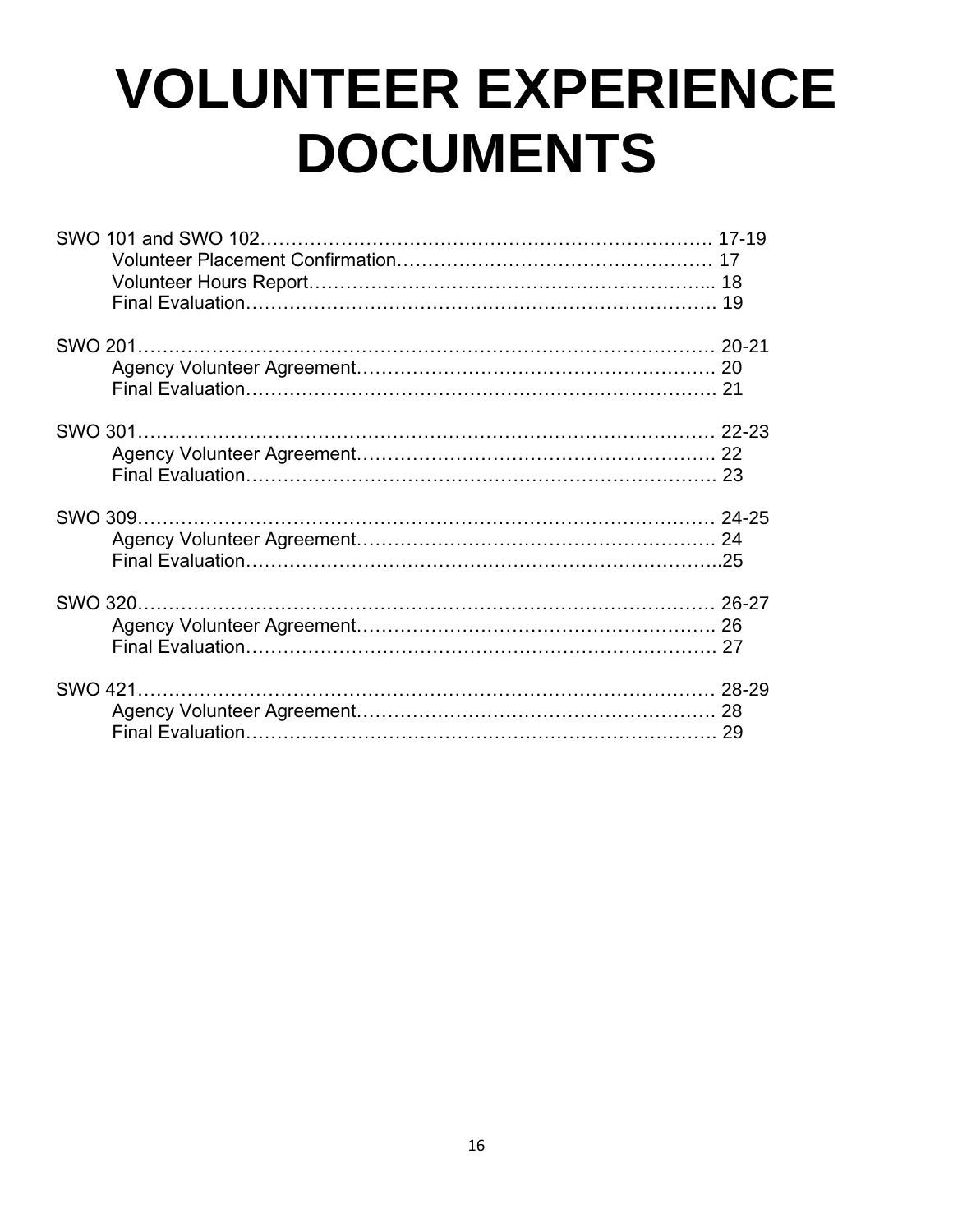# VOLUNTEER EXPERIENCE DOCUMENTS

SWO 101 and SWO 102………………………………………………………………. 17-19
- Volunteer Placement Confirmation……………………………………………… 17
- Volunteer Hours Report………………………………………………………... 18
- Final Evaluation………………………………………………………………. 19

SWO 201……………………………………………………………………………… 20-21
- Agency Volunteer Agreement…………………………………………………. 20
- Final Evaluation………………………………………………………………. 21

SWO 301……………………………………………………………………………… 22-23
- Agency Volunteer Agreement…………………………………………………. 22
- Final Evaluation………………………………………………………………. 23

SWO 309……………………………………………………………………………… 24-25
- Agency Volunteer Agreement…………………………………………………. 24
- Final Evaluation……………………………………………………………..25

SWO 320……………………………………………………………………………… 26-27
- Agency Volunteer Agreement…………………………………………………. 26
- Final Evaluation………………………………………………………………. 27

SWO 421……………………………………………………………………………… 28-29
- Agency Volunteer Agreement…………………………………………………. 28
- Final Evaluation………………………………………………………………. 29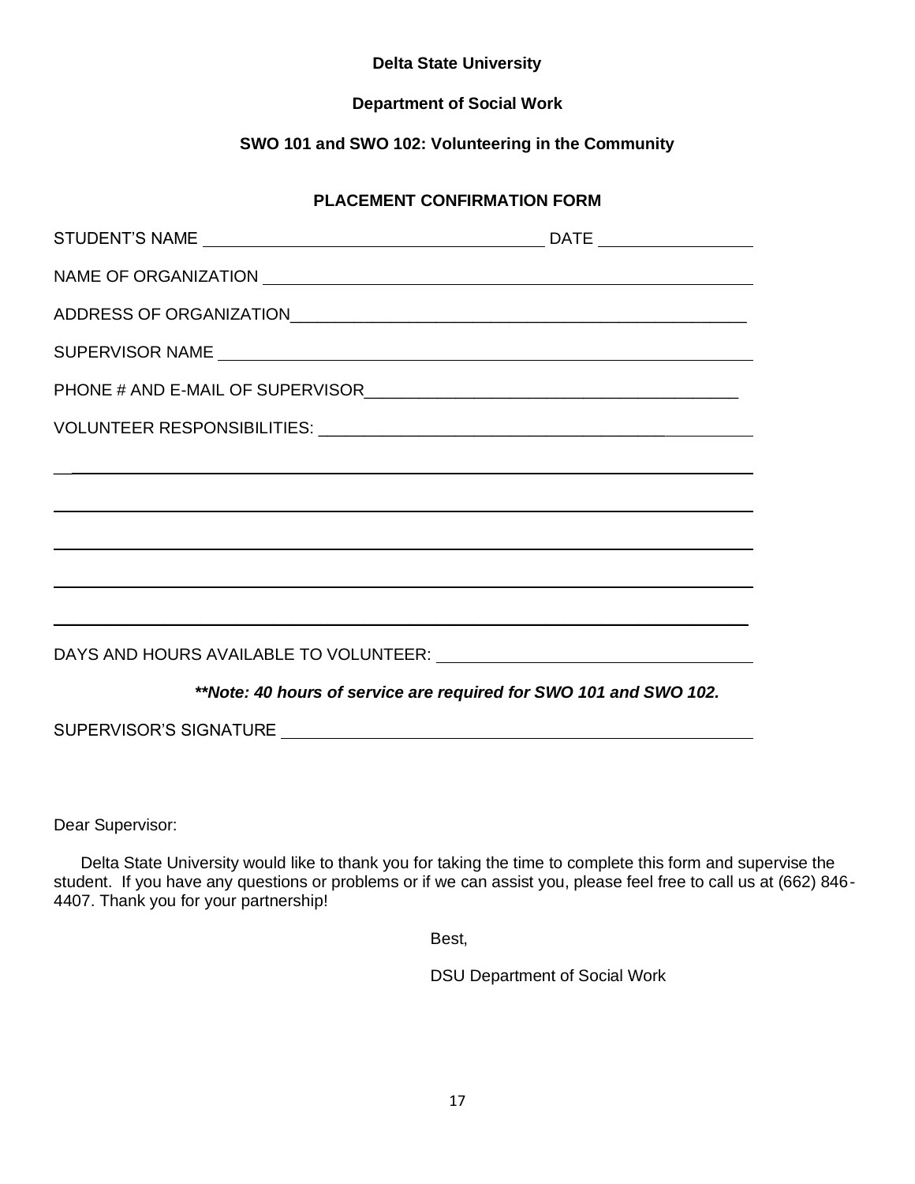**Delta State University**

**Department of Social Work**

**SWO 101 and SWO 102: Volunteering in the Community**

**PLACEMENT CONFIRMATION FORM**

STUDENT'S NAME ______________________________________ DATE ________________

NAME OF ORGANIZATION ________________________________________________________

ADDRESS OF ORGANIZATION_____________________________________________________

SUPERVISOR NAME ____________________________________________________________

PHONE # AND E-MAIL OF SUPERVISOR_________________________________________

VOLUNTEER RESPONSIBILITIES: __________________________________________________

______________________________________________________________________________

______________________________________________________________________________

______________________________________________________________________________

______________________________________________________________________________

______________________________________________________________________________

DAYS AND HOURS AVAILABLE TO VOLUNTEER: ___________________________________

***\*\*Note: 40 hours of service are required for SWO 101 and SWO 102.***

SUPERVISOR'S SIGNATURE ______________________________________________________

Dear Supervisor:

Delta State University would like to thank you for taking the time to complete this form and supervise the student. If you have any questions or problems or if we can assist you, please feel free to call us at (662) 846-4407. Thank you for your partnership!

Best,

DSU Department of Social Work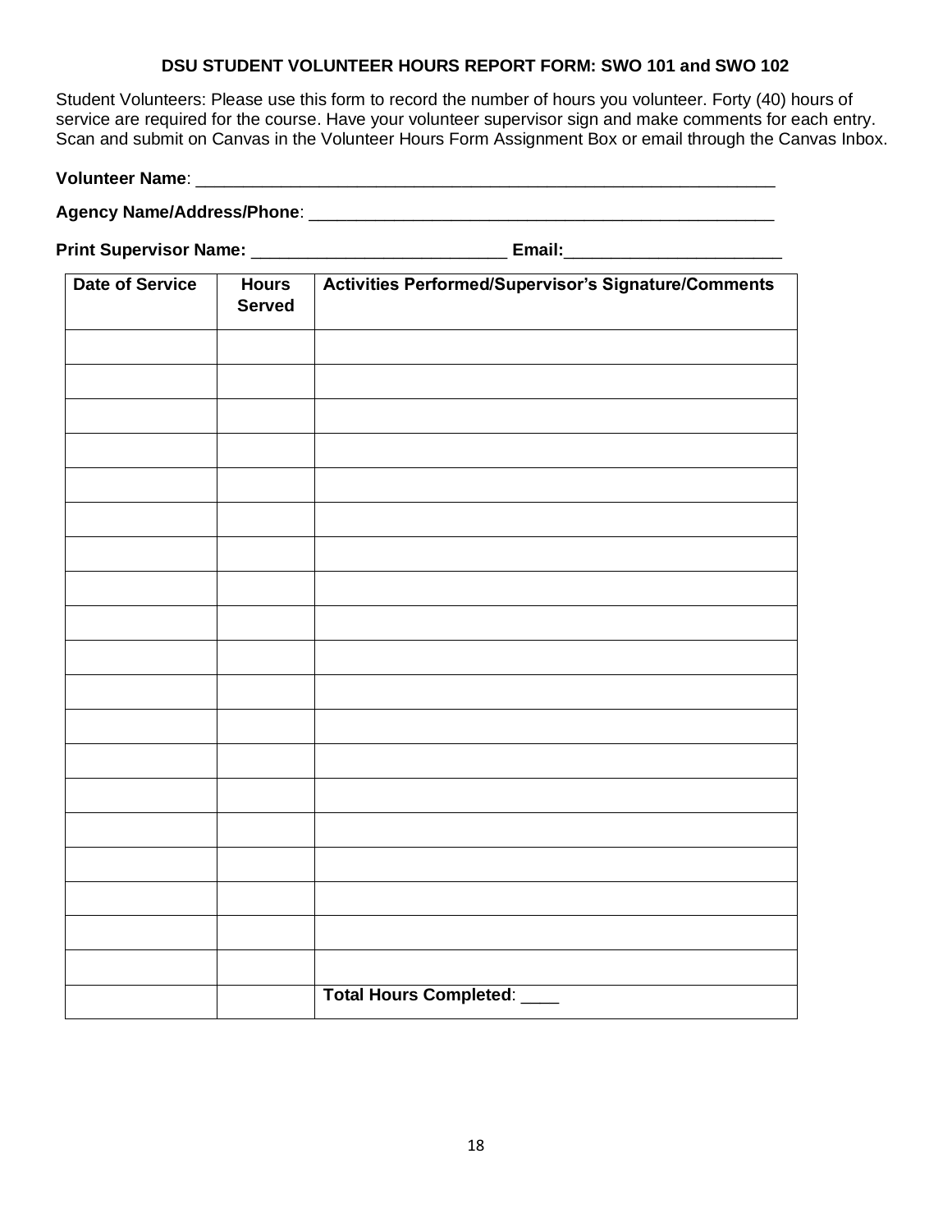**DSU STUDENT VOLUNTEER HOURS REPORT FORM: SWO 101 and SWO 102**

Student Volunteers: Please use this form to record the number of hours you volunteer. Forty (40) hours of service are required for the course. Have your volunteer supervisor sign and make comments for each entry. Scan and submit on Canvas in the Volunteer Hours Form Assignment Box or email through the Canvas Inbox.

**Volunteer Name**: ____________________________________________________________

**Agency Name/Address/Phone**: __________________________________________________

**Print Supervisor Name:** __________________________ **Email:**______________________

| Date of Service | Hours Served | Activities Performed/Supervisor's Signature/Comments |
|---|---|---|
| | | |
| | | |
| | | |
| | | |
| | | |
| | | |
| | | |
| | | |
| | | |
| | | |
| | | |
| | | |
| | | |
| | | |
| | | |
| | | |
| | | |
| | | |
| | | |
| | | **Total Hours Completed**: ____ |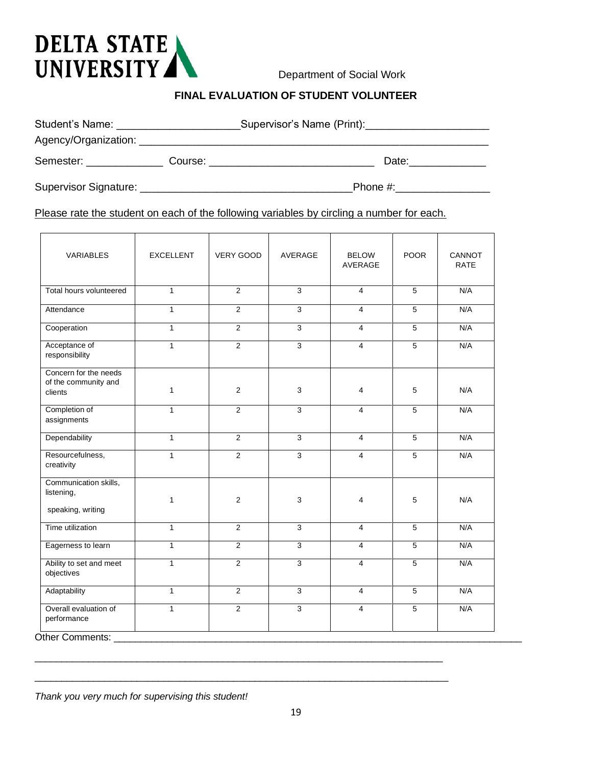DELTA STATE UNIVERSITY

Department of Social Work

**FINAL EVALUATION OF STUDENT VOLUNTEER**

Student's Name: ____________________ Supervisor's Name (Print): ____________________

Agency/Organization: ____________________________________________________________

Semester: _____________ Course: ___________________________ Date: _____________

Supervisor Signature: _________________________________ Phone #: _______________

Please rate the student on each of the following variables by circling a number for each.

| VARIABLES | EXCELLENT | VERY GOOD | AVERAGE | BELOW AVERAGE | POOR | CANNOT RATE |
|---|---|---|---|---|---|---|
| Total hours volunteered | 1 | 2 | 3 | 4 | 5 | N/A |
| Attendance | 1 | 2 | 3 | 4 | 5 | N/A |
| Cooperation | 1 | 2 | 3 | 4 | 5 | N/A |
| Acceptance of responsibility | 1 | 2 | 3 | 4 | 5 | N/A |
| Concern for the needs of the community and clients | 1 | 2 | 3 | 4 | 5 | N/A |
| Completion of assignments | 1 | 2 | 3 | 4 | 5 | N/A |
| Dependability | 1 | 2 | 3 | 4 | 5 | N/A |
| Resourcefulness, creativity | 1 | 2 | 3 | 4 | 5 | N/A |
| Communication skills, listening, speaking, writing | 1 | 2 | 3 | 4 | 5 | N/A |
| Time utilization | 1 | 2 | 3 | 4 | 5 | N/A |
| Eagerness to learn | 1 | 2 | 3 | 4 | 5 | N/A |
| Ability to set and meet objectives | 1 | 2 | 3 | 4 | 5 | N/A |
| Adaptability | 1 | 2 | 3 | 4 | 5 | N/A |
| Overall evaluation of performance | 1 | 2 | 3 | 4 | 5 | N/A |

Other Comments: ______________________________________________________________________

__________________________________________________________________________

__________________________________________________________________________

*Thank you very much for supervising this student!*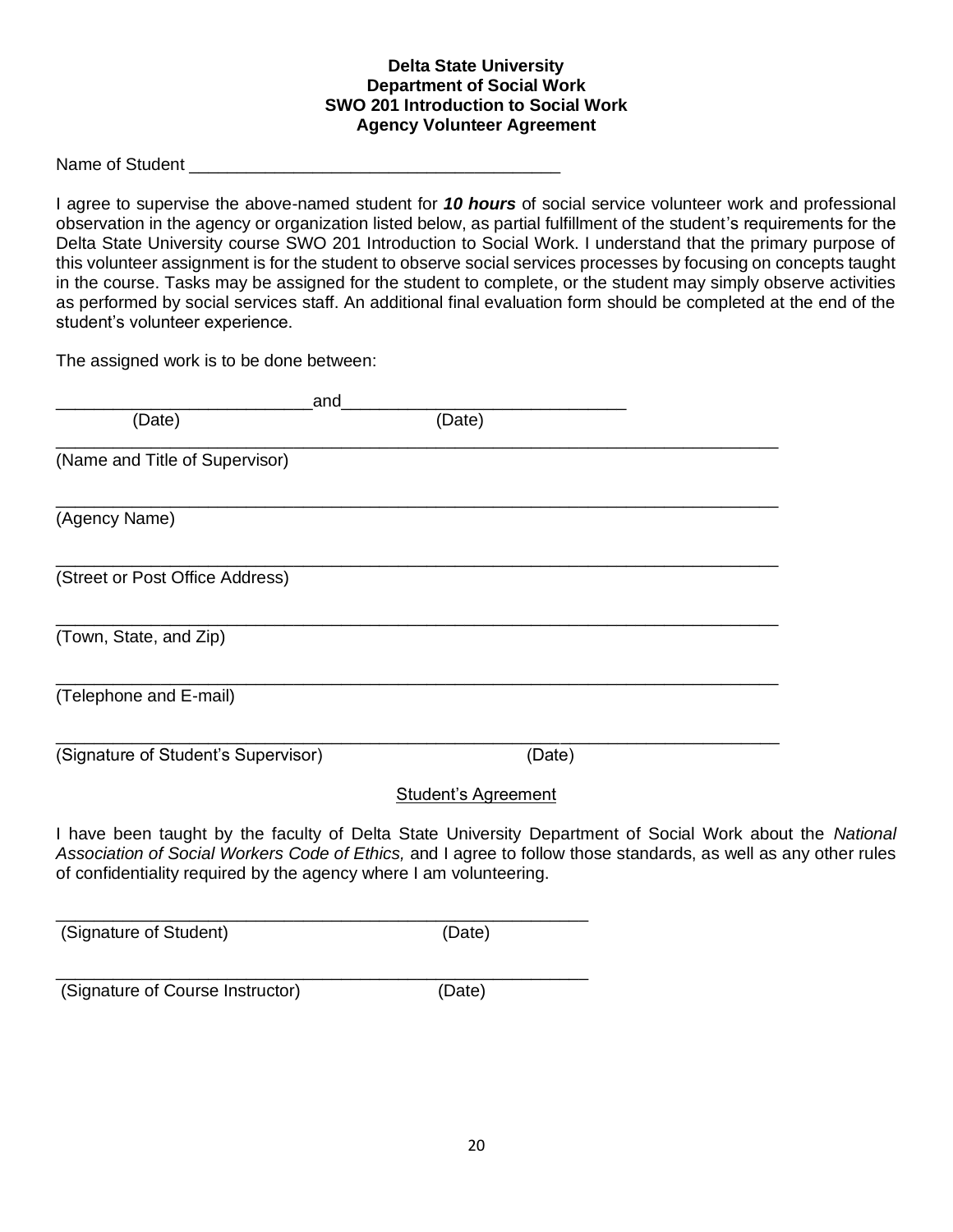**Delta State University**
**Department of Social Work**
**SWO 201 Introduction to Social Work**
**Agency Volunteer Agreement**

Name of Student ______________________________________

I agree to supervise the above-named student for ***10 hours*** of social service volunteer work and professional observation in the agency or organization listed below, as partial fulfillment of the student's requirements for the Delta State University course SWO 201 Introduction to Social Work. I understand that the primary purpose of this volunteer assignment is for the student to observe social services processes by focusing on concepts taught in the course. Tasks may be assigned for the student to complete, or the student may simply observe activities as performed by social services staff. An additional final evaluation form should be completed at the end of the student's volunteer experience.

The assigned work is to be done between:

__________________________and_____________________________
(Date) (Date)

___________________________________________________________________________
(Name and Title of Supervisor)

___________________________________________________________________________
(Agency Name)

___________________________________________________________________________
(Street or Post Office Address)

___________________________________________________________________________
(Town, State, and Zip)

___________________________________________________________________________
(Telephone and E-mail)

___________________________________________________________________________
(Signature of Student's Supervisor) (Date)

Student's Agreement

I have been taught by the faculty of Delta State University Department of Social Work about the *National Association of Social Workers Code of Ethics,* and I agree to follow those standards, as well as any other rules of confidentiality required by the agency where I am volunteering.

________________________________________________________
(Signature of Student) (Date)

________________________________________________________
(Signature of Course Instructor) (Date)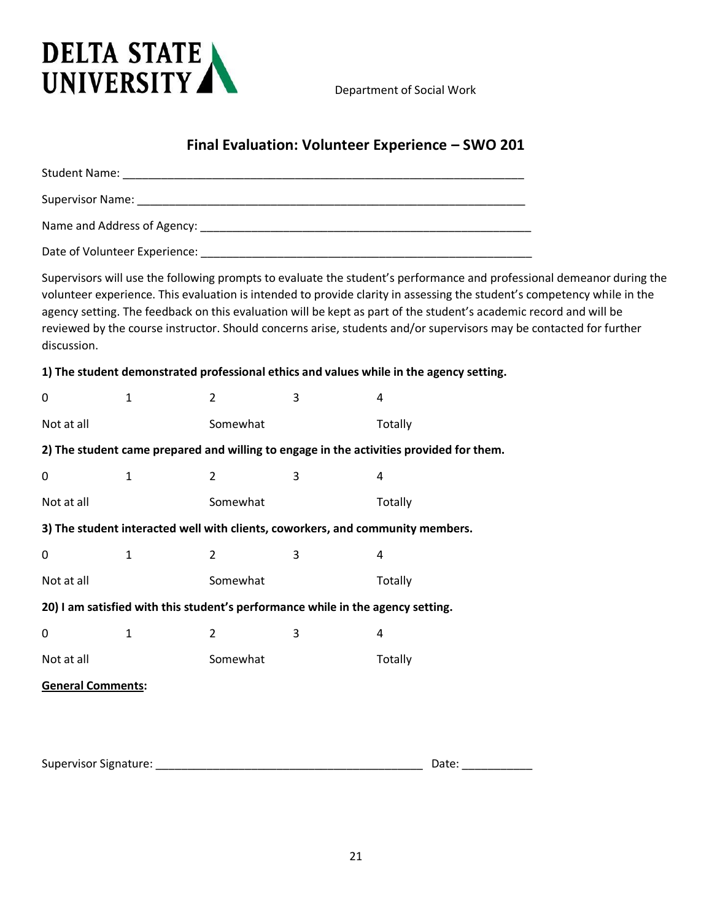DELTA STATE UNIVERSITY

Department of Social Work

## Final Evaluation: Volunteer Experience – SWO 201

Student Name: ________________________________________________________________

Supervisor Name: ______________________________________________________________

Name and Address of Agency: ____________________________________________________

Date of Volunteer Experience: ____________________________________________________

Supervisors will use the following prompts to evaluate the student's performance and professional demeanor during the volunteer experience. This evaluation is intended to provide clarity in assessing the student's competency while in the agency setting. The feedback on this evaluation will be kept as part of the student's academic record and will be reviewed by the course instructor. Should concerns arise, students and/or supervisors may be contacted for further discussion.

**1) The student demonstrated professional ethics and values while in the agency setting.**

| 0 | 1 | 2 | 3 | 4 |
|---|---|---|---|---|
| Not at all | | Somewhat | | Totally |

**2) The student came prepared and willing to engage in the activities provided for them.**

| 0 | 1 | 2 | 3 | 4 |
|---|---|---|---|---|
| Not at all | | Somewhat | | Totally |

**3) The student interacted well with clients, coworkers, and community members.**

| 0 | 1 | 2 | 3 | 4 |
|---|---|---|---|---|
| Not at all | | Somewhat | | Totally |

**20) I am satisfied with this student's performance while in the agency setting.**

| 0 | 1 | 2 | 3 | 4 |
|---|---|---|---|---|
| Not at all | | Somewhat | | Totally |

**General Comments:**

Supervisor Signature: ___________________________________________ Date: ___________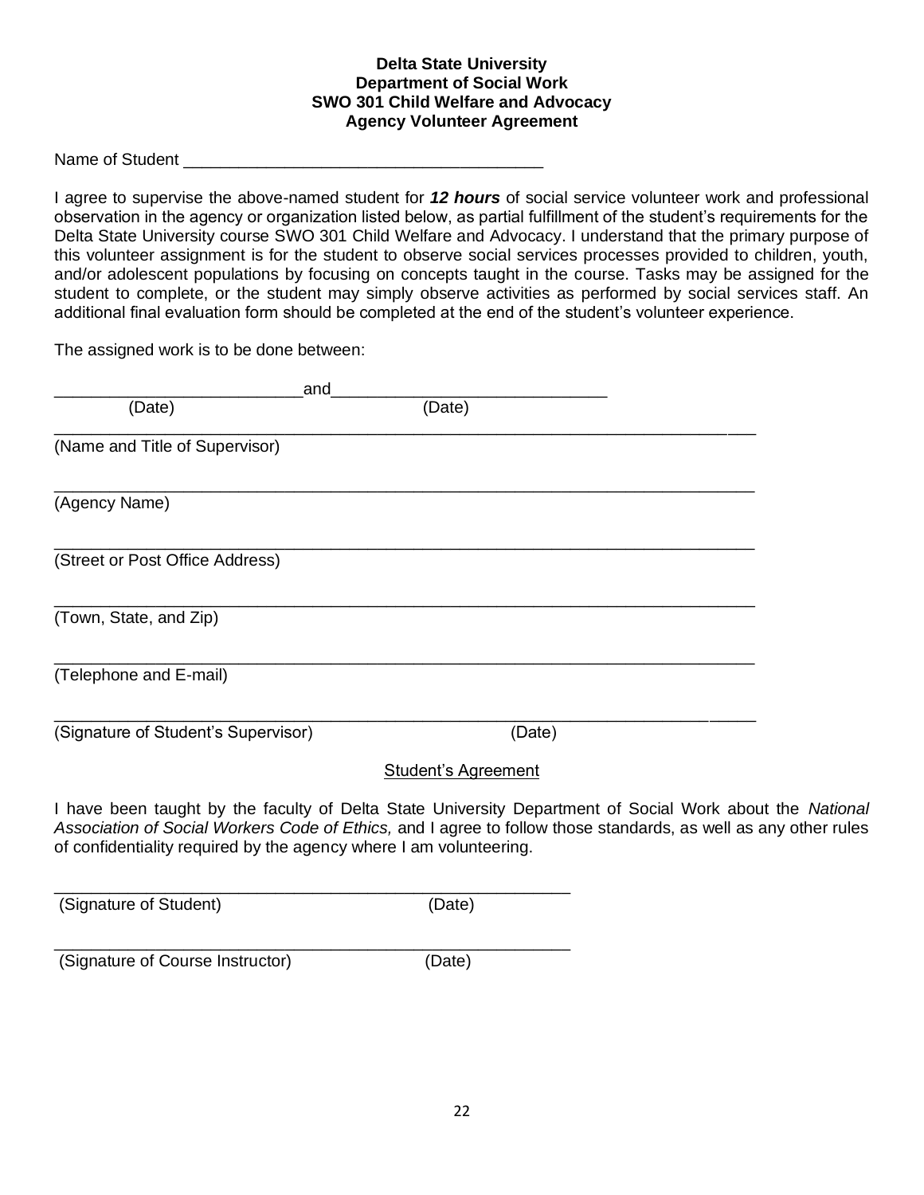**Delta State University**
**Department of Social Work**
**SWO 301 Child Welfare and Advocacy**
**Agency Volunteer Agreement**

Name of Student ______________________________________

I agree to supervise the above-named student for ***12 hours*** of social service volunteer work and professional observation in the agency or organization listed below, as partial fulfillment of the student's requirements for the Delta State University course SWO 301 Child Welfare and Advocacy. I understand that the primary purpose of this volunteer assignment is for the student to observe social services processes provided to children, youth, and/or adolescent populations by focusing on concepts taught in the course. Tasks may be assigned for the student to complete, or the student may simply observe activities as performed by social services staff. An additional final evaluation form should be completed at the end of the student's volunteer experience.

The assigned work is to be done between:

__________________________and_____________________________
(Date) (Date)

_________________________________________________________________________
(Name and Title of Supervisor)

_________________________________________________________________________
(Agency Name)

_________________________________________________________________________
(Street or Post Office Address)

_________________________________________________________________________
(Town, State, and Zip)

_________________________________________________________________________
(Telephone and E-mail)

_________________________________________________________________________
(Signature of Student's Supervisor) (Date)

<u>Student's Agreement</u>

I have been taught by the faculty of Delta State University Department of Social Work about the *National Association of Social Workers Code of Ethics,* and I agree to follow those standards, as well as any other rules of confidentiality required by the agency where I am volunteering.

______________________________________________________
(Signature of Student) (Date)

______________________________________________________
(Signature of Course Instructor) (Date)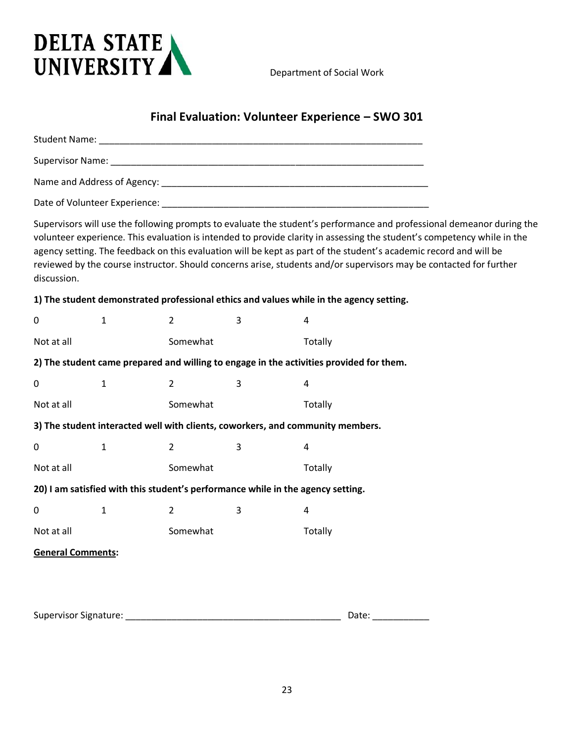DELTA STATE UNIVERSITY

Department of Social Work

## Final Evaluation: Volunteer Experience – SWO 301

Student Name: ________________________________________________________________

Supervisor Name: ______________________________________________________________

Name and Address of Agency: ____________________________________________________

Date of Volunteer Experience: ____________________________________________________

Supervisors will use the following prompts to evaluate the student's performance and professional demeanor during the volunteer experience. This evaluation is intended to provide clarity in assessing the student's competency while in the agency setting. The feedback on this evaluation will be kept as part of the student's academic record and will be reviewed by the course instructor. Should concerns arise, students and/or supervisors may be contacted for further discussion.

**1) The student demonstrated professional ethics and values while in the agency setting.**

| 0 | 1 | 2 | 3 | 4 |
|---|---|---|---|---|
| Not at all | | Somewhat | | Totally |

**2) The student came prepared and willing to engage in the activities provided for them.**

| 0 | 1 | 2 | 3 | 4 |
|---|---|---|---|---|
| Not at all | | Somewhat | | Totally |

**3) The student interacted well with clients, coworkers, and community members.**

| 0 | 1 | 2 | 3 | 4 |
|---|---|---|---|---|
| Not at all | | Somewhat | | Totally |

**20) I am satisfied with this student's performance while in the agency setting.**

| 0 | 1 | 2 | 3 | 4 |
|---|---|---|---|---|
| Not at all | | Somewhat | | Totally |

**General Comments:**

Supervisor Signature: ___________________________________________ Date: ___________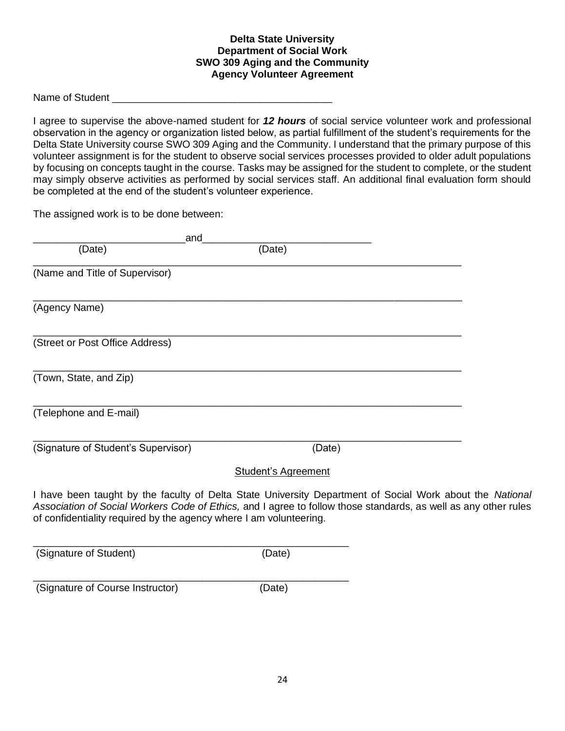**Delta State University**
**Department of Social Work**
**SWO 309 Aging and the Community**
**Agency Volunteer Agreement**

Name of Student ______________________________________

I agree to supervise the above-named student for ***12 hours*** of social service volunteer work and professional observation in the agency or organization listed below, as partial fulfillment of the student's requirements for the Delta State University course SWO 309 Aging and the Community. I understand that the primary purpose of this volunteer assignment is for the student to observe social services processes provided to older adult populations by focusing on concepts taught in the course. Tasks may be assigned for the student to complete, or the student may simply observe activities as performed by social services staff. An additional final evaluation form should be completed at the end of the student's volunteer experience.

The assigned work is to be done between:

__________________________and____________________________
(Date) (Date)

_____________________________________________________________________________
(Name and Title of Supervisor)

_____________________________________________________________________________
(Agency Name)

_____________________________________________________________________________
(Street or Post Office Address)

_____________________________________________________________________________
(Town, State, and Zip)

_____________________________________________________________________________
(Telephone and E-mail)

_____________________________________________________________________________
(Signature of Student's Supervisor) (Date)

<u>Student's Agreement</u>

I have been taught by the faculty of Delta State University Department of Social Work about the *National Association of Social Workers Code of Ethics,* and I agree to follow those standards, as well as any other rules of confidentiality required by the agency where I am volunteering.

_______________________________________________________
(Signature of Student) (Date)

_______________________________________________________
(Signature of Course Instructor) (Date)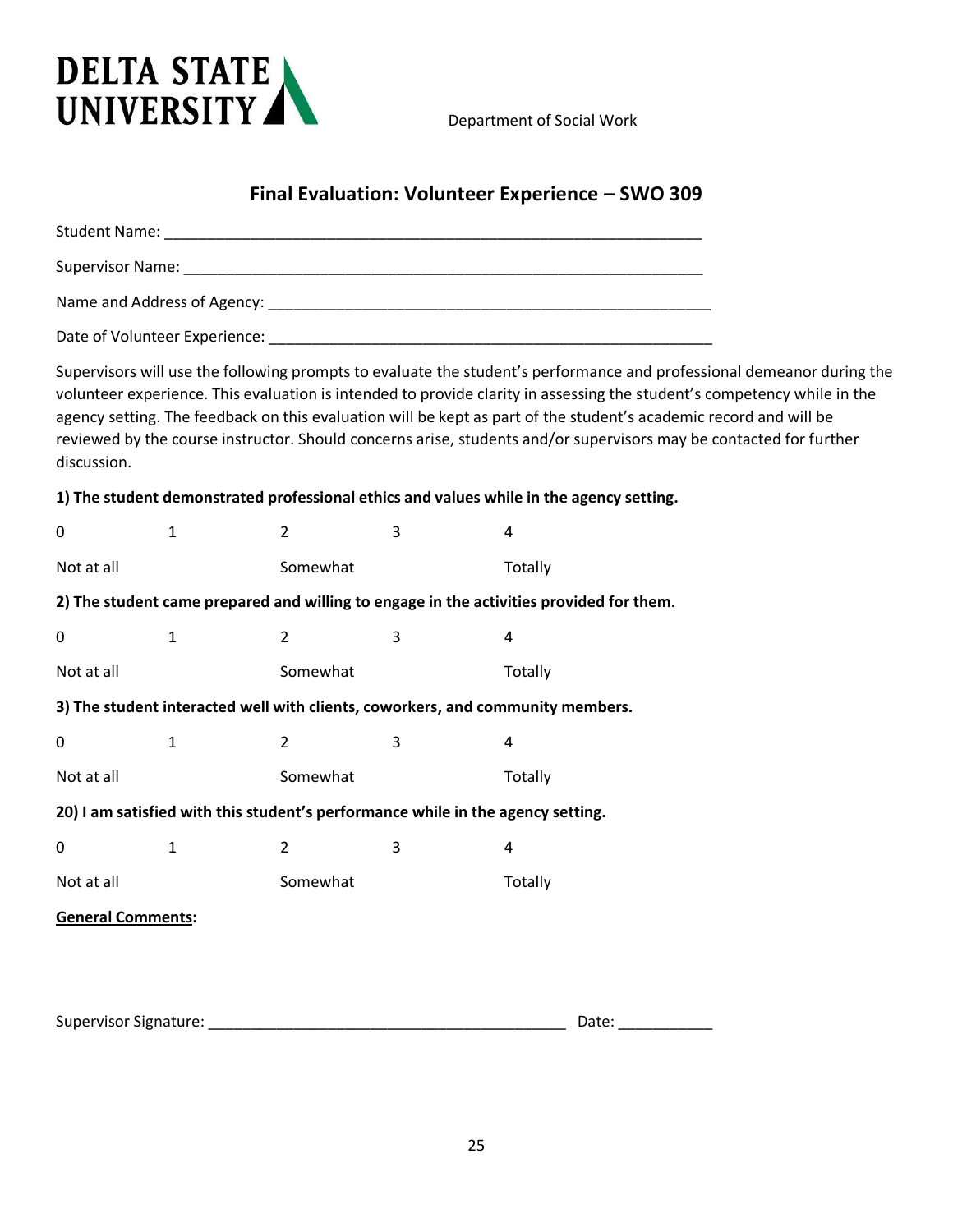DELTA STATE UNIVERSITY

Department of Social Work

## Final Evaluation: Volunteer Experience – SWO 309

Student Name: ______________________________________________________________

Supervisor Name: ____________________________________________________________

Name and Address of Agency: ___________________________________________________

Date of Volunteer Experience: __________________________________________________

Supervisors will use the following prompts to evaluate the student's performance and professional demeanor during the volunteer experience. This evaluation is intended to provide clarity in assessing the student's competency while in the agency setting. The feedback on this evaluation will be kept as part of the student's academic record and will be reviewed by the course instructor. Should concerns arise, students and/or supervisors may be contacted for further discussion.

**1) The student demonstrated professional ethics and values while in the agency setting.**

| 0 | 1 | 2 | 3 | 4 |
|---|---|---|---|---|
| Not at all | | Somewhat | | Totally |

**2) The student came prepared and willing to engage in the activities provided for them.**

| 0 | 1 | 2 | 3 | 4 |
|---|---|---|---|---|
| Not at all | | Somewhat | | Totally |

**3) The student interacted well with clients, coworkers, and community members.**

| 0 | 1 | 2 | 3 | 4 |
|---|---|---|---|---|
| Not at all | | Somewhat | | Totally |

**20) I am satisfied with this student's performance while in the agency setting.**

| 0 | 1 | 2 | 3 | 4 |
|---|---|---|---|---|
| Not at all | | Somewhat | | Totally |

**<u>General Comments</u>:**

Supervisor Signature: ___________________________________________ Date: ___________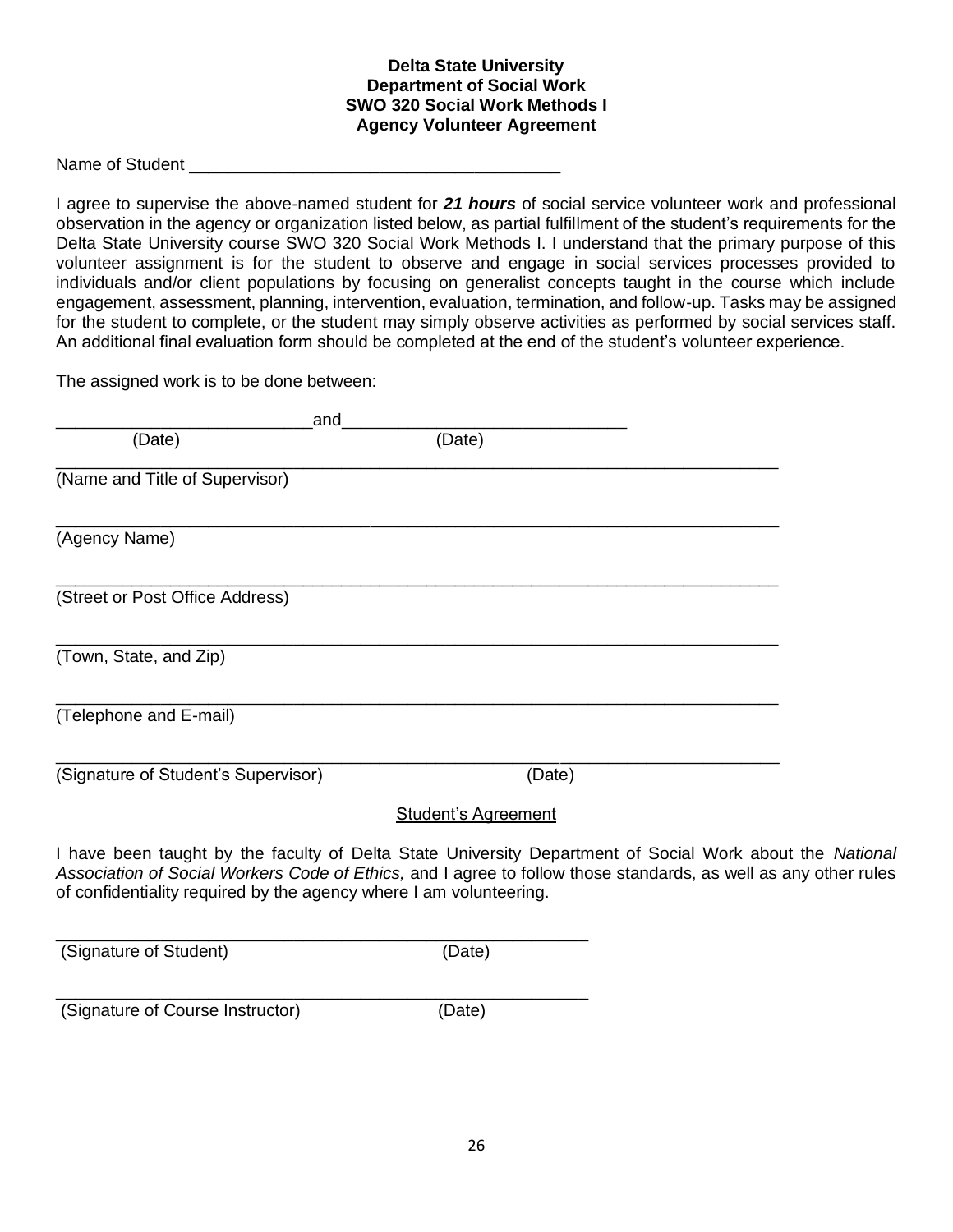**Delta State University**
**Department of Social Work**
**SWO 320 Social Work Methods I**
**Agency Volunteer Agreement**

Name of Student ______________________________________

I agree to supervise the above-named student for ***21 hours*** of social service volunteer work and professional observation in the agency or organization listed below, as partial fulfillment of the student's requirements for the Delta State University course SWO 320 Social Work Methods I. I understand that the primary purpose of this volunteer assignment is for the student to observe and engage in social services processes provided to individuals and/or client populations by focusing on generalist concepts taught in the course which include engagement, assessment, planning, intervention, evaluation, termination, and follow-up. Tasks may be assigned for the student to complete, or the student may simply observe activities as performed by social services staff. An additional final evaluation form should be completed at the end of the student's volunteer experience.

The assigned work is to be done between:

__________________________and_____________________________
(Date)                                                        (Date)

___________________________________________________________________________
(Name and Title of Supervisor)

___________________________________________________________________________
(Agency Name)

___________________________________________________________________________
(Street or Post Office Address)

___________________________________________________________________________
(Town, State, and Zip)

___________________________________________________________________________
(Telephone and E-mail)

___________________________________________________________________________
(Signature of Student's Supervisor)                              (Date)

<u>Student's Agreement</u>

I have been taught by the faculty of Delta State University Department of Social Work about the *National Association of Social Workers Code of Ethics,* and I agree to follow those standards, as well as any other rules of confidentiality required by the agency where I am volunteering.

________________________________________________________
(Signature of Student)                                    (Date)

________________________________________________________
(Signature of Course Instructor)                          (Date)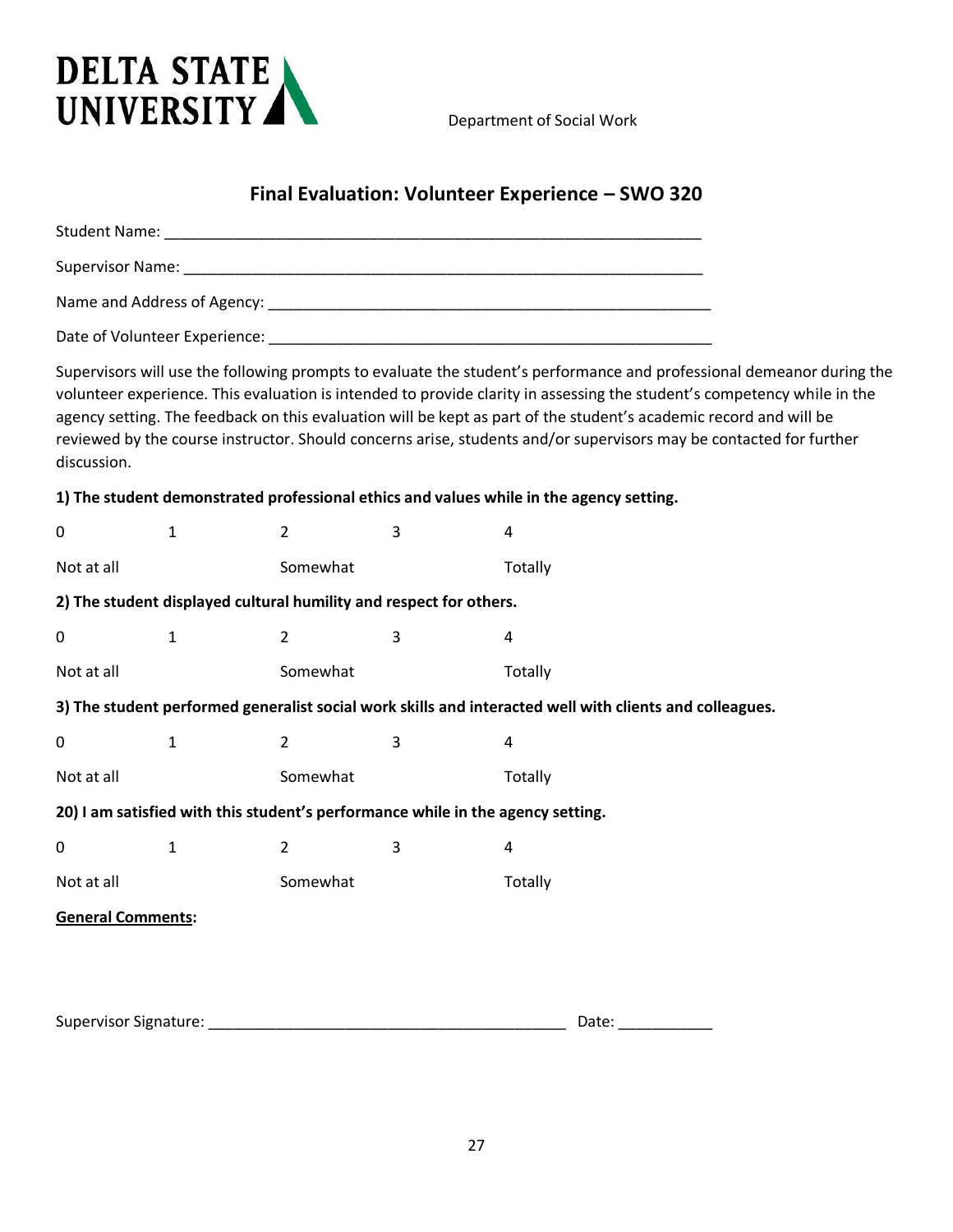DELTA STATE UNIVERSITY

Department of Social Work

## Final Evaluation: Volunteer Experience – SWO 320

Student Name: ________________________________________________________________

Supervisor Name: ______________________________________________________________

Name and Address of Agency: ____________________________________________________

Date of Volunteer Experience: ____________________________________________________

Supervisors will use the following prompts to evaluate the student's performance and professional demeanor during the volunteer experience. This evaluation is intended to provide clarity in assessing the student's competency while in the agency setting. The feedback on this evaluation will be kept as part of the student's academic record and will be reviewed by the course instructor. Should concerns arise, students and/or supervisors may be contacted for further discussion.

**1) The student demonstrated professional ethics and values while in the agency setting.**

| 0 | 1 | 2 | 3 | 4 |
|---|---|---|---|---|
| Not at all | | Somewhat | | Totally |

**2) The student displayed cultural humility and respect for others.**

| 0 | 1 | 2 | 3 | 4 |
|---|---|---|---|---|
| Not at all | | Somewhat | | Totally |

**3) The student performed generalist social work skills and interacted well with clients and colleagues.**

| 0 | 1 | 2 | 3 | 4 |
|---|---|---|---|---|
| Not at all | | Somewhat | | Totally |

**20) I am satisfied with this student's performance while in the agency setting.**

| 0 | 1 | 2 | 3 | 4 |
|---|---|---|---|---|
| Not at all | | Somewhat | | Totally |

**<u>General Comments</u>:**

Supervisor Signature: ___________________________________________ Date: ___________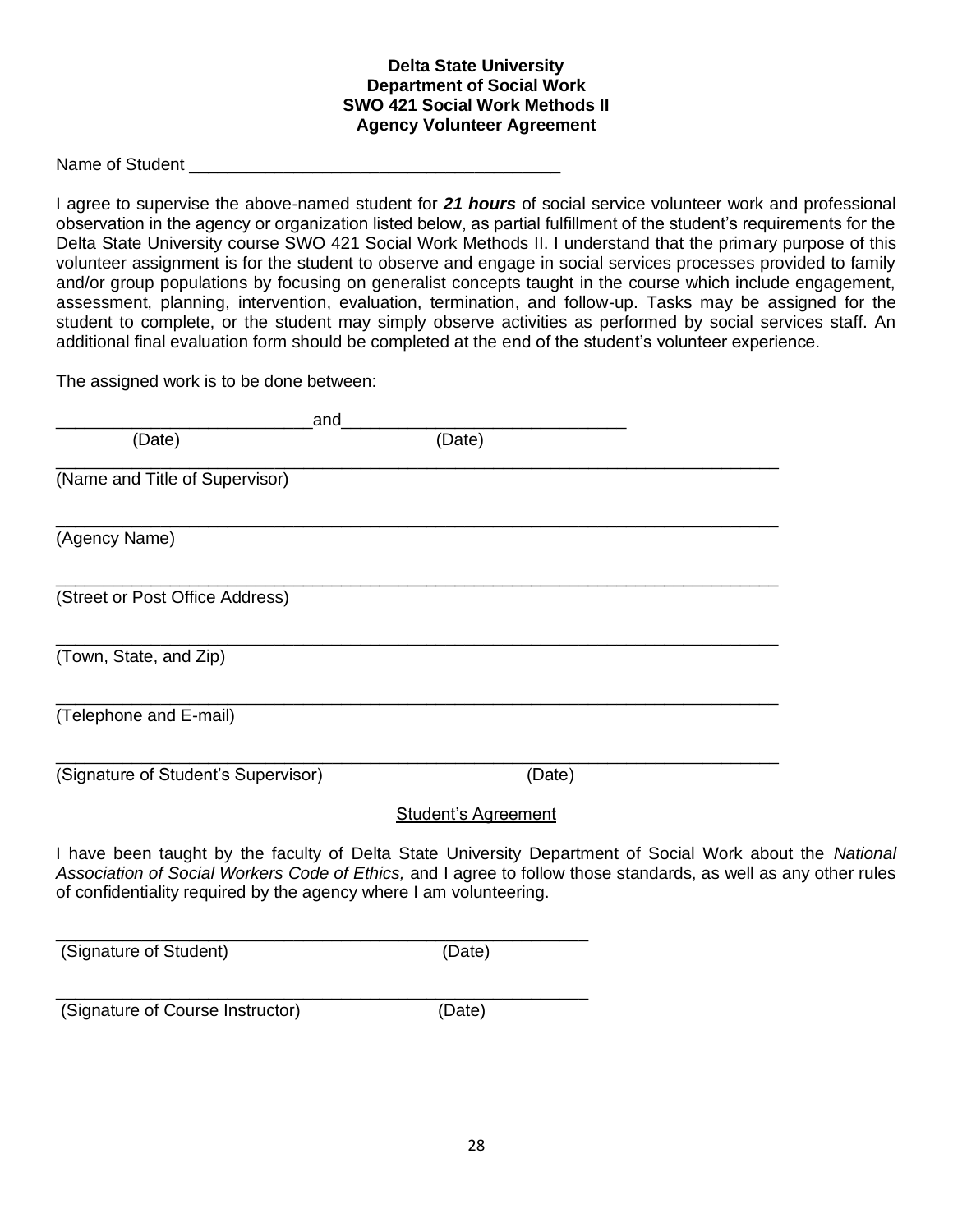**Delta State University**
**Department of Social Work**
**SWO 421 Social Work Methods II**
**Agency Volunteer Agreement**

Name of Student _______________________________________

I agree to supervise the above-named student for ***21 hours*** of social service volunteer work and professional observation in the agency or organization listed below, as partial fulfillment of the student's requirements for the Delta State University course SWO 421 Social Work Methods II. I understand that the primary purpose of this volunteer assignment is for the student to observe and engage in social services processes provided to family and/or group populations by focusing on generalist concepts taught in the course which include engagement, assessment, planning, intervention, evaluation, termination, and follow-up. Tasks may be assigned for the student to complete, or the student may simply observe activities as performed by social services staff. An additional final evaluation form should be completed at the end of the student's volunteer experience.

The assigned work is to be done between:

__________________________and_____________________________
(Date) (Date)

_____________________________________________________________________________
(Name and Title of Supervisor)

_____________________________________________________________________________
(Agency Name)

_____________________________________________________________________________
(Street or Post Office Address)

_____________________________________________________________________________
(Town, State, and Zip)

_____________________________________________________________________________
(Telephone and E-mail)

_____________________________________________________________________________
(Signature of Student's Supervisor) (Date)

Student's Agreement

I have been taught by the faculty of Delta State University Department of Social Work about the *National Association of Social Workers Code of Ethics,* and I agree to follow those standards, as well as any other rules of confidentiality required by the agency where I am volunteering.

________________________________________________________
(Signature of Student) (Date)

________________________________________________________
(Signature of Course Instructor) (Date)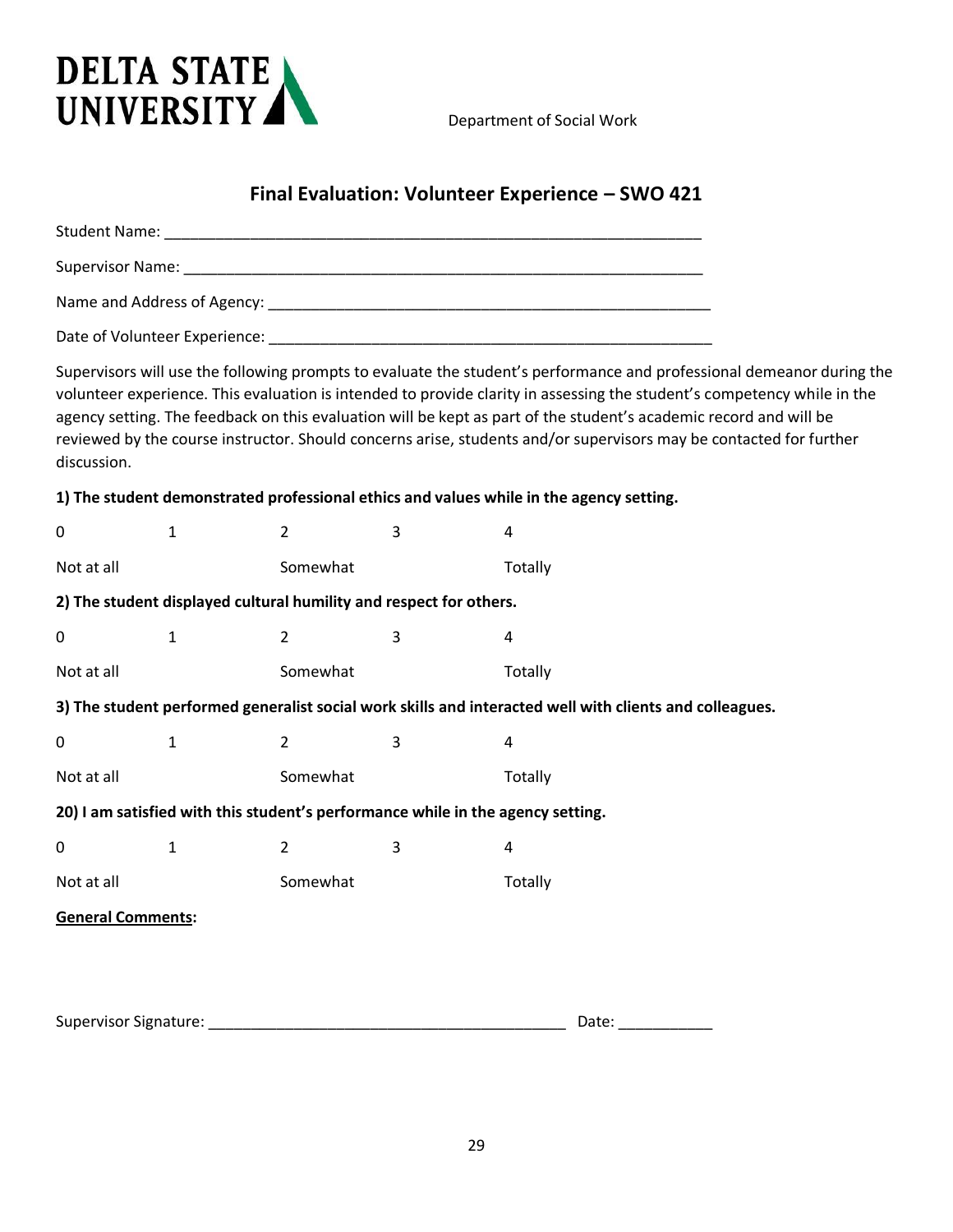# DELTA STATE UNIVERSITY

Department of Social Work

## Final Evaluation: Volunteer Experience – SWO 421

Student Name: ___________________________________________________________________

Supervisor Name: _________________________________________________________________

Name and Address of Agency: _______________________________________________________

Date of Volunteer Experience: ______________________________________________________

Supervisors will use the following prompts to evaluate the student's performance and professional demeanor during the volunteer experience. This evaluation is intended to provide clarity in assessing the student's competency while in the agency setting. The feedback on this evaluation will be kept as part of the student's academic record and will be reviewed by the course instructor. Should concerns arise, students and/or supervisors may be contacted for further discussion.

**1) The student demonstrated professional ethics and values while in the agency setting.**

| 0 | 1 | 2 | 3 | 4 |
|---|---|---|---|---|
| Not at all | | Somewhat | | Totally |

**2) The student displayed cultural humility and respect for others.**

| 0 | 1 | 2 | 3 | 4 |
|---|---|---|---|---|
| Not at all | | Somewhat | | Totally |

**3) The student performed generalist social work skills and interacted well with clients and colleagues.**

| 0 | 1 | 2 | 3 | 4 |
|---|---|---|---|---|
| Not at all | | Somewhat | | Totally |

**20) I am satisfied with this student's performance while in the agency setting.**

| 0 | 1 | 2 | 3 | 4 |
|---|---|---|---|---|
| Not at all | | Somewhat | | Totally |

**General Comments:**

Supervisor Signature: ___________________________________________ Date: ___________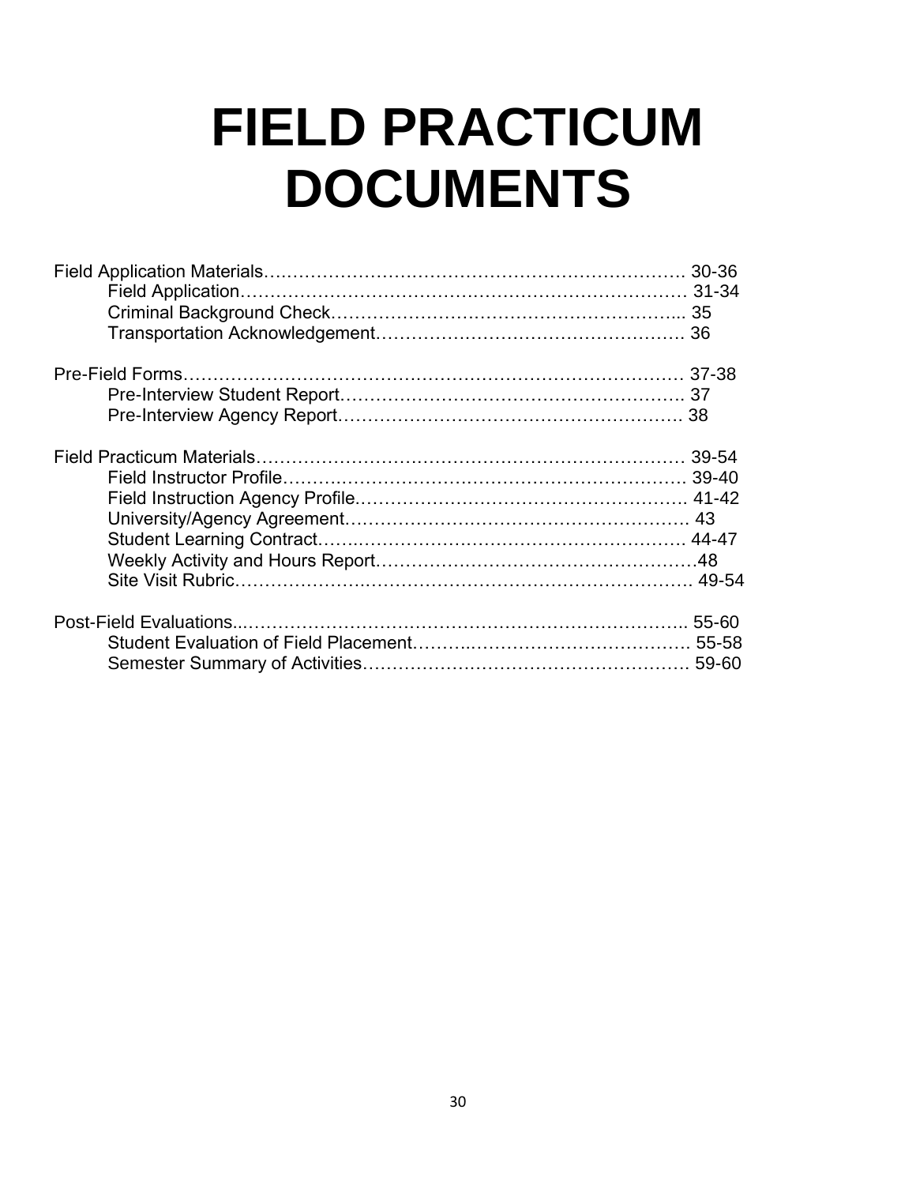# FIELD PRACTICUM DOCUMENTS

Field Application Materials…………………………………………………………… 30-36
- Field Application…………………………………………………………………… 31-34
- Criminal Background Check………………………………………………….... 35
- Transportation Acknowledgement……………………………………………. 36

Pre-Field Forms……………………………………………………………………… 37-38
- Pre-Interview Student Report………………………………………………….. 37
- Pre-Interview Agency Report…………………………………………………. 38

Field Practicum Materials…………………………………………………………… 39-54
- Field Instructor Profile…………………………………………………………. 39-40
- Field Instruction Agency Profile………………………………………………. 41-42
- University/Agency Agreement…………………………………………………. 43
- Student Learning Contract…………………………………………………….. 44-47
- Weekly Activity and Hours Report………………………………………………48
- Site Visit Rubric…………………………………………………………………. 49-54

Post-Field Evaluations..……………………………………………………………….. 55-60
- Student Evaluation of Field Placement………………………………………. 55-58
- Semester Summary of Activities………………………………………………. 59-60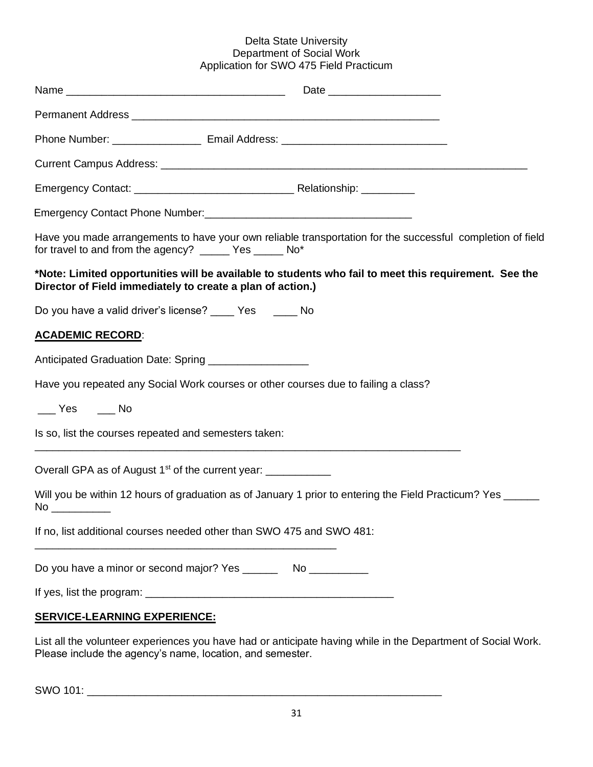Delta State University
Department of Social Work
Application for SWO 475 Field Practicum

Name ____________________________________ Date __________________

Permanent Address ____________________________________________________

Phone Number: _______________ Email Address: ___________________________

Current Campus Address: _______________________________________________________________

Emergency Contact: __________________________ Relationship: _________

Emergency Contact Phone Number:__________________________________

Have you made arrangements to have your own reliable transportation for the successful completion of field for travel to and from the agency? _____ Yes _____ No*

**\*Note: Limited opportunities will be available to students who fail to meet this requirement. See the Director of Field immediately to create a plan of action.)**

Do you have a valid driver's license? ____ Yes ____ No

**ACADEMIC RECORD**:

Anticipated Graduation Date: Spring ________________

Have you repeated any Social Work courses or other courses due to failing a class?

___ Yes ___ No

Is so, list the courses repeated and semesters taken:
___________________________________________________________________________

Overall GPA as of August 1st of the current year: ___________

Will you be within 12 hours of graduation as of January 1 prior to entering the Field Practicum? Yes ______ No __________

If no, list additional courses needed other than SWO 475 and SWO 481:
______________________________________________________

Do you have a minor or second major? Yes ______ No __________

If yes, list the program: __________________________________________

**SERVICE-LEARNING EXPERIENCE:**

List all the volunteer experiences you have had or anticipate having while in the Department of Social Work. Please include the agency's name, location, and semester.

SWO 101: ______________________________________________________________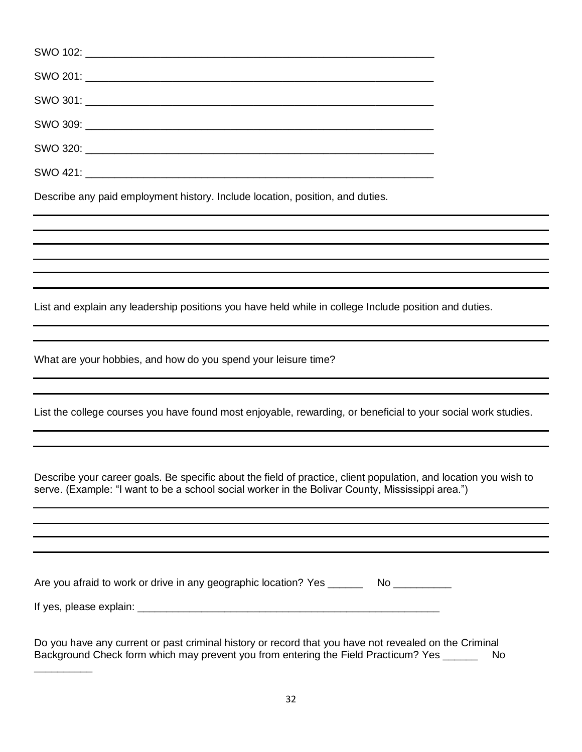SWO 102: ____________________________________________________________

SWO 201: ____________________________________________________________

SWO 301: ____________________________________________________________

SWO 309: ____________________________________________________________

SWO 320: ____________________________________________________________

SWO 421: ____________________________________________________________

Describe any paid employment history. Include location, position, and duties.

_____________________________________________________________________________

_____________________________________________________________________________

_____________________________________________________________________________

_____________________________________________________________________________

_____________________________________________________________________________

List and explain any leadership positions you have held while in college Include position and duties.

_____________________________________________________________________________

_____________________________________________________________________________

What are your hobbies, and how do you spend your leisure time?

_____________________________________________________________________________

_____________________________________________________________________________

List the college courses you have found most enjoyable, rewarding, or beneficial to your social work studies.

_____________________________________________________________________________

_____________________________________________________________________________

Describe your career goals. Be specific about the field of practice, client population, and location you wish to serve. (Example: "I want to be a school social worker in the Bolivar County, Mississippi area.")

_____________________________________________________________________________

_____________________________________________________________________________

_____________________________________________________________________________

_____________________________________________________________________________

Are you afraid to work or drive in any geographic location? Yes ______ No __________

If yes, please explain: _______________________________________________________

Do you have any current or past criminal history or record that you have not revealed on the Criminal Background Check form which may prevent you from entering the Field Practicum? Yes ______ No __________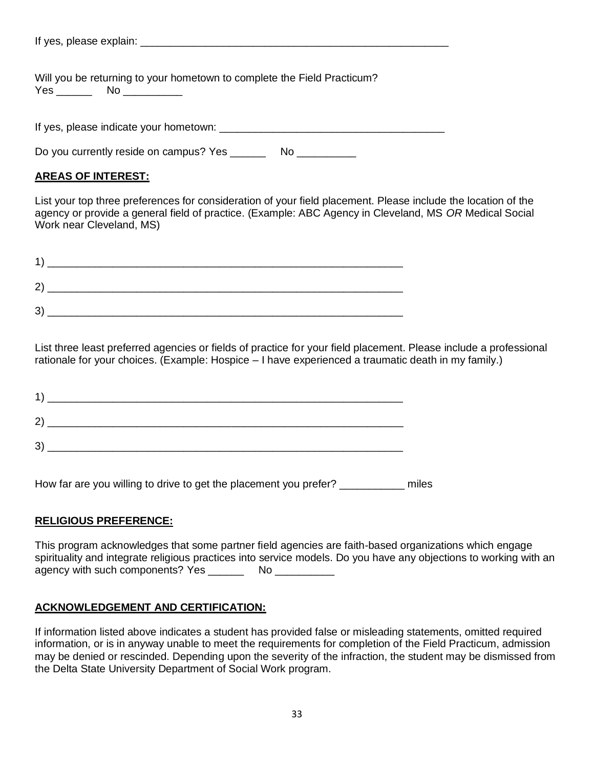If yes, please explain: _______________________________________________________

Will you be returning to your hometown to complete the Field Practicum?
Yes ______ No __________

If yes, please indicate your hometown: ______________________________________

Do you currently reside on campus? Yes ______ No __________

**AREAS OF INTEREST:**

List your top three preferences for consideration of your field placement. Please include the location of the agency or provide a general field of practice. (Example: ABC Agency in Cleveland, MS *OR* Medical Social Work near Cleveland, MS)

1) ____________________________________________________________

2) ____________________________________________________________

3) ____________________________________________________________

List three least preferred agencies or fields of practice for your field placement. Please include a professional rationale for your choices. (Example: Hospice – I have experienced a traumatic death in my family.)

1) ____________________________________________________________

2) ____________________________________________________________

3) ____________________________________________________________

How far are you willing to drive to get the placement you prefer? ___________ miles

**RELIGIOUS PREFERENCE:**

This program acknowledges that some partner field agencies are faith-based organizations which engage spirituality and integrate religious practices into service models. Do you have any objections to working with an agency with such components? Yes ______ No __________

**ACKNOWLEDGEMENT AND CERTIFICATION:**

If information listed above indicates a student has provided false or misleading statements, omitted required information, or is in anyway unable to meet the requirements for completion of the Field Practicum, admission may be denied or rescinded. Depending upon the severity of the infraction, the student may be dismissed from the Delta State University Department of Social Work program.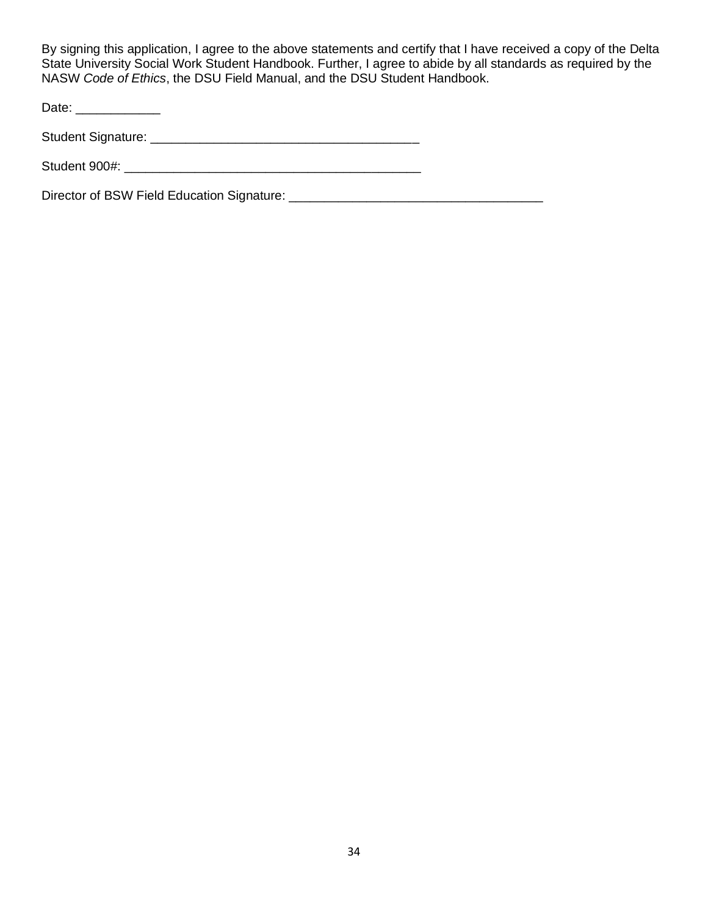By signing this application, I agree to the above statements and certify that I have received a copy of the Delta State University Social Work Student Handbook. Further, I agree to abide by all standards as required by the NASW *Code of Ethics*, the DSU Field Manual, and the DSU Student Handbook.

Date: ____________

Student Signature: ______________________________________

Student 900#: __________________________________________

Director of BSW Field Education Signature: ____________________________________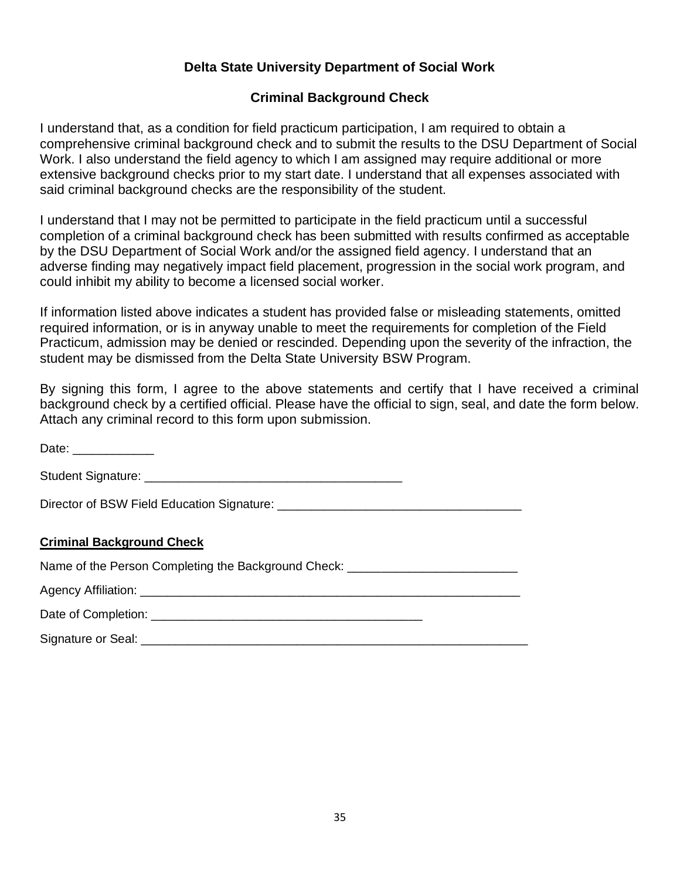## Delta State University Department of Social Work

## Criminal Background Check

I understand that, as a condition for field practicum participation, I am required to obtain a comprehensive criminal background check and to submit the results to the DSU Department of Social Work. I also understand the field agency to which I am assigned may require additional or more extensive background checks prior to my start date. I understand that all expenses associated with said criminal background checks are the responsibility of the student.

I understand that I may not be permitted to participate in the field practicum until a successful completion of a criminal background check has been submitted with results confirmed as acceptable by the DSU Department of Social Work and/or the assigned field agency. I understand that an adverse finding may negatively impact field placement, progression in the social work program, and could inhibit my ability to become a licensed social worker.

If information listed above indicates a student has provided false or misleading statements, omitted required information, or is in anyway unable to meet the requirements for completion of the Field Practicum, admission may be denied or rescinded. Depending upon the severity of the infraction, the student may be dismissed from the Delta State University BSW Program.

By signing this form, I agree to the above statements and certify that I have received a criminal background check by a certified official. Please have the official to sign, seal, and date the form below. Attach any criminal record to this form upon submission.

Date: ____________

Student Signature: ______________________________________

Director of BSW Field Education Signature: ____________________________________

**Criminal Background Check**

Name of the Person Completing the Background Check: _________________________

Agency Affiliation: ________________________________________________________

Date of Completion: ________________________________________

Signature or Seal: _________________________________________________________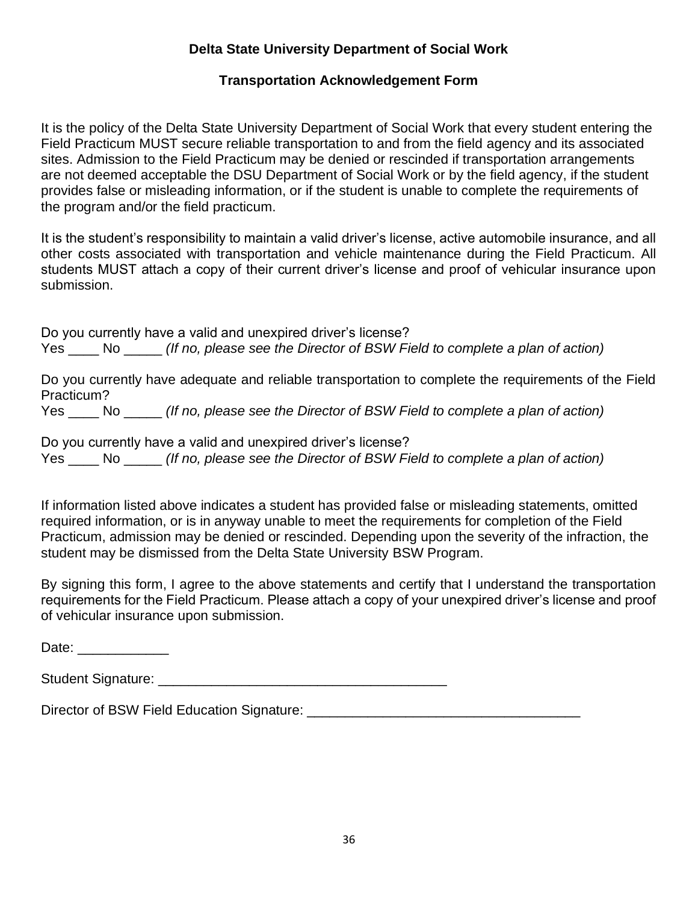**Delta State University Department of Social Work**

**Transportation Acknowledgement Form**

It is the policy of the Delta State University Department of Social Work that every student entering the Field Practicum MUST secure reliable transportation to and from the field agency and its associated sites. Admission to the Field Practicum may be denied or rescinded if transportation arrangements are not deemed acceptable the DSU Department of Social Work or by the field agency, if the student provides false or misleading information, or if the student is unable to complete the requirements of the program and/or the field practicum.

It is the student's responsibility to maintain a valid driver's license, active automobile insurance, and all other costs associated with transportation and vehicle maintenance during the Field Practicum. All students MUST attach a copy of their current driver's license and proof of vehicular insurance upon submission.

Do you currently have a valid and unexpired driver's license?
Yes ____ No _____ *(If no, please see the Director of BSW Field to complete a plan of action)*

Do you currently have adequate and reliable transportation to complete the requirements of the Field Practicum?
Yes ____ No _____ *(If no, please see the Director of BSW Field to complete a plan of action)*

Do you currently have a valid and unexpired driver's license?
Yes ____ No _____ *(If no, please see the Director of BSW Field to complete a plan of action)*

If information listed above indicates a student has provided false or misleading statements, omitted required information, or is in anyway unable to meet the requirements for completion of the Field Practicum, admission may be denied or rescinded. Depending upon the severity of the infraction, the student may be dismissed from the Delta State University BSW Program.

By signing this form, I agree to the above statements and certify that I understand the transportation requirements for the Field Practicum. Please attach a copy of your unexpired driver's license and proof of vehicular insurance upon submission.

Date: ____________

Student Signature: ______________________________________

Director of BSW Field Education Signature: ___________________________________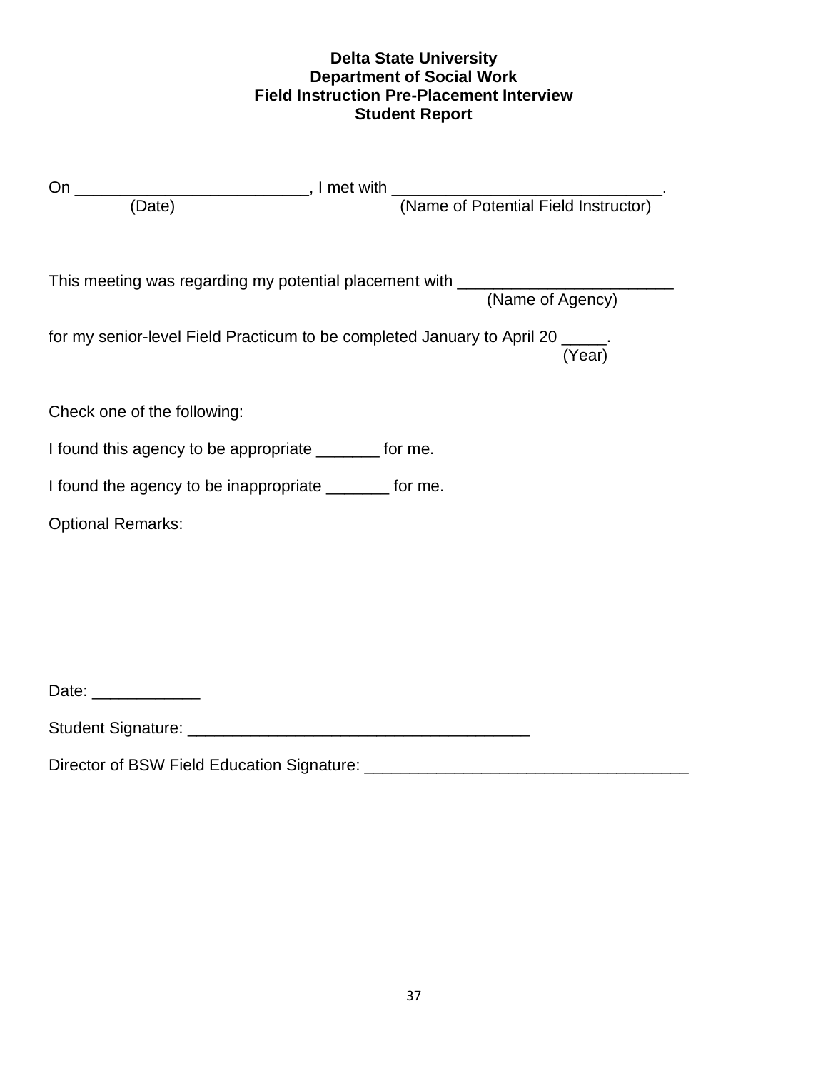**Delta State University**
**Department of Social Work**
**Field Instruction Pre-Placement Interview**
**Student Report**

On __________________________, I met with ______________________________.
(Date) (Name of Potential Field Instructor)

This meeting was regarding my potential placement with ________________________
(Name of Agency)

for my senior-level Field Practicum to be completed January to April 20 _____.
(Year)

Check one of the following:

I found this agency to be appropriate _______ for me.

I found the agency to be inappropriate _______ for me.

Optional Remarks:

Date: ____________

Student Signature: ______________________________________

Director of BSW Field Education Signature: ____________________________________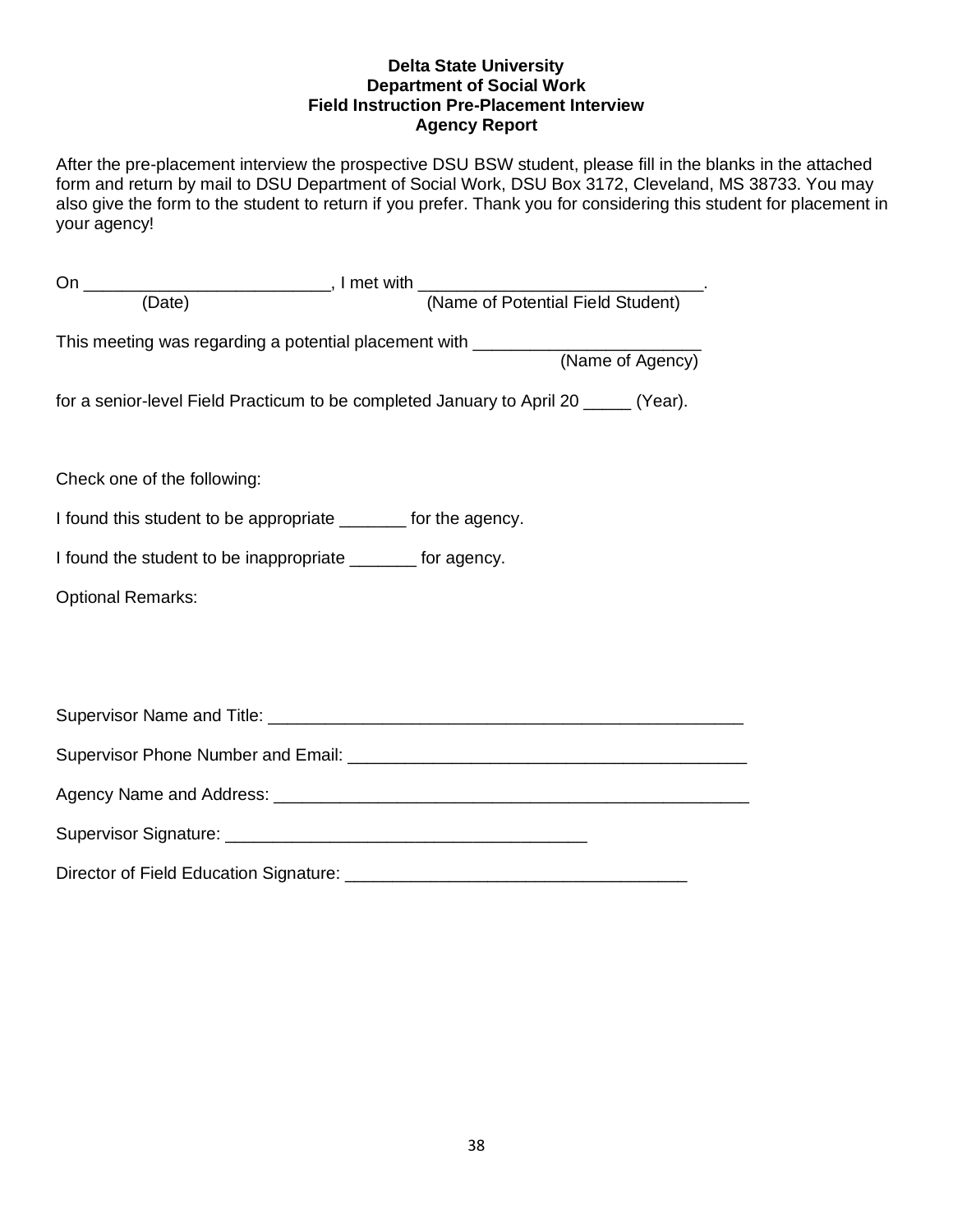**Delta State University**
**Department of Social Work**
**Field Instruction Pre-Placement Interview**
**Agency Report**

After the pre-placement interview the prospective DSU BSW student, please fill in the blanks in the attached form and return by mail to DSU Department of Social Work, DSU Box 3172, Cleveland, MS 38733. You may also give the form to the student to return if you prefer. Thank you for considering this student for placement in your agency!

On _________________________, I met with _____________________________.
(Date) (Name of Potential Field Student)

This meeting was regarding a potential placement with _______________________
(Name of Agency)

for a senior-level Field Practicum to be completed January to April 20 _____ (Year).

Check one of the following:

I found this student to be appropriate _______ for the agency.

I found the student to be inappropriate _______ for agency.

Optional Remarks:

Supervisor Name and Title: __________________________________________________

Supervisor Phone Number and Email: __________________________________________

Agency Name and Address: ___________________________________________________

Supervisor Signature: ______________________________________

Director of Field Education Signature: ___________________________________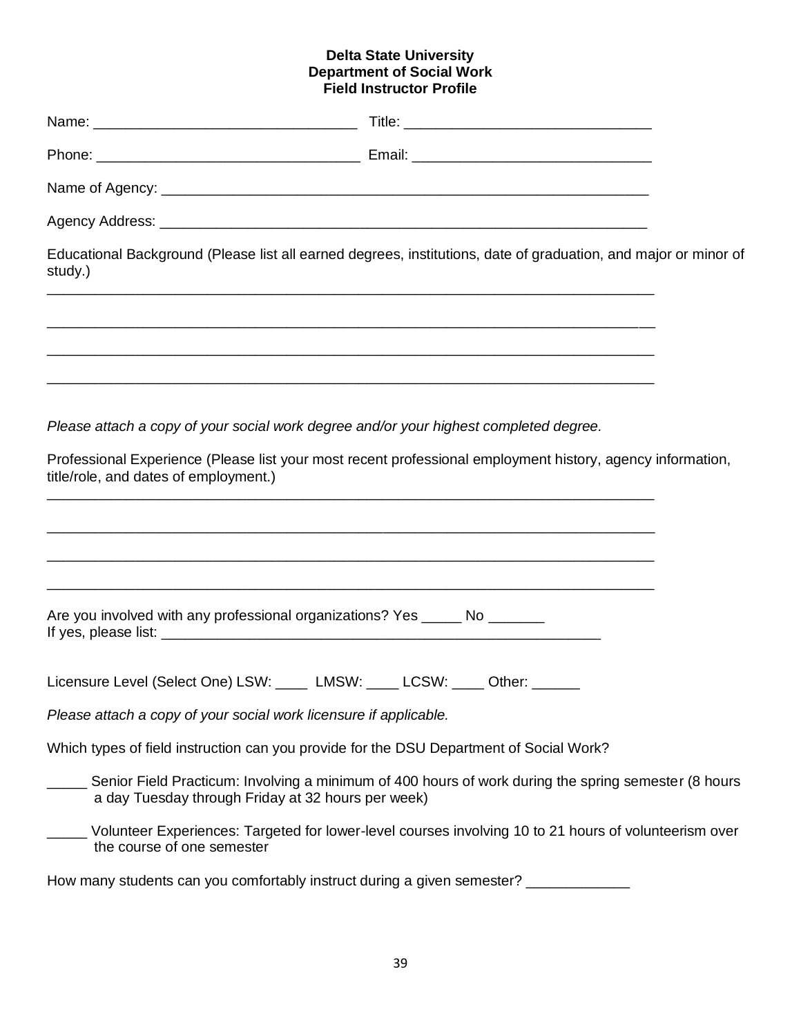**Delta State University**
**Department of Social Work**
**Field Instructor Profile**

Name: ________________________________ Title: ______________________________

Phone: ________________________________ Email: _____________________________

Name of Agency: ______________________________________________________________

Agency Address: ______________________________________________________________

Educational Background (Please list all earned degrees, institutions, date of graduation, and major or minor of study.)

_____________________________________________________________________________

_____________________________________________________________________________

_____________________________________________________________________________

_____________________________________________________________________________

*Please attach a copy of your social work degree and/or your highest completed degree.*

Professional Experience (Please list your most recent professional employment history, agency information, title/role, and dates of employment.)

_____________________________________________________________________________

_____________________________________________________________________________

_____________________________________________________________________________

_____________________________________________________________________________

Are you involved with any professional organizations? Yes _____ No _______
If yes, please list: ______________________________________________________

Licensure Level (Select One) LSW: ____ LMSW: ____ LCSW: ____ Other: ______

*Please attach a copy of your social work licensure if applicable.*

Which types of field instruction can you provide for the DSU Department of Social Work?

_____ Senior Field Practicum: Involving a minimum of 400 hours of work during the spring semester (8 hours a day Tuesday through Friday at 32 hours per week)

_____ Volunteer Experiences: Targeted for lower-level courses involving 10 to 21 hours of volunteerism over the course of one semester

How many students can you comfortably instruct during a given semester? ____________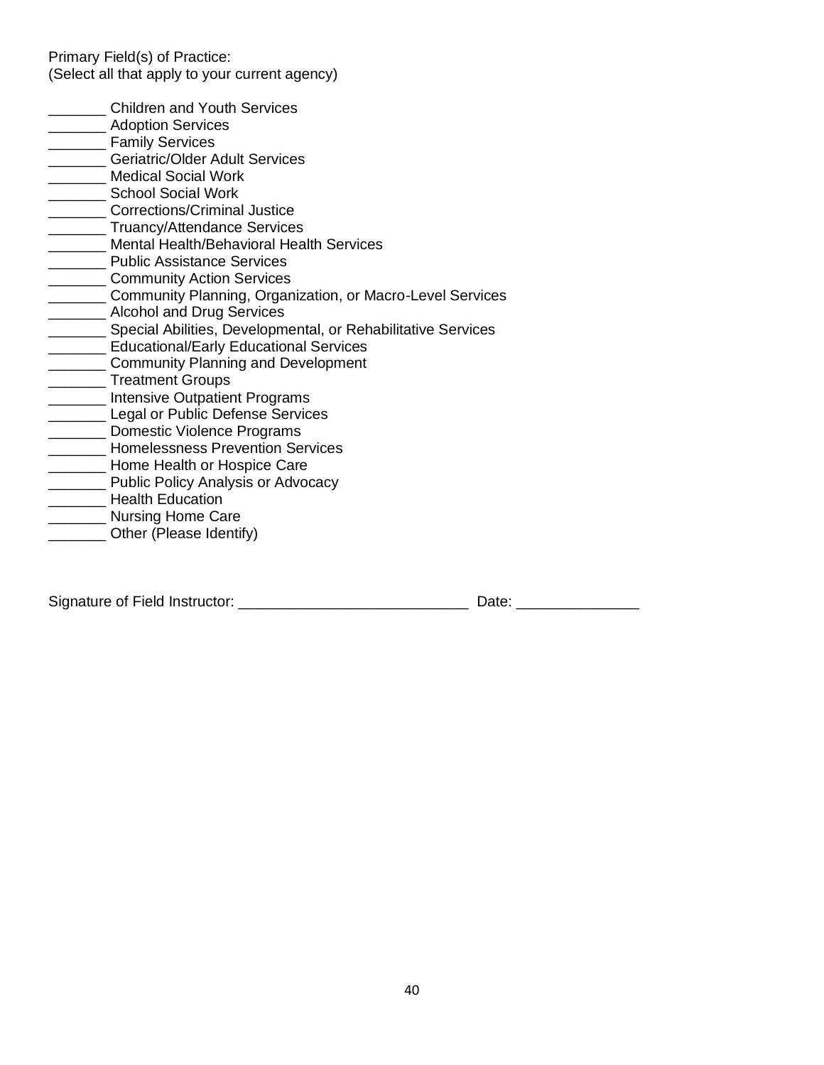Primary Field(s) of Practice:
(Select all that apply to your current agency)

_______ Children and Youth Services
_______ Adoption Services
_______ Family Services
_______ Geriatric/Older Adult Services
_______ Medical Social Work
_______ School Social Work
_______ Corrections/Criminal Justice
_______ Truancy/Attendance Services
_______ Mental Health/Behavioral Health Services
_______ Public Assistance Services
_______ Community Action Services
_______ Community Planning, Organization, or Macro-Level Services
_______ Alcohol and Drug Services
_______ Special Abilities, Developmental, or Rehabilitative Services
_______ Educational/Early Educational Services
_______ Community Planning and Development
_______ Treatment Groups
_______ Intensive Outpatient Programs
_______ Legal or Public Defense Services
_______ Domestic Violence Programs
_______ Homelessness Prevention Services
_______ Home Health or Hospice Care
_______ Public Policy Analysis or Advocacy
_______ Health Education
_______ Nursing Home Care
_______ Other (Please Identify)

Signature of Field Instructor: ____________________________ Date: ______________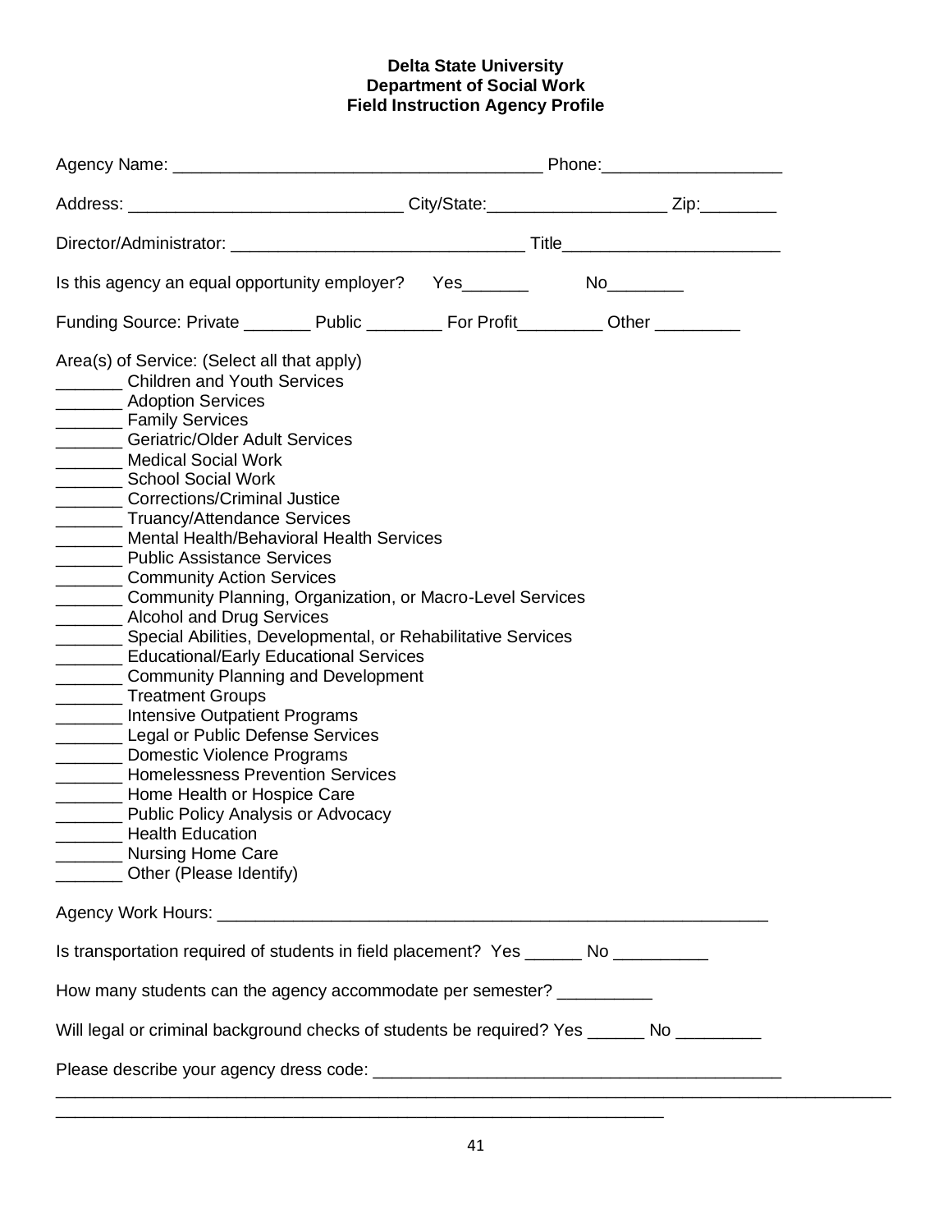**Delta State University**
**Department of Social Work**
**Field Instruction Agency Profile**

Agency Name: ______________________________________ Phone:__________________

Address: ____________________________ City/State:__________________ Zip:________

Director/Administrator: ______________________________ Title______________________

Is this agency an equal opportunity employer? Yes_______ No________

Funding Source: Private _______ Public ________ For Profit_________ Other _________

Area(s) of Service: (Select all that apply)

_______ Children and Youth Services
_______ Adoption Services
_______ Family Services
_______ Geriatric/Older Adult Services
_______ Medical Social Work
_______ School Social Work
_______ Corrections/Criminal Justice
_______ Truancy/Attendance Services
_______ Mental Health/Behavioral Health Services
_______ Public Assistance Services
_______ Community Action Services
_______ Community Planning, Organization, or Macro-Level Services
_______ Alcohol and Drug Services
_______ Special Abilities, Developmental, or Rehabilitative Services
_______ Educational/Early Educational Services
_______ Community Planning and Development
_______ Treatment Groups
_______ Intensive Outpatient Programs
_______ Legal or Public Defense Services
_______ Domestic Violence Programs
_______ Homelessness Prevention Services
_______ Home Health or Hospice Care
_______ Public Policy Analysis or Advocacy
_______ Health Education
_______ Nursing Home Care
_______ Other (Please Identify)

Agency Work Hours: __________________________________________________________

Is transportation required of students in field placement? Yes ______ No __________

How many students can the agency accommodate per semester? __________

Will legal or criminal background checks of students be required? Yes ______ No _________

Please describe your agency dress code: ___________________________________________
_____________________________________________________________________________________
_______________________________________________________________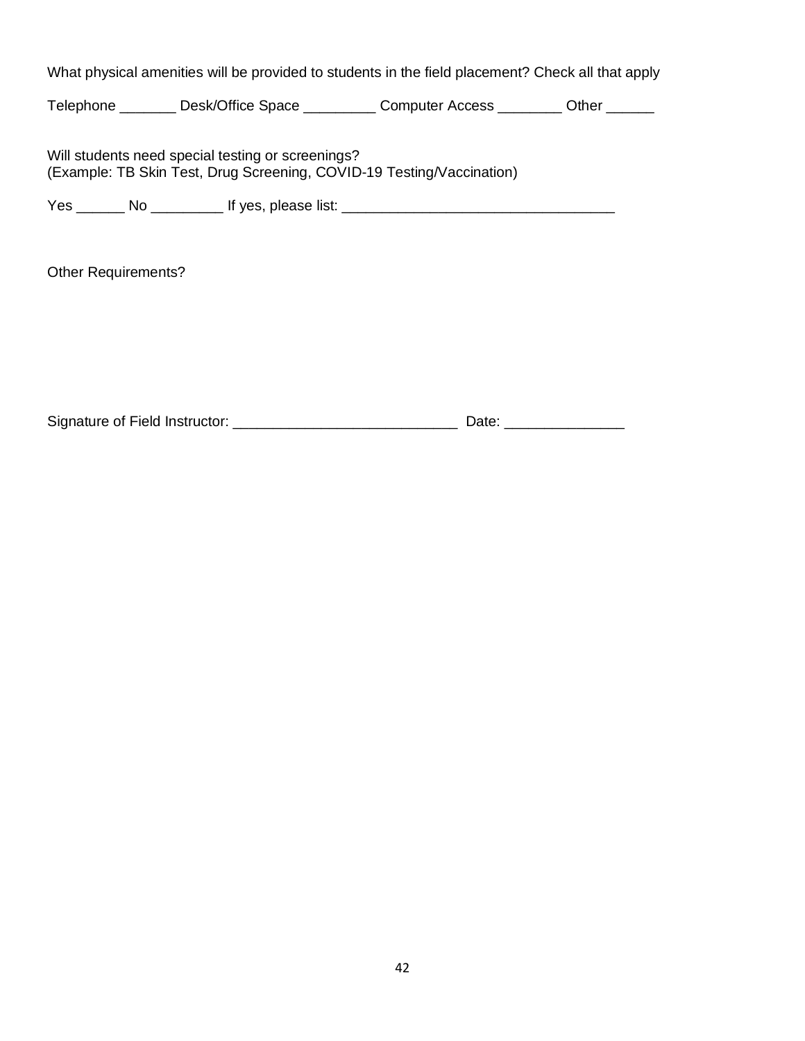What physical amenities will be provided to students in the field placement? Check all that apply

Telephone _______ Desk/Office Space _________ Computer Access ________ Other ______

Will students need special testing or screenings?
(Example: TB Skin Test, Drug Screening, COVID-19 Testing/Vaccination)

Yes ______ No _________ If yes, please list: _________________________________

Other Requirements?

Signature of Field Instructor: ___________________________ Date: ______________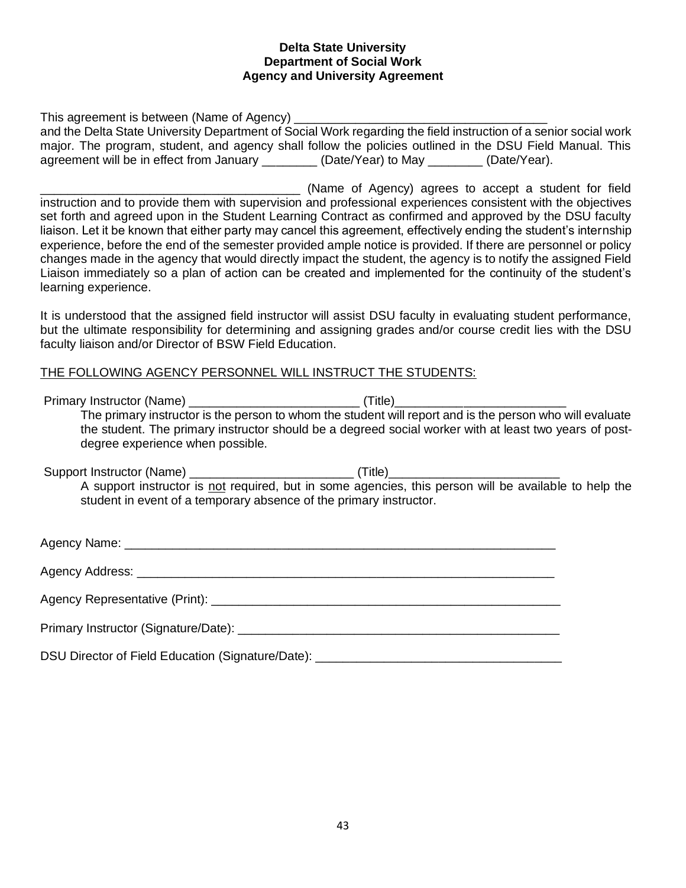**Delta State University**
**Department of Social Work**
**Agency and University Agreement**

This agreement is between (Name of Agency) ____________________________________
and the Delta State University Department of Social Work regarding the field instruction of a senior social work major. The program, student, and agency shall follow the policies outlined in the DSU Field Manual. This agreement will be in effect from January ________ (Date/Year) to May ________ (Date/Year).

______________________________________ (Name of Agency) agrees to accept a student for field instruction and to provide them with supervision and professional experiences consistent with the objectives set forth and agreed upon in the Student Learning Contract as confirmed and approved by the DSU faculty liaison. Let it be known that either party may cancel this agreement, effectively ending the student's internship experience, before the end of the semester provided ample notice is provided. If there are personnel or policy changes made in the agency that would directly impact the student, the agency is to notify the assigned Field Liaison immediately so a plan of action can be created and implemented for the continuity of the student's learning experience.

It is understood that the assigned field instructor will assist DSU faculty in evaluating student performance, but the ultimate responsibility for determining and assigning grades and/or course credit lies with the DSU faculty liaison and/or Director of BSW Field Education.

<u>THE FOLLOWING AGENCY PERSONNEL WILL INSTRUCT THE STUDENTS:</u>

Primary Instructor (Name) ________________________ (Title)_________________________

The primary instructor is the person to whom the student will report and is the person who will evaluate the student. The primary instructor should be a degreed social worker with at least two years of post-degree experience when possible.

Support Instructor (Name) _______________________ (Title)________________________

A support instructor is <u>not</u> required, but in some agencies, this person will be available to help the student in event of a temporary absence of the primary instructor.

Agency Name: _______________________________________________________________

Agency Address: _____________________________________________________________

Agency Representative (Print): _________________________________________________

Primary Instructor (Signature/Date): _____________________________________________

DSU Director of Field Education (Signature/Date): __________________________________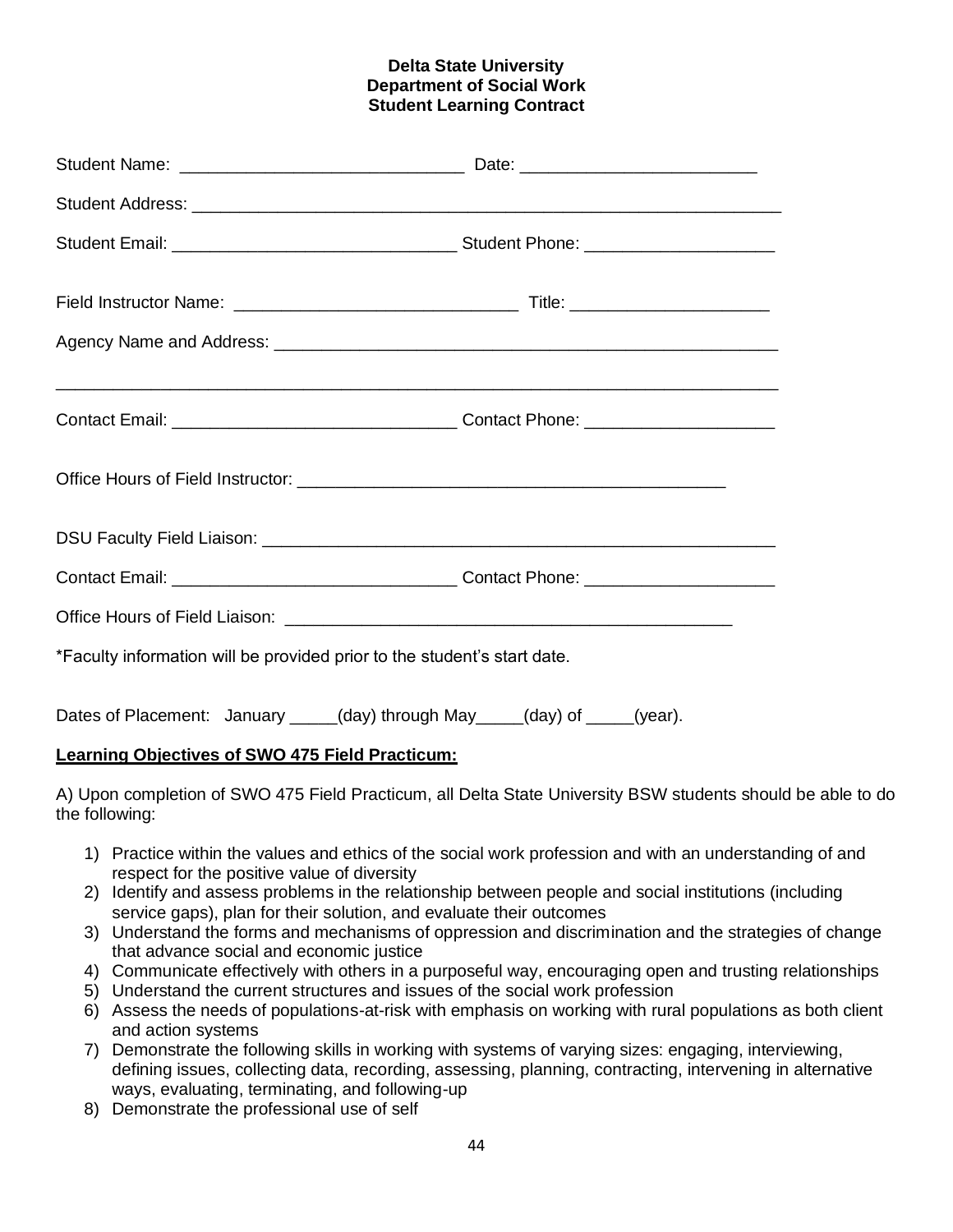**Delta State University**
**Department of Social Work**
**Student Learning Contract**

Student Name: _____________________________ Date: ________________________

Student Address: _______________________________________________________________

Student Email: _____________________________ Student Phone: ___________________

Field Instructor Name: _____________________________ Title: ____________________

Agency Name and Address: ______________________________________________________

_____________________________________________________________________________

Contact Email: _____________________________ Contact Phone: ___________________

Office Hours of Field Instructor: _____________________________________________

DSU Faculty Field Liaison: _____________________________________________________

Contact Email: _____________________________ Contact Phone: ___________________

Office Hours of Field Liaison: ________________________________________________

*Faculty information will be provided prior to the student's start date.

Dates of Placement: January _____(day) through May_____(day) of _____(year).

**Learning Objectives of SWO 475 Field Practicum:**

A) Upon completion of SWO 475 Field Practicum, all Delta State University BSW students should be able to do the following:

1) Practice within the values and ethics of the social work profession and with an understanding of and respect for the positive value of diversity
2) Identify and assess problems in the relationship between people and social institutions (including service gaps), plan for their solution, and evaluate their outcomes
3) Understand the forms and mechanisms of oppression and discrimination and the strategies of change that advance social and economic justice
4) Communicate effectively with others in a purposeful way, encouraging open and trusting relationships
5) Understand the current structures and issues of the social work profession
6) Assess the needs of populations-at-risk with emphasis on working with rural populations as both client and action systems
7) Demonstrate the following skills in working with systems of varying sizes: engaging, interviewing, defining issues, collecting data, recording, assessing, planning, contracting, intervening in alternative ways, evaluating, terminating, and following-up
8) Demonstrate the professional use of self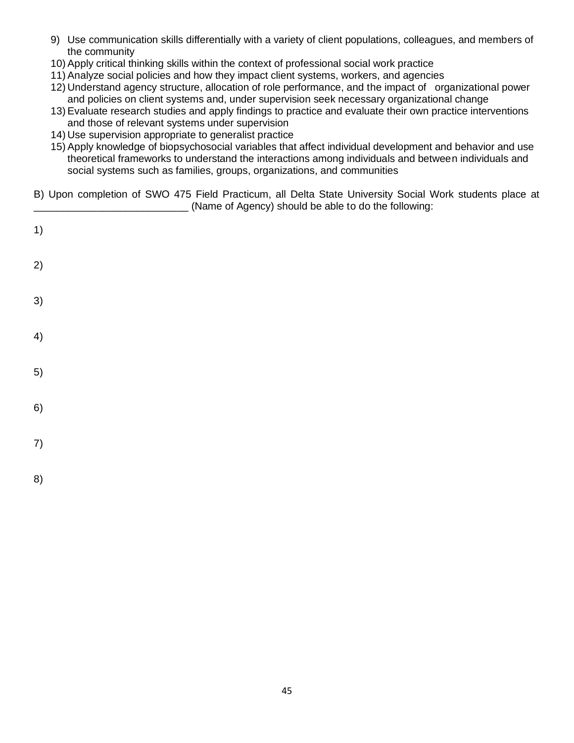9) Use communication skills differentially with a variety of client populations, colleagues, and members of the community
10) Apply critical thinking skills within the context of professional social work practice
11) Analyze social policies and how they impact client systems, workers, and agencies
12) Understand agency structure, allocation of role performance, and the impact of organizational power and policies on client systems and, under supervision seek necessary organizational change
13) Evaluate research studies and apply findings to practice and evaluate their own practice interventions and those of relevant systems under supervision
14) Use supervision appropriate to generalist practice
15) Apply knowledge of biopsychosocial variables that affect individual development and behavior and use theoretical frameworks to understand the interactions among individuals and between individuals and social systems such as families, groups, organizations, and communities

B) Upon completion of SWO 475 Field Practicum, all Delta State University Social Work students place at ___________________________ (Name of Agency) should be able to do the following:

1)

2)

3)

4)

5)

6)

7)

8)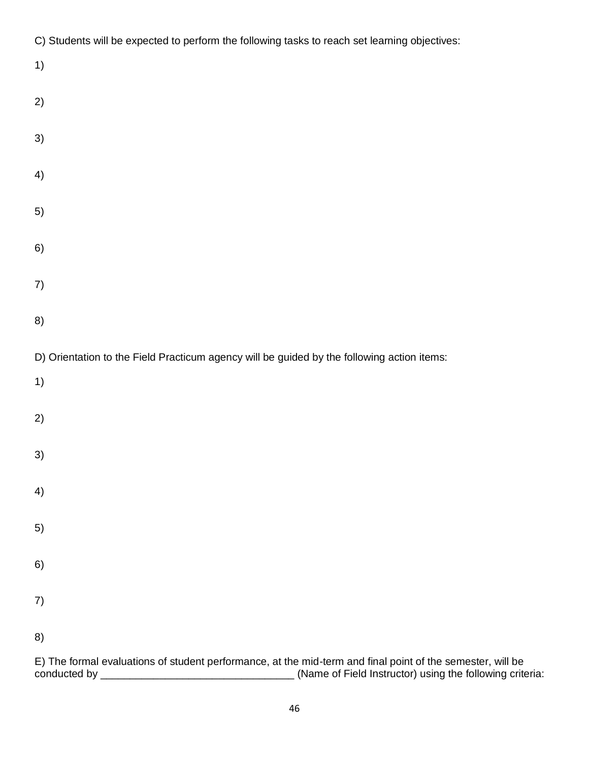C) Students will be expected to perform the following tasks to reach set learning objectives:

1)

2)

3)

4)

5)

6)

7)

8)

D) Orientation to the Field Practicum agency will be guided by the following action items:

1)

2)

3)

4)

5)

6)

7)

8)

E) The formal evaluations of student performance, at the mid-term and final point of the semester, will be conducted by _________________________________ (Name of Field Instructor) using the following criteria: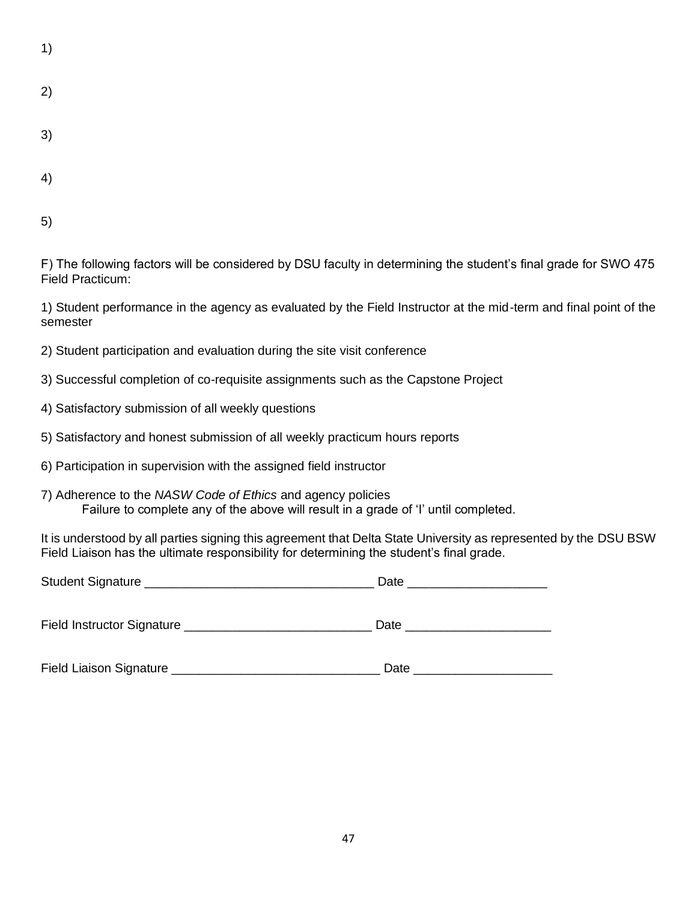1)

2)

3)

4)

5)

F) The following factors will be considered by DSU faculty in determining the student's final grade for SWO 475 Field Practicum:

1) Student performance in the agency as evaluated by the Field Instructor at the mid-term and final point of the semester

2) Student participation and evaluation during the site visit conference

3) Successful completion of co-requisite assignments such as the Capstone Project

4) Satisfactory submission of all weekly questions

5) Satisfactory and honest submission of all weekly practicum hours reports

6) Participation in supervision with the assigned field instructor

7) Adherence to the *NASW Code of Ethics* and agency policies
   Failure to complete any of the above will result in a grade of 'I' until completed.

It is understood by all parties signing this agreement that Delta State University as represented by the DSU BSW Field Liaison has the ultimate responsibility for determining the student's final grade.

Student Signature ________________________________ Date ___________________

Field Instructor Signature __________________________ Date ____________________

Field Liaison Signature _____________________________ Date ___________________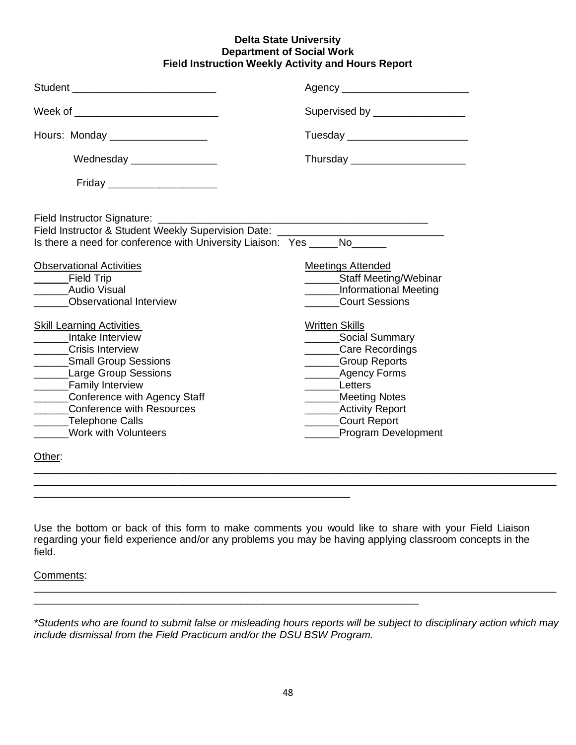**Delta State University**
**Department of Social Work**
**Field Instruction Weekly Activity and Hours Report**

Student ________________________ Agency _____________________

Week of ________________________ Supervised by _______________

Hours: Monday ________________ Tuesday ____________________

Wednesday ______________ Thursday ___________________

Friday __________________

Field Instructor Signature: _______________________________________________

Field Instructor & Student Weekly Supervision Date: ____________________________

Is there a need for conference with University Liaison: Yes _____No______

Observational Activities

______Field Trip
______Audio Visual
______Observational Interview

Meetings Attended

______Staff Meeting/Webinar
______Informational Meeting
______Court Sessions

Skill Learning Activities

______Intake Interview
______Crisis Interview
______Small Group Sessions
______Large Group Sessions
______Family Interview
______Conference with Agency Staff
______Conference with Resources
______Telephone Calls
______Work with Volunteers

Written Skills

______Social Summary
______Care Recordings
______Group Reports
______Agency Forms
______Letters
______Meeting Notes
______Activity Report
______Court Report
______Program Development

Other:

______________________________________________________________________________________
______________________________________________________________________________________
_______________________________________________________

Use the bottom or back of this form to make comments you would like to share with your Field Liaison regarding your field experience and/or any problems you may be having applying classroom concepts in the field.

Comments:

______________________________________________________________________________________
_________________________________________________________________

*Students who are found to submit false or misleading hours reports will be subject to disciplinary action which may include dismissal from the Field Practicum and/or the DSU BSW Program.*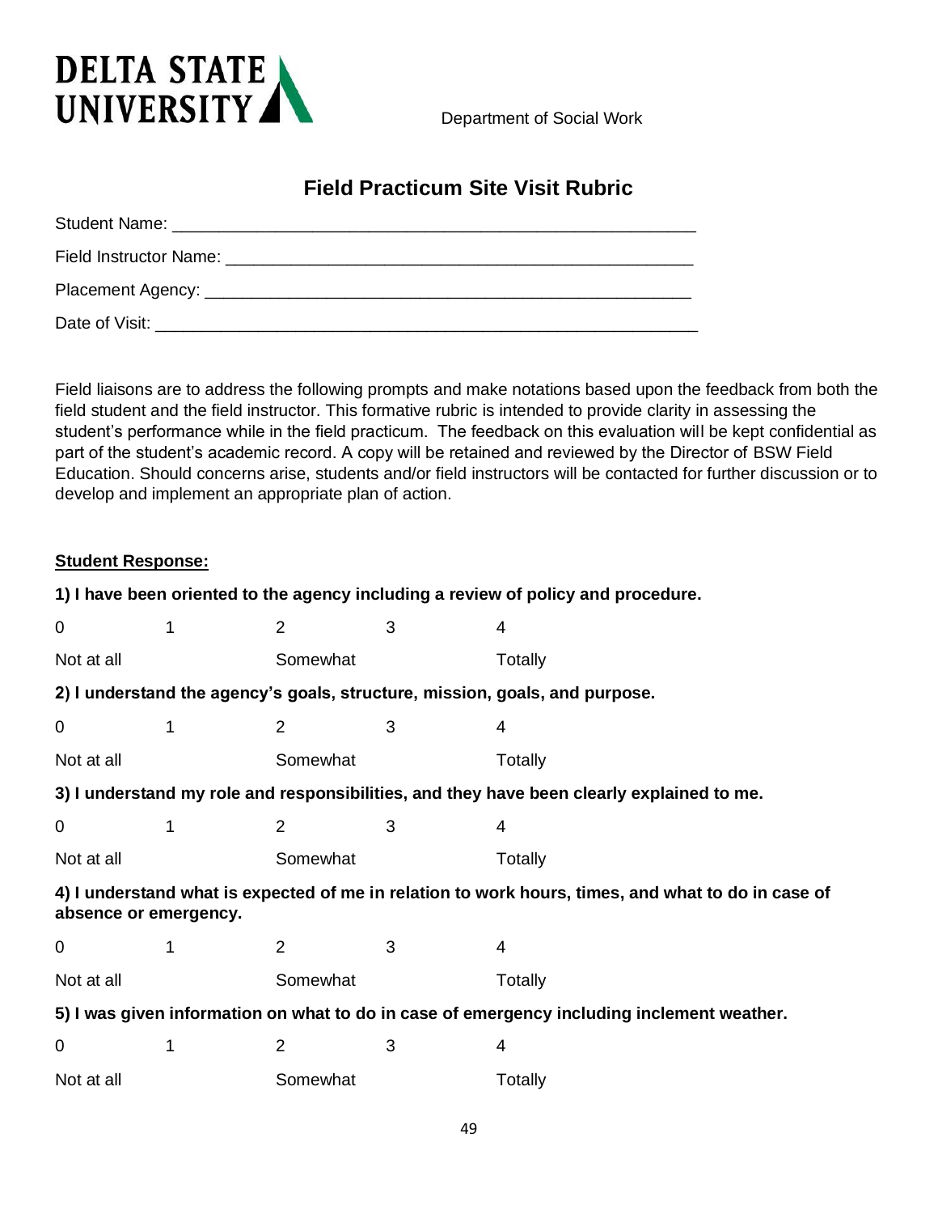DELTA STATE UNIVERSITY

Department of Social Work

## Field Practicum Site Visit Rubric

Student Name: ______________________________________________________

Field Instructor Name: ________________________________________________

Placement Agency: ___________________________________________________

Date of Visit: ________________________________________________________

Field liaisons are to address the following prompts and make notations based upon the feedback from both the field student and the field instructor. This formative rubric is intended to provide clarity in assessing the student's performance while in the field practicum. The feedback on this evaluation will be kept confidential as part of the student's academic record. A copy will be retained and reviewed by the Director of BSW Field Education. Should concerns arise, students and/or field instructors will be contacted for further discussion or to develop and implement an appropriate plan of action.

**Student Response:**

**1) I have been oriented to the agency including a review of policy and procedure.**

| 0 | 1 | 2 | 3 | 4 |
|---|---|---|---|---|
| Not at all | | Somewhat | | Totally |

**2) I understand the agency's goals, structure, mission, goals, and purpose.**

| 0 | 1 | 2 | 3 | 4 |
|---|---|---|---|---|
| Not at all | | Somewhat | | Totally |

**3) I understand my role and responsibilities, and they have been clearly explained to me.**

| 0 | 1 | 2 | 3 | 4 |
|---|---|---|---|---|
| Not at all | | Somewhat | | Totally |

**4) I understand what is expected of me in relation to work hours, times, and what to do in case of absence or emergency.**

| 0 | 1 | 2 | 3 | 4 |
|---|---|---|---|---|
| Not at all | | Somewhat | | Totally |

**5) I was given information on what to do in case of emergency including inclement weather.**

| 0 | 1 | 2 | 3 | 4 |
|---|---|---|---|---|
| Not at all | | Somewhat | | Totally |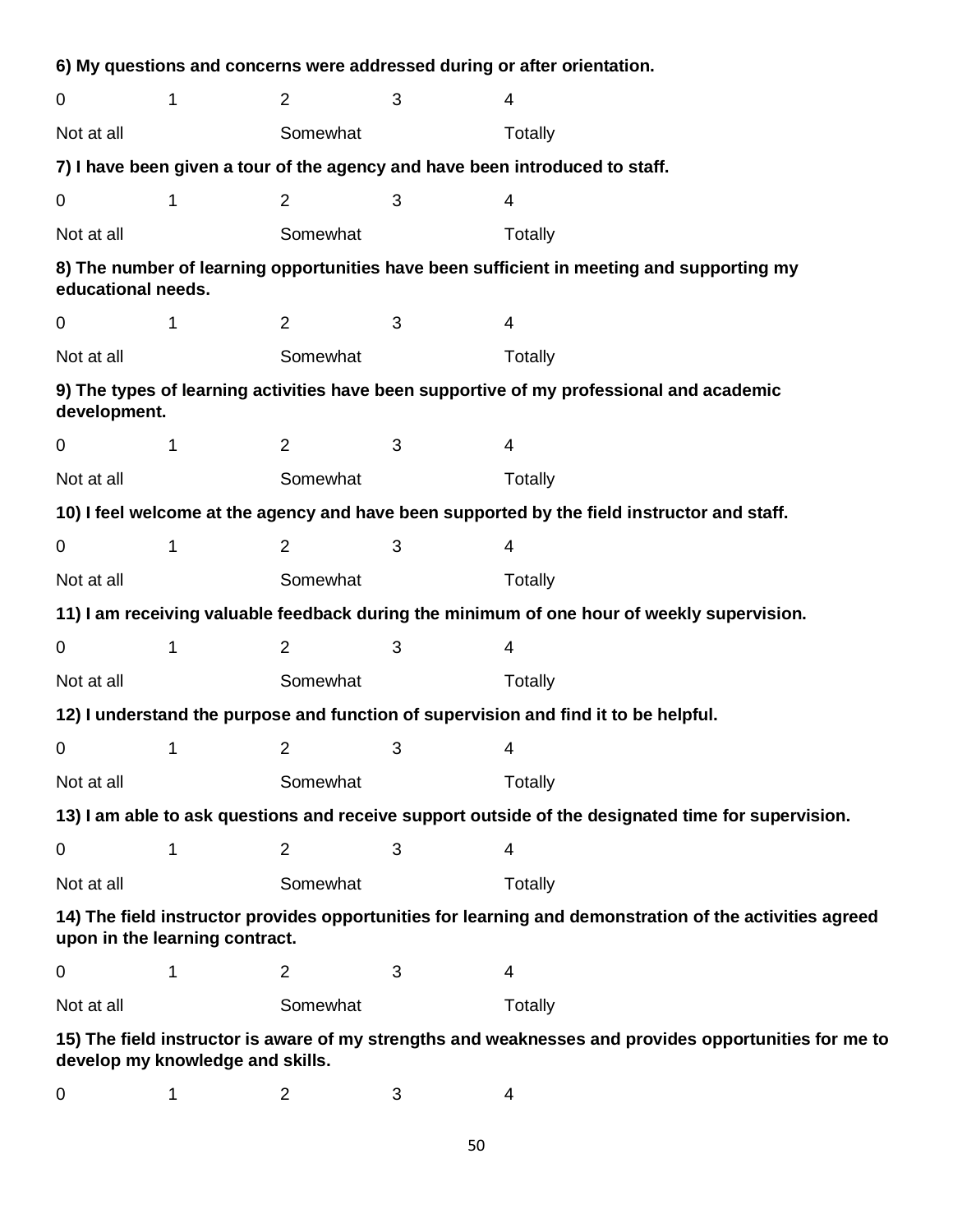**6) My questions and concerns were addressed during or after orientation.**

| 0 | 1 | 2 | 3 | 4 |
|---|---|---|---|---|
| Not at all | | Somewhat | | Totally |

**7) I have been given a tour of the agency and have been introduced to staff.**

| 0 | 1 | 2 | 3 | 4 |
|---|---|---|---|---|
| Not at all | | Somewhat | | Totally |

**8) The number of learning opportunities have been sufficient in meeting and supporting my educational needs.**

| 0 | 1 | 2 | 3 | 4 |
|---|---|---|---|---|
| Not at all | | Somewhat | | Totally |

**9) The types of learning activities have been supportive of my professional and academic development.**

| 0 | 1 | 2 | 3 | 4 |
|---|---|---|---|---|
| Not at all | | Somewhat | | Totally |

**10) I feel welcome at the agency and have been supported by the field instructor and staff.**

| 0 | 1 | 2 | 3 | 4 |
|---|---|---|---|---|
| Not at all | | Somewhat | | Totally |

**11) I am receiving valuable feedback during the minimum of one hour of weekly supervision.**

| 0 | 1 | 2 | 3 | 4 |
|---|---|---|---|---|
| Not at all | | Somewhat | | Totally |

**12) I understand the purpose and function of supervision and find it to be helpful.**

| 0 | 1 | 2 | 3 | 4 |
|---|---|---|---|---|
| Not at all | | Somewhat | | Totally |

**13) I am able to ask questions and receive support outside of the designated time for supervision.**

| 0 | 1 | 2 | 3 | 4 |
|---|---|---|---|---|
| Not at all | | Somewhat | | Totally |

**14) The field instructor provides opportunities for learning and demonstration of the activities agreed upon in the learning contract.**

| 0 | 1 | 2 | 3 | 4 |
|---|---|---|---|---|
| Not at all | | Somewhat | | Totally |

**15) The field instructor is aware of my strengths and weaknesses and provides opportunities for me to develop my knowledge and skills.**

| 0 | 1 | 2 | 3 | 4 |
|---|---|---|---|---|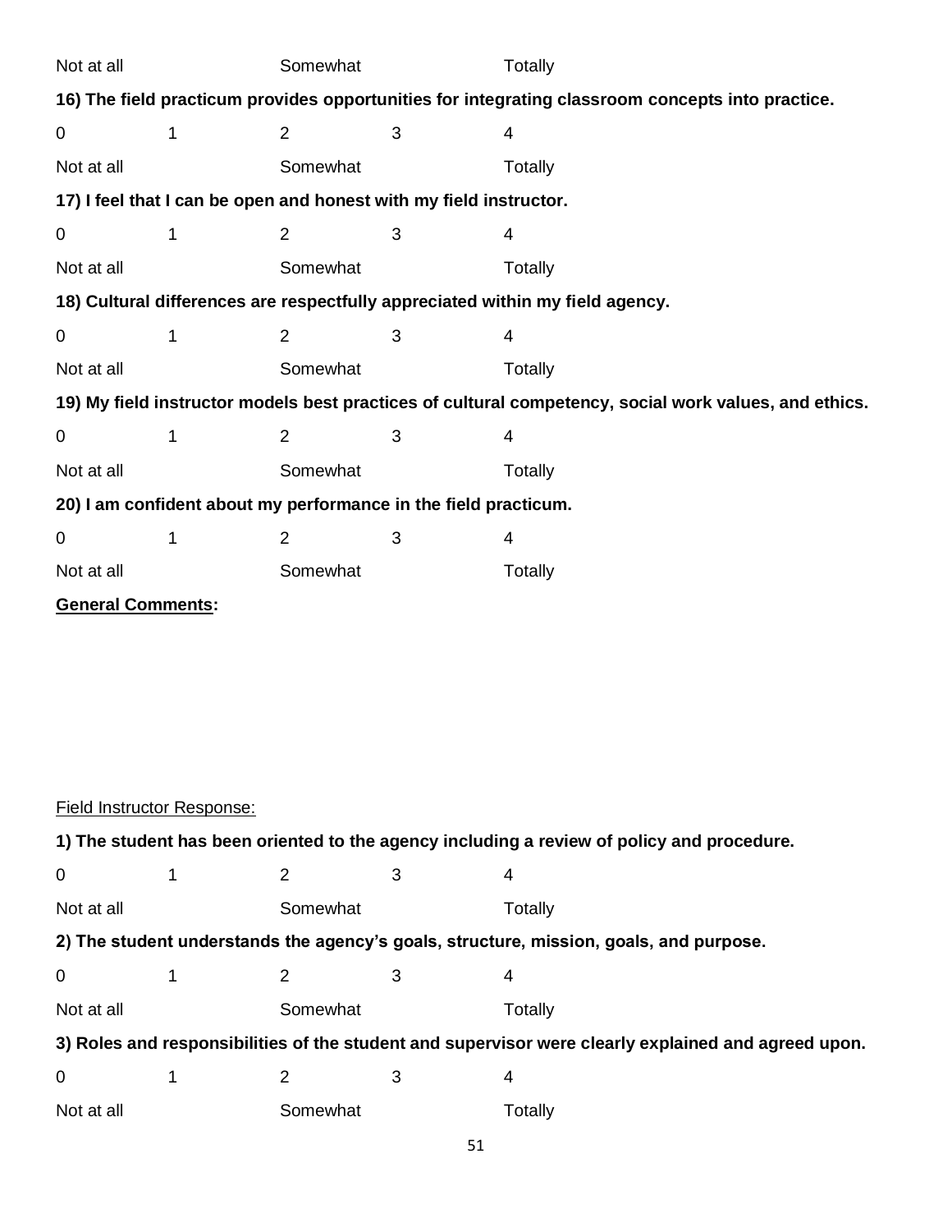Not at all Somewhat Totally

**16) The field practicum provides opportunities for integrating classroom concepts into practice.**

0 1 2 3 4

Not at all Somewhat Totally

**17) I feel that I can be open and honest with my field instructor.**

0 1 2 3 4

Not at all Somewhat Totally

**18) Cultural differences are respectfully appreciated within my field agency.**

0 1 2 3 4

Not at all Somewhat Totally

**19) My field instructor models best practices of cultural competency, social work values, and ethics.**

0 1 2 3 4

Not at all Somewhat Totally

**20) I am confident about my performance in the field practicum.**

0 1 2 3 4

Not at all Somewhat Totally

**General Comments:**

Field Instructor Response:

**1) The student has been oriented to the agency including a review of policy and procedure.**

0 1 2 3 4

Not at all Somewhat Totally

**2) The student understands the agency's goals, structure, mission, goals, and purpose.**

0 1 2 3 4

Not at all Somewhat Totally

**3) Roles and responsibilities of the student and supervisor were clearly explained and agreed upon.**

0 1 2 3 4

Not at all Somewhat Totally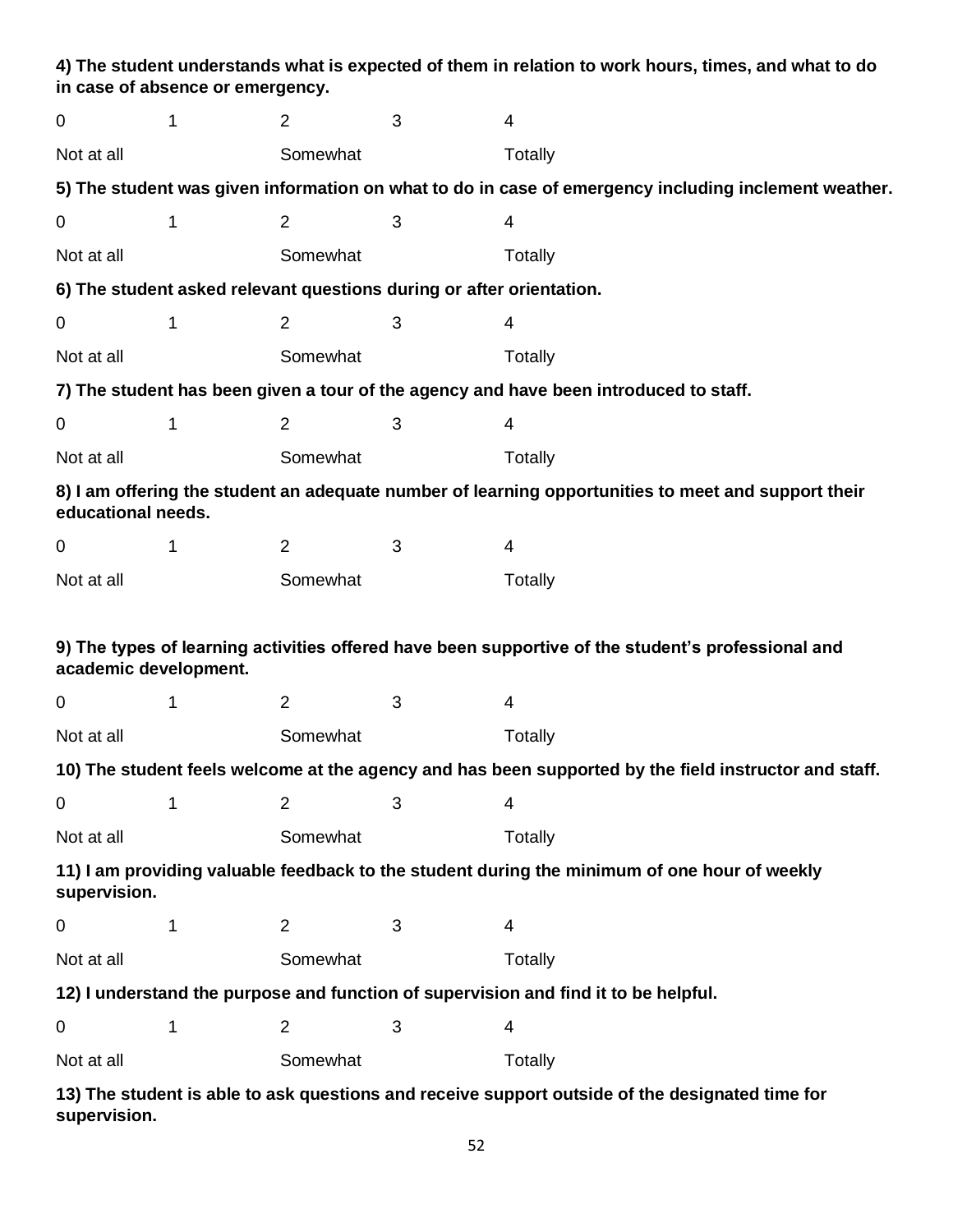**4) The student understands what is expected of them in relation to work hours, times, and what to do in case of absence or emergency.**

| 0 | 1 | 2 | 3 | 4 |
|---|---|---|---|---|
| Not at all | | Somewhat | | Totally |

**5) The student was given information on what to do in case of emergency including inclement weather.**

| 0 | 1 | 2 | 3 | 4 |
|---|---|---|---|---|
| Not at all | | Somewhat | | Totally |

**6) The student asked relevant questions during or after orientation.**

| 0 | 1 | 2 | 3 | 4 |
|---|---|---|---|---|
| Not at all | | Somewhat | | Totally |

**7) The student has been given a tour of the agency and have been introduced to staff.**

| 0 | 1 | 2 | 3 | 4 |
|---|---|---|---|---|
| Not at all | | Somewhat | | Totally |

**8) I am offering the student an adequate number of learning opportunities to meet and support their educational needs.**

| 0 | 1 | 2 | 3 | 4 |
|---|---|---|---|---|
| Not at all | | Somewhat | | Totally |

**9) The types of learning activities offered have been supportive of the student's professional and academic development.**

| 0 | 1 | 2 | 3 | 4 |
|---|---|---|---|---|
| Not at all | | Somewhat | | Totally |

**10) The student feels welcome at the agency and has been supported by the field instructor and staff.**

| 0 | 1 | 2 | 3 | 4 |
|---|---|---|---|---|
| Not at all | | Somewhat | | Totally |

**11) I am providing valuable feedback to the student during the minimum of one hour of weekly supervision.**

| 0 | 1 | 2 | 3 | 4 |
|---|---|---|---|---|
| Not at all | | Somewhat | | Totally |

**12) I understand the purpose and function of supervision and find it to be helpful.**

| 0 | 1 | 2 | 3 | 4 |
|---|---|---|---|---|
| Not at all | | Somewhat | | Totally |

**13) The student is able to ask questions and receive support outside of the designated time for supervision.**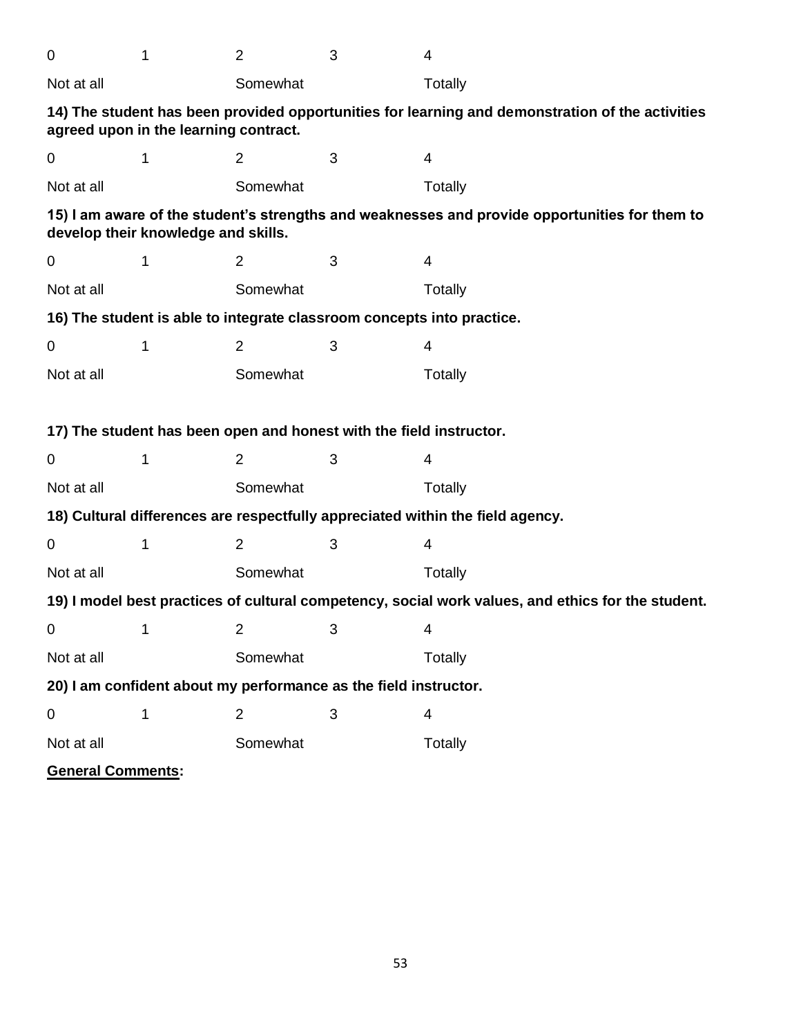| 0 | 1 | 2 | 3 | 4 |
|---|---|---|---|---|
| Not at all | | Somewhat | | Totally |

**14) The student has been provided opportunities for learning and demonstration of the activities agreed upon in the learning contract.**

| 0 | 1 | 2 | 3 | 4 |
|---|---|---|---|---|
| Not at all | | Somewhat | | Totally |

**15) I am aware of the student's strengths and weaknesses and provide opportunities for them to develop their knowledge and skills.**

| 0 | 1 | 2 | 3 | 4 |
|---|---|---|---|---|
| Not at all | | Somewhat | | Totally |

**16) The student is able to integrate classroom concepts into practice.**

| 0 | 1 | 2 | 3 | 4 |
|---|---|---|---|---|
| Not at all | | Somewhat | | Totally |

**17) The student has been open and honest with the field instructor.**

| 0 | 1 | 2 | 3 | 4 |
|---|---|---|---|---|
| Not at all | | Somewhat | | Totally |

**18) Cultural differences are respectfully appreciated within the field agency.**

| 0 | 1 | 2 | 3 | 4 |
|---|---|---|---|---|
| Not at all | | Somewhat | | Totally |

**19) I model best practices of cultural competency, social work values, and ethics for the student.**

| 0 | 1 | 2 | 3 | 4 |
|---|---|---|---|---|
| Not at all | | Somewhat | | Totally |

**20) I am confident about my performance as the field instructor.**

| 0 | 1 | 2 | 3 | 4 |
|---|---|---|---|---|
| Not at all | | Somewhat | | Totally |

**General Comments:**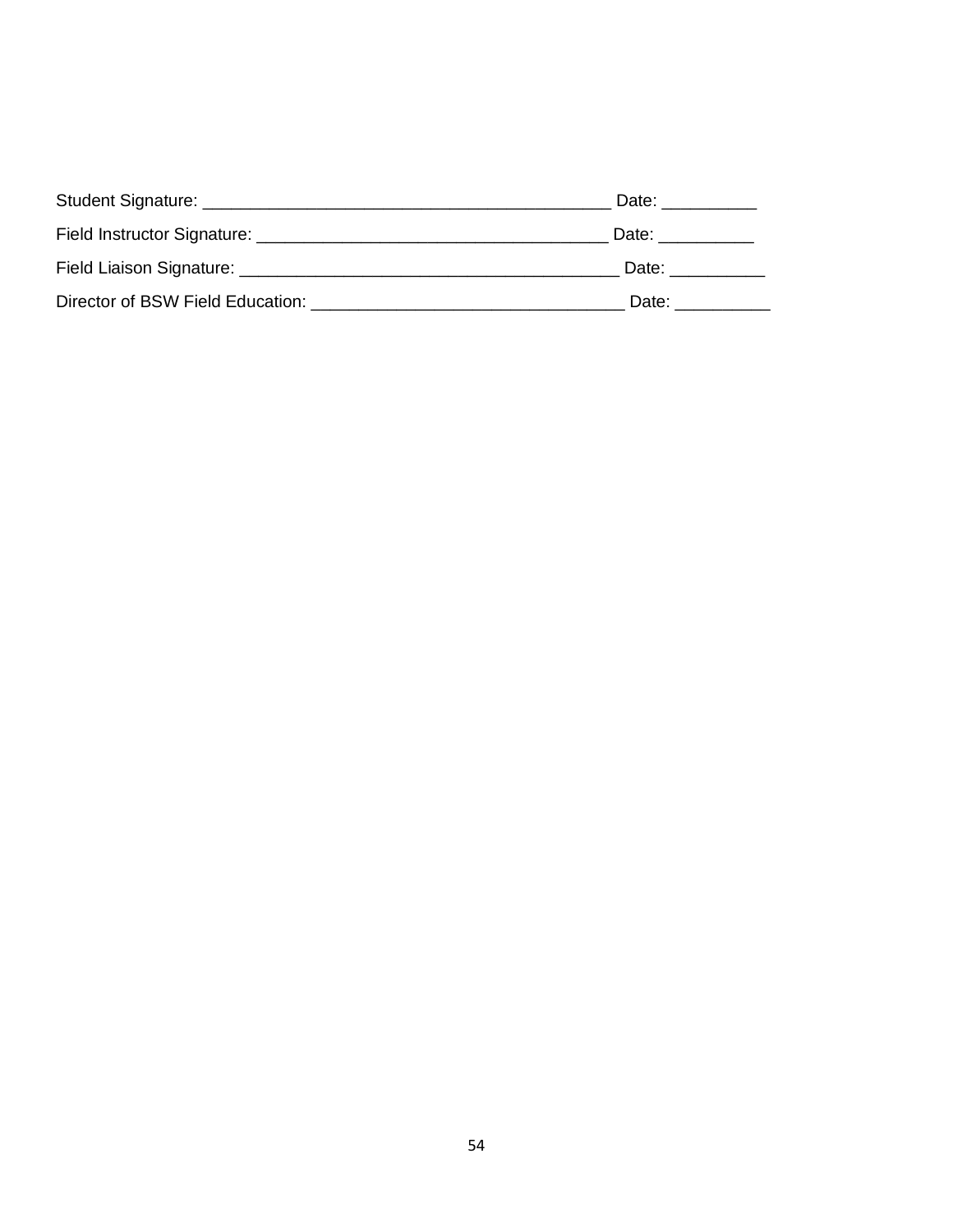Student Signature: __________________________________________ Date: __________

Field Instructor Signature: _____________________________________ Date: __________

Field Liaison Signature: ________________________________________ Date: __________

Director of BSW Field Education: _________________________________ Date: __________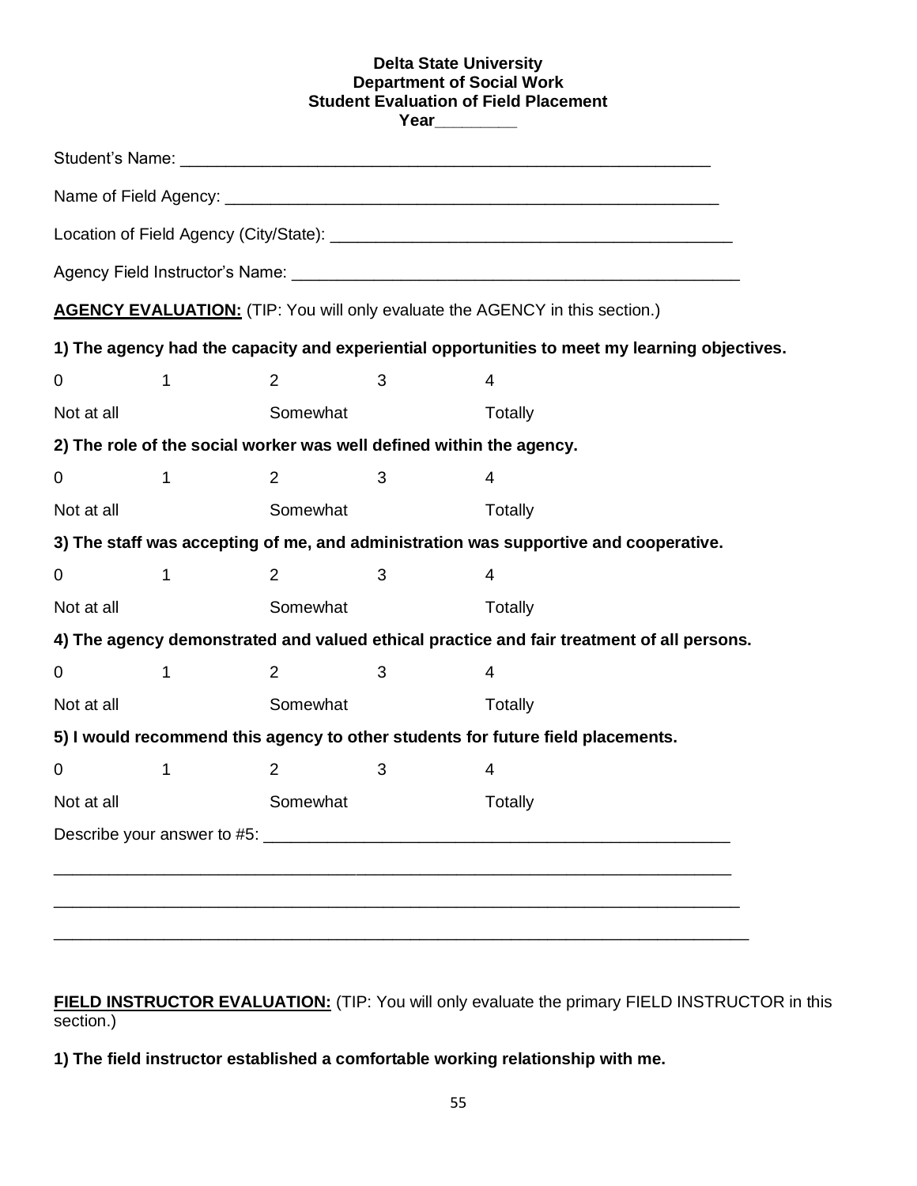**Delta State University**
**Department of Social Work**
**Student Evaluation of Field Placement**
**Year\_\_\_\_\_\_\_\_\_**

Student's Name: \_\_\_\_\_\_\_\_\_\_\_\_\_\_\_\_\_\_\_\_\_\_\_\_\_\_\_\_\_\_\_\_\_\_\_\_\_\_\_\_\_\_\_\_\_\_\_\_\_\_\_\_\_\_\_\_\_\_

Name of Field Agency: \_\_\_\_\_\_\_\_\_\_\_\_\_\_\_\_\_\_\_\_\_\_\_\_\_\_\_\_\_\_\_\_\_\_\_\_\_\_\_\_\_\_\_\_\_\_\_\_\_\_\_\_\_\_

Location of Field Agency (City/State): \_\_\_\_\_\_\_\_\_\_\_\_\_\_\_\_\_\_\_\_\_\_\_\_\_\_\_\_\_\_\_\_\_\_\_\_\_\_\_\_\_\_\_

Agency Field Instructor's Name: \_\_\_\_\_\_\_\_\_\_\_\_\_\_\_\_\_\_\_\_\_\_\_\_\_\_\_\_\_\_\_\_\_\_\_\_\_\_\_\_\_\_\_\_\_\_\_\_\_\_

**<u>AGENCY EVALUATION:</u>** (TIP: You will only evaluate the AGENCY in this section.)

**1) The agency had the capacity and experiential opportunities to meet my learning objectives.**

| 0 | 1 | 2 | 3 | 4 |
|---|---|---|---|---|
| Not at all | | Somewhat | | Totally |

**2) The role of the social worker was well defined within the agency.**

| 0 | 1 | 2 | 3 | 4 |
|---|---|---|---|---|
| Not at all | | Somewhat | | Totally |

**3) The staff was accepting of me, and administration was supportive and cooperative.**

| 0 | 1 | 2 | 3 | 4 |
|---|---|---|---|---|
| Not at all | | Somewhat | | Totally |

**4) The agency demonstrated and valued ethical practice and fair treatment of all persons.**

| 0 | 1 | 2 | 3 | 4 |
|---|---|---|---|---|
| Not at all | | Somewhat | | Totally |

**5) I would recommend this agency to other students for future field placements.**

| 0 | 1 | 2 | 3 | 4 |
|---|---|---|---|---|
| Not at all | | Somewhat | | Totally |

Describe your answer to #5: \_\_\_\_\_\_\_\_\_\_\_\_\_\_\_\_\_\_\_\_\_\_\_\_\_\_\_\_\_\_\_\_\_\_\_\_\_\_\_\_\_\_\_\_\_\_\_\_\_\_\_

\_\_\_\_\_\_\_\_\_\_\_\_\_\_\_\_\_\_\_\_\_\_\_\_\_\_\_\_\_\_\_\_\_\_\_\_\_\_\_\_\_\_\_\_\_\_\_\_\_\_\_\_\_\_\_\_\_\_\_\_\_\_\_\_\_\_\_\_\_\_\_\_\_\_\_

\_\_\_\_\_\_\_\_\_\_\_\_\_\_\_\_\_\_\_\_\_\_\_\_\_\_\_\_\_\_\_\_\_\_\_\_\_\_\_\_\_\_\_\_\_\_\_\_\_\_\_\_\_\_\_\_\_\_\_\_\_\_\_\_\_\_\_\_\_\_\_\_\_\_\_

\_\_\_\_\_\_\_\_\_\_\_\_\_\_\_\_\_\_\_\_\_\_\_\_\_\_\_\_\_\_\_\_\_\_\_\_\_\_\_\_\_\_\_\_\_\_\_\_\_\_\_\_\_\_\_\_\_\_\_\_\_\_\_\_\_\_\_\_\_\_\_\_\_\_\_

**<u>FIELD INSTRUCTOR EVALUATION:</u>** (TIP: You will only evaluate the primary FIELD INSTRUCTOR in this section.)

**1) The field instructor established a comfortable working relationship with me.**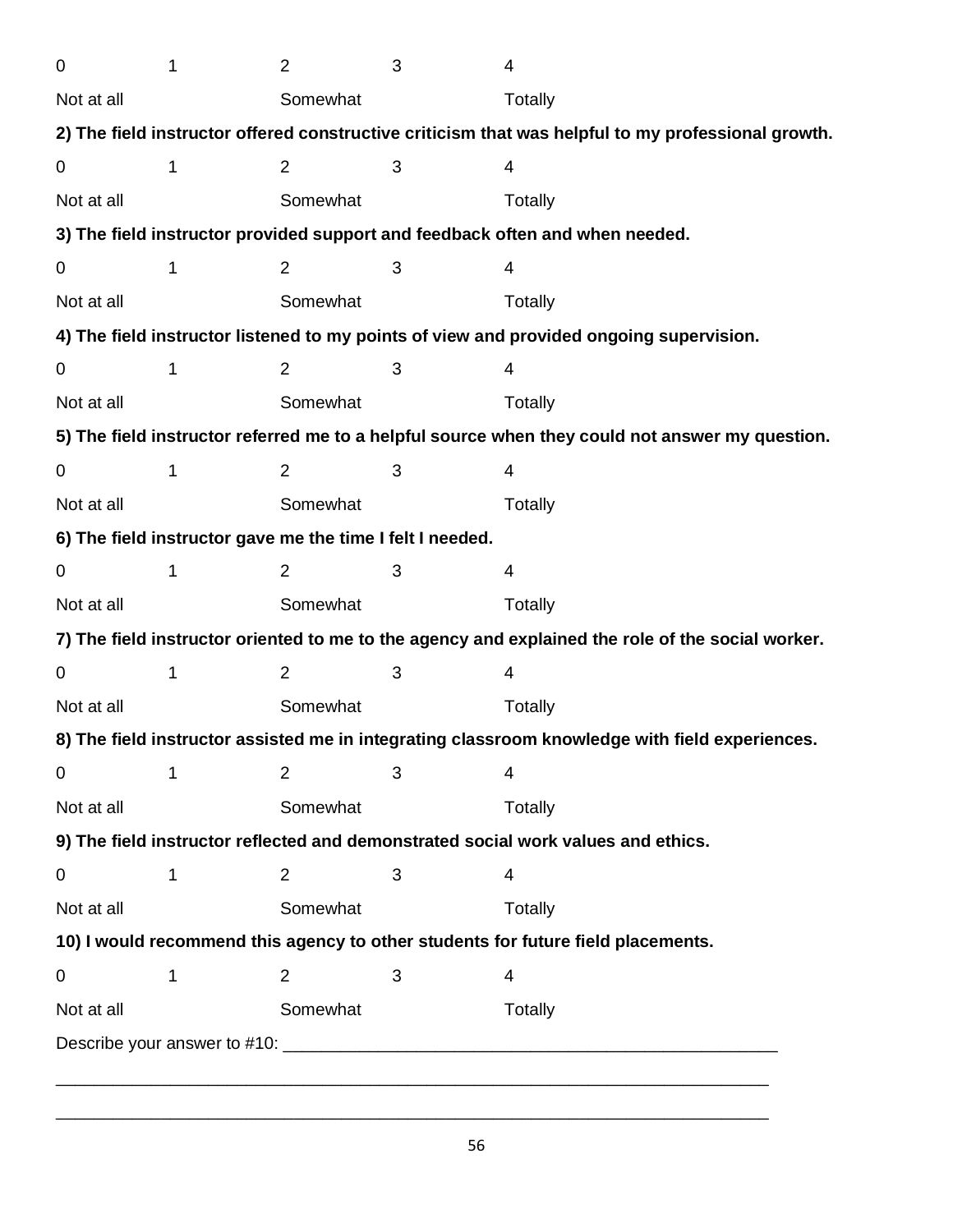| 0 | 1 | 2 | 3 | 4 |
|---|---|---|---|---|
| Not at all | | Somewhat | | Totally |

**2) The field instructor offered constructive criticism that was helpful to my professional growth.**

| 0 | 1 | 2 | 3 | 4 |
|---|---|---|---|---|
| Not at all | | Somewhat | | Totally |

**3) The field instructor provided support and feedback often and when needed.**

| 0 | 1 | 2 | 3 | 4 |
|---|---|---|---|---|
| Not at all | | Somewhat | | Totally |

**4) The field instructor listened to my points of view and provided ongoing supervision.**

| 0 | 1 | 2 | 3 | 4 |
|---|---|---|---|---|
| Not at all | | Somewhat | | Totally |

**5) The field instructor referred me to a helpful source when they could not answer my question.**

| 0 | 1 | 2 | 3 | 4 |
|---|---|---|---|---|
| Not at all | | Somewhat | | Totally |

**6) The field instructor gave me the time I felt I needed.**

| 0 | 1 | 2 | 3 | 4 |
|---|---|---|---|---|
| Not at all | | Somewhat | | Totally |

**7) The field instructor oriented to me to the agency and explained the role of the social worker.**

| 0 | 1 | 2 | 3 | 4 |
|---|---|---|---|---|
| Not at all | | Somewhat | | Totally |

**8) The field instructor assisted me in integrating classroom knowledge with field experiences.**

| 0 | 1 | 2 | 3 | 4 |
|---|---|---|---|---|
| Not at all | | Somewhat | | Totally |

**9) The field instructor reflected and demonstrated social work values and ethics.**

| 0 | 1 | 2 | 3 | 4 |
|---|---|---|---|---|
| Not at all | | Somewhat | | Totally |

**10) I would recommend this agency to other students for future field placements.**

| 0 | 1 | 2 | 3 | 4 |
|---|---|---|---|---|
| Not at all | | Somewhat | | Totally |

Describe your answer to #10: ______________________________________________________

_____________________________________________________________________________

_____________________________________________________________________________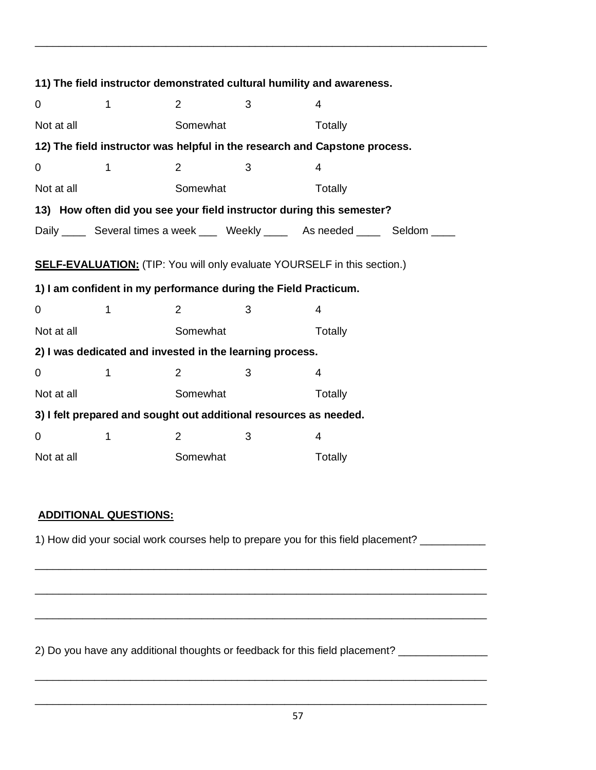\_\_\_\_\_\_\_\_\_\_\_\_\_\_\_\_\_\_\_\_\_\_\_\_\_\_\_\_\_\_\_\_\_\_\_\_\_\_\_\_\_\_\_\_\_\_\_\_\_\_\_\_\_\_\_\_\_\_\_\_\_\_\_\_\_\_\_\_\_\_\_\_\_\_\_\_

**11) The field instructor demonstrated cultural humility and awareness.**

0 1 2 3 4

Not at all Somewhat Totally

**12) The field instructor was helpful in the research and Capstone process.**

0 1 2 3 4

Not at all Somewhat Totally

**13) How often did you see your field instructor during this semester?**

Daily ____ Several times a week ___ Weekly ____ As needed ____ Seldom ____

**<u>SELF-EVALUATION:</u>** (TIP: You will only evaluate YOURSELF in this section.)

**1) I am confident in my performance during the Field Practicum.**

0 1 2 3 4

Not at all Somewhat Totally

**2) I was dedicated and invested in the learning process.**

0 1 2 3 4

Not at all Somewhat Totally

**3) I felt prepared and sought out additional resources as needed.**

0 1 2 3 4

Not at all Somewhat Totally

**<u>ADDITIONAL QUESTIONS:</u>**

1) How did your social work courses help to prepare you for this field placement? ___________

\_\_\_\_\_\_\_\_\_\_\_\_\_\_\_\_\_\_\_\_\_\_\_\_\_\_\_\_\_\_\_\_\_\_\_\_\_\_\_\_\_\_\_\_\_\_\_\_\_\_\_\_\_\_\_\_\_\_\_\_\_\_\_\_\_\_\_\_\_\_\_\_\_\_\_\_

\_\_\_\_\_\_\_\_\_\_\_\_\_\_\_\_\_\_\_\_\_\_\_\_\_\_\_\_\_\_\_\_\_\_\_\_\_\_\_\_\_\_\_\_\_\_\_\_\_\_\_\_\_\_\_\_\_\_\_\_\_\_\_\_\_\_\_\_\_\_\_\_\_\_\_\_

\_\_\_\_\_\_\_\_\_\_\_\_\_\_\_\_\_\_\_\_\_\_\_\_\_\_\_\_\_\_\_\_\_\_\_\_\_\_\_\_\_\_\_\_\_\_\_\_\_\_\_\_\_\_\_\_\_\_\_\_\_\_\_\_\_\_\_\_\_\_\_\_\_\_\_\_

2) Do you have any additional thoughts or feedback for this field placement? _______________

\_\_\_\_\_\_\_\_\_\_\_\_\_\_\_\_\_\_\_\_\_\_\_\_\_\_\_\_\_\_\_\_\_\_\_\_\_\_\_\_\_\_\_\_\_\_\_\_\_\_\_\_\_\_\_\_\_\_\_\_\_\_\_\_\_\_\_\_\_\_\_\_\_\_\_\_

\_\_\_\_\_\_\_\_\_\_\_\_\_\_\_\_\_\_\_\_\_\_\_\_\_\_\_\_\_\_\_\_\_\_\_\_\_\_\_\_\_\_\_\_\_\_\_\_\_\_\_\_\_\_\_\_\_\_\_\_\_\_\_\_\_\_\_\_\_\_\_\_\_\_\_\_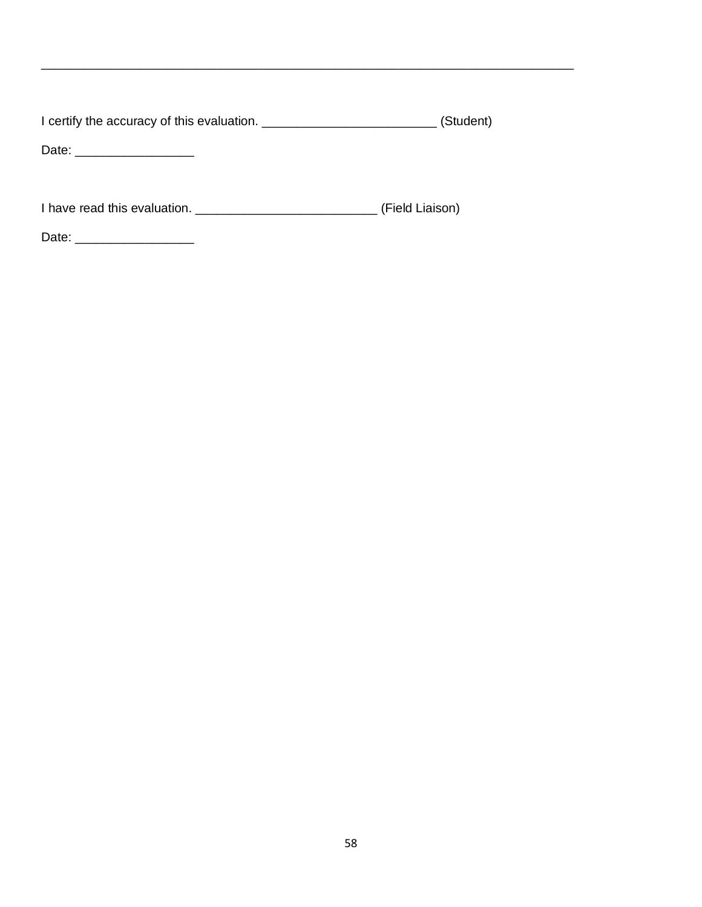\_\_\_\_\_\_\_\_\_\_\_\_\_\_\_\_\_\_\_\_\_\_\_\_\_\_\_\_\_\_\_\_\_\_\_\_\_\_\_\_\_\_\_\_\_\_\_\_\_\_\_\_\_\_\_\_\_\_\_\_\_\_\_\_\_\_\_\_\_\_\_\_\_\_

I certify the accuracy of this evaluation. \_\_\_\_\_\_\_\_\_\_\_\_\_\_\_\_\_\_\_\_\_\_\_\_\_ (Student)

Date: \_\_\_\_\_\_\_\_\_\_\_\_\_\_\_\_\_

I have read this evaluation. \_\_\_\_\_\_\_\_\_\_\_\_\_\_\_\_\_\_\_\_\_\_\_\_\_\_ (Field Liaison)

Date: \_\_\_\_\_\_\_\_\_\_\_\_\_\_\_\_\_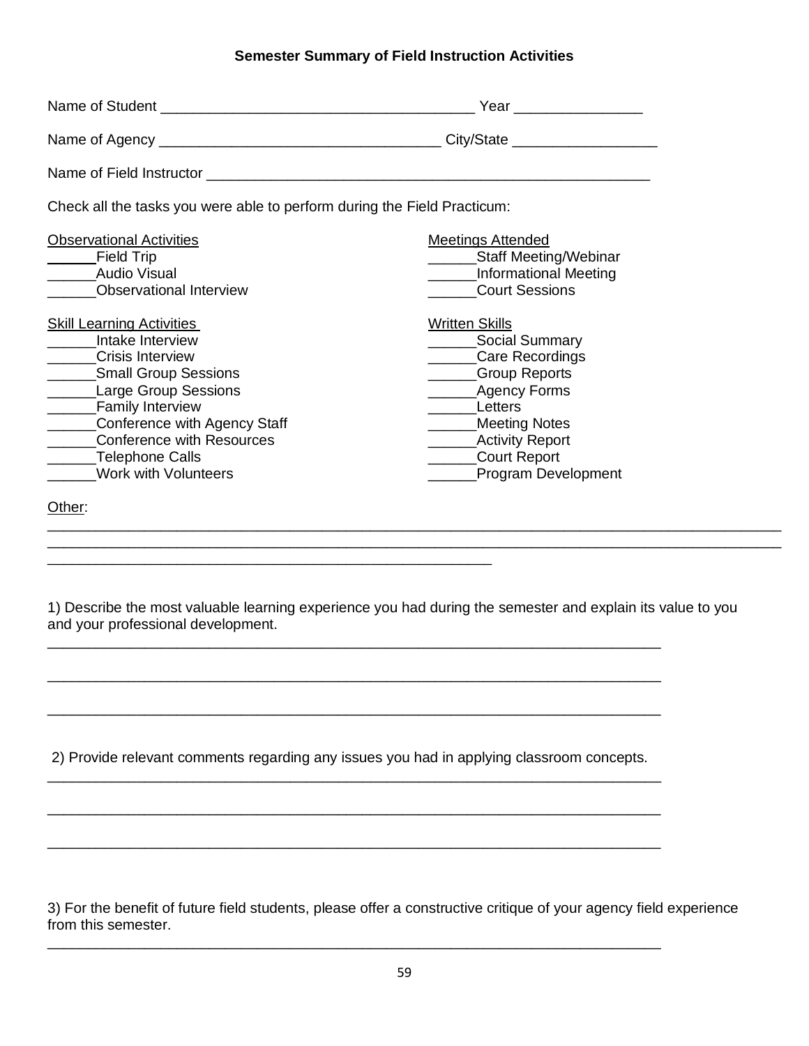### Semester Summary of Field Instruction Activities

Name of Student ______________________________________ Year _______________

Name of Agency __________________________________ City/State _________________

Name of Field Instructor _______________________________________________________

Check all the tasks you were able to perform during the Field Practicum:

<u>Observational Activities</u>
______Field Trip
______Audio Visual
______Observational Interview

<u>Meetings Attended</u>
______Staff Meeting/Webinar
______Informational Meeting
______Court Sessions

<u>Skill Learning Activities</u>
______Intake Interview
______Crisis Interview
______Small Group Sessions
______Large Group Sessions
______Family Interview
______Conference with Agency Staff
______Conference with Resources
______Telephone Calls
______Work with Volunteers

<u>Written Skills</u>
______Social Summary
______Care Recordings
______Group Reports
______Agency Forms
______Letters
______Meeting Notes
______Activity Report
______Court Report
______Program Development

<u>Other</u>:
________________________________________________________________________________
________________________________________________________________________________
_______________________________________________________

1) Describe the most valuable learning experience you had during the semester and explain its value to you and your professional development.
_____________________________________________________________________________

_____________________________________________________________________________

_____________________________________________________________________________

2) Provide relevant comments regarding any issues you had in applying classroom concepts.
_____________________________________________________________________________

_____________________________________________________________________________

_____________________________________________________________________________

3) For the benefit of future field students, please offer a constructive critique of your agency field experience from this semester.
_____________________________________________________________________________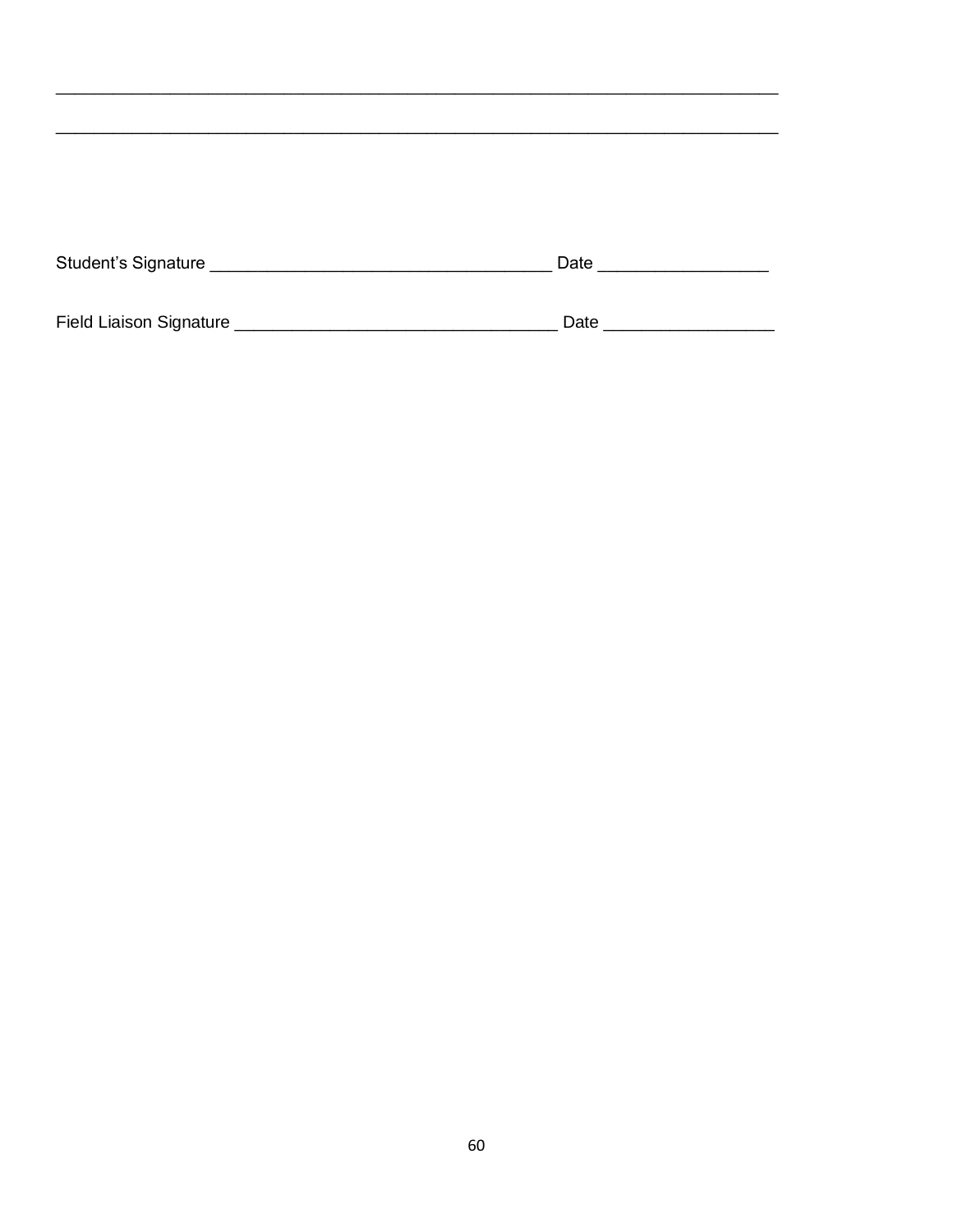\_\_\_\_\_\_\_\_\_\_\_\_\_\_\_\_\_\_\_\_\_\_\_\_\_\_\_\_\_\_\_\_\_\_\_\_\_\_\_\_\_\_\_\_\_\_\_\_\_\_\_\_\_\_\_\_\_\_\_\_\_\_\_\_\_\_\_\_\_\_

\_\_\_\_\_\_\_\_\_\_\_\_\_\_\_\_\_\_\_\_\_\_\_\_\_\_\_\_\_\_\_\_\_\_\_\_\_\_\_\_\_\_\_\_\_\_\_\_\_\_\_\_\_\_\_\_\_\_\_\_\_\_\_\_\_\_\_\_\_\_

Student's Signature \_\_\_\_\_\_\_\_\_\_\_\_\_\_\_\_\_\_\_\_\_\_\_\_\_\_\_\_\_\_\_\_\_\_\_\_ Date \_\_\_\_\_\_\_\_\_\_\_\_\_\_\_\_\_\_

Field Liaison Signature \_\_\_\_\_\_\_\_\_\_\_\_\_\_\_\_\_\_\_\_\_\_\_\_\_\_\_\_\_\_\_\_\_\_ Date \_\_\_\_\_\_\_\_\_\_\_\_\_\_\_\_\_\_